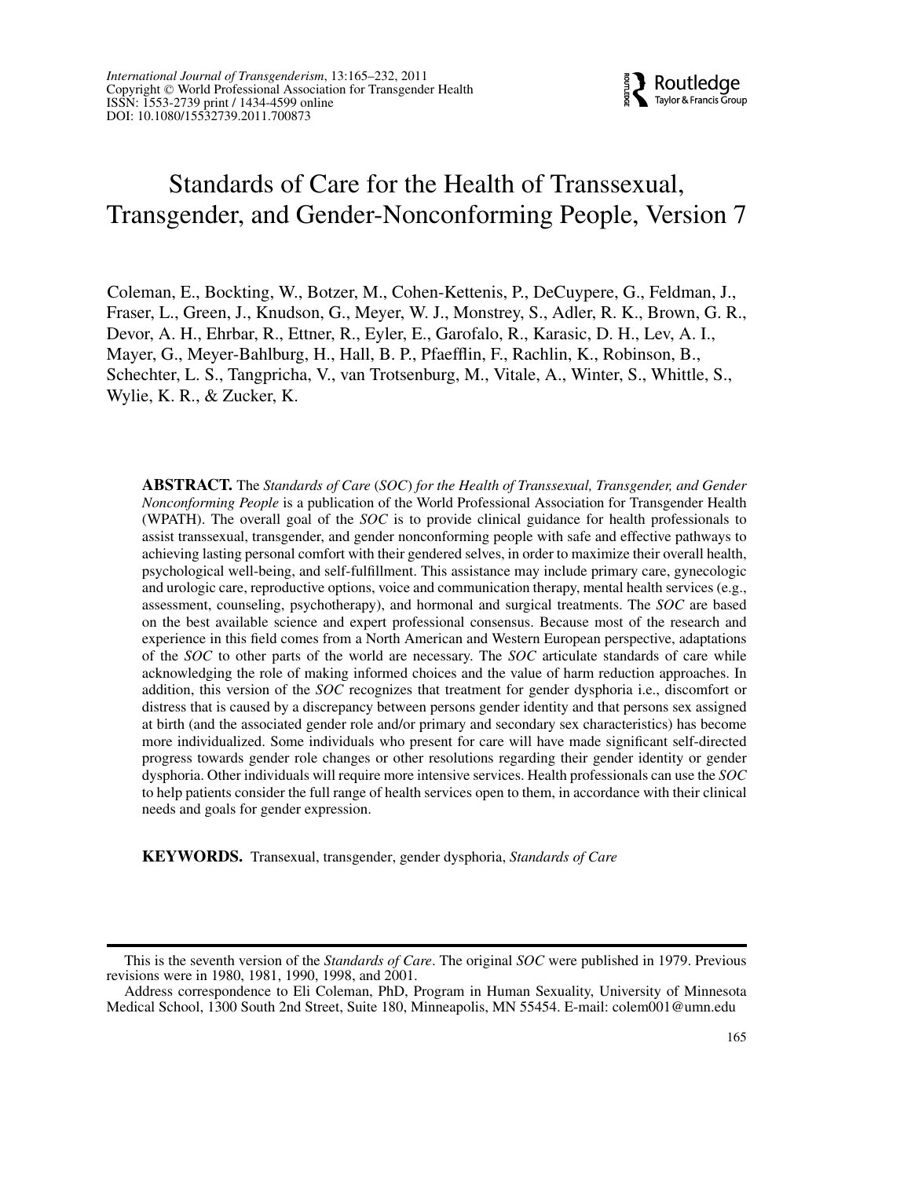# Standards of Care for the Health of Transsexual, Transgender, and Gender-Nonconforming People, Version 7

Coleman, E., Bockting, W., Botzer, M., Cohen-Kettenis, P., DeCuypere, G., Feldman, J., Fraser, L., Green, J., Knudson, G., Meyer, W. J., Monstrey, S., Adler, R. K., Brown, G. R., Devor, A. H., Ehrbar, R., Ettner, R., Eyler, E., Garofalo, R., Karasic, D. H., Lev, A. I., Mayer, G., Meyer-Bahlburg, H., Hall, B. P., Pfaefflin, F., Rachlin, K., Robinson, B., Schechter, L. S., Tangpricha, V., van Trotsenburg, M., Vitale, A., Winter, S., Whittle, S., Wylie, K. R., & Zucker, K.

**ABSTRACT.** The *Standards of Care* (*SOC*) *for the Health of Transsexual, Transgender, and Gender Nonconforming People* is a publication of the World Professional Association for Transgender Health (WPATH). The overall goal of the *SOC* is to provide clinical guidance for health professionals to assist transsexual, transgender, and gender nonconforming people with safe and effective pathways to achieving lasting personal comfort with their gendered selves, in order to maximize their overall health, psychological well-being, and self-fulfillment. This assistance may include primary care, gynecologic and urologic care, reproductive options, voice and communication therapy, mental health services (e.g., assessment, counseling, psychotherapy), and hormonal and surgical treatments. The *SOC* are based on the best available science and expert professional consensus. Because most of the research and experience in this field comes from a North American and Western European perspective, adaptations of the *SOC* to other parts of the world are necessary. The *SOC* articulate standards of care while acknowledging the role of making informed choices and the value of harm reduction approaches. In addition, this version of the *SOC* recognizes that treatment for gender dysphoria i.e., discomfort or distress that is caused by a discrepancy between persons gender identity and that persons sex assigned at birth (and the associated gender role and/or primary and secondary sex characteristics) has become more individualized. Some individuals who present for care will have made significant self-directed progress towards gender role changes or other resolutions regarding their gender identity or gender dysphoria. Other individuals will require more intensive services. Health professionals can use the *SOC* to help patients consider the full range of health services open to them, in accordance with their clinical needs and goals for gender expression.

**KEYWORDS.** Transexual, transgender, gender dysphoria, *Standards of Care*

---

This is the seventh version of the *Standards of Care*. The original *SOC* were published in 1979. Previous revisions were in 1980, 1981, 1990, 1998, and 2001.

Address correspondence to Eli Coleman, PhD, Program in Human Sexuality, University of Minnesota Medical School, 1300 South 2nd Street, Suite 180, Minneapolis, MN 55454. E-mail: colem001@umn.edu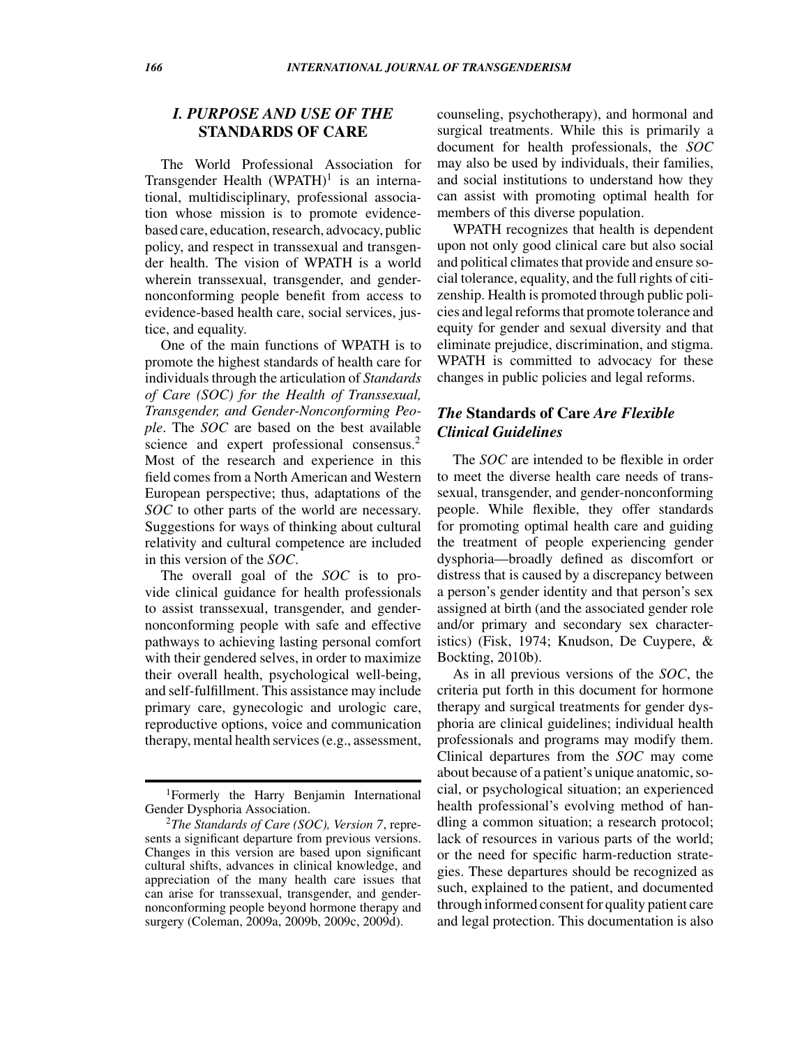## I. PURPOSE AND USE OF THE STANDARDS OF CARE

The World Professional Association for Transgender Health (WPATH)[1] is an international, multidisciplinary, professional association whose mission is to promote evidence-based care, education, research, advocacy, public policy, and respect in transsexual and transgender health. The vision of WPATH is a world wherein transsexual, transgender, and gender-nonconforming people benefit from access to evidence-based health care, social services, justice, and equality.

One of the main functions of WPATH is to promote the highest standards of health care for individuals through the articulation of *Standards of Care (SOC) for the Health of Transsexual, Transgender, and Gender-Nonconforming People*. The *SOC* are based on the best available science and expert professional consensus.[2] Most of the research and experience in this field comes from a North American and Western European perspective; thus, adaptations of the *SOC* to other parts of the world are necessary. Suggestions for ways of thinking about cultural relativity and cultural competence are included in this version of the *SOC*.

The overall goal of the *SOC* is to provide clinical guidance for health professionals to assist transsexual, transgender, and gender-nonconforming people with safe and effective pathways to achieving lasting personal comfort with their gendered selves, in order to maximize their overall health, psychological well-being, and self-fulfillment. This assistance may include primary care, gynecologic and urologic care, reproductive options, voice and communication therapy, mental health services (e.g., assessment, counseling, psychotherapy), and hormonal and surgical treatments. While this is primarily a document for health professionals, the *SOC* may also be used by individuals, their families, and social institutions to understand how they can assist with promoting optimal health for members of this diverse population.

WPATH recognizes that health is dependent upon not only good clinical care but also social and political climates that provide and ensure social tolerance, equality, and the full rights of citizenship. Health is promoted through public policies and legal reforms that promote tolerance and equity for gender and sexual diversity and that eliminate prejudice, discrimination, and stigma. WPATH is committed to advocacy for these changes in public policies and legal reforms.

### *The* Standards of Care *Are Flexible Clinical Guidelines*

The *SOC* are intended to be flexible in order to meet the diverse health care needs of transsexual, transgender, and gender-nonconforming people. While flexible, they offer standards for promoting optimal health care and guiding the treatment of people experiencing gender dysphoria—broadly defined as discomfort or distress that is caused by a discrepancy between a person's gender identity and that person's sex assigned at birth (and the associated gender role and/or primary and secondary sex characteristics) (Fisk, 1974; Knudson, De Cuypere, & Bockting, 2010b).

As in all previous versions of the *SOC*, the criteria put forth in this document for hormone therapy and surgical treatments for gender dysphoria are clinical guidelines; individual health professionals and programs may modify them. Clinical departures from the *SOC* may come about because of a patient's unique anatomic, social, or psychological situation; an experienced health professional's evolving method of handling a common situation; a research protocol; lack of resources in various parts of the world; or the need for specific harm-reduction strategies. These departures should be recognized as such, explained to the patient, and documented through informed consent for quality patient care and legal protection. This documentation is also

---

[1] Formerly the Harry Benjamin International Gender Dysphoria Association.

[2] *The Standards of Care (SOC), Version 7*, represents a significant departure from previous versions. Changes in this version are based upon significant cultural shifts, advances in clinical knowledge, and appreciation of the many health care issues that can arise for transsexual, transgender, and gender-nonconforming people beyond hormone therapy and surgery (Coleman, 2009a, 2009b, 2009c, 2009d).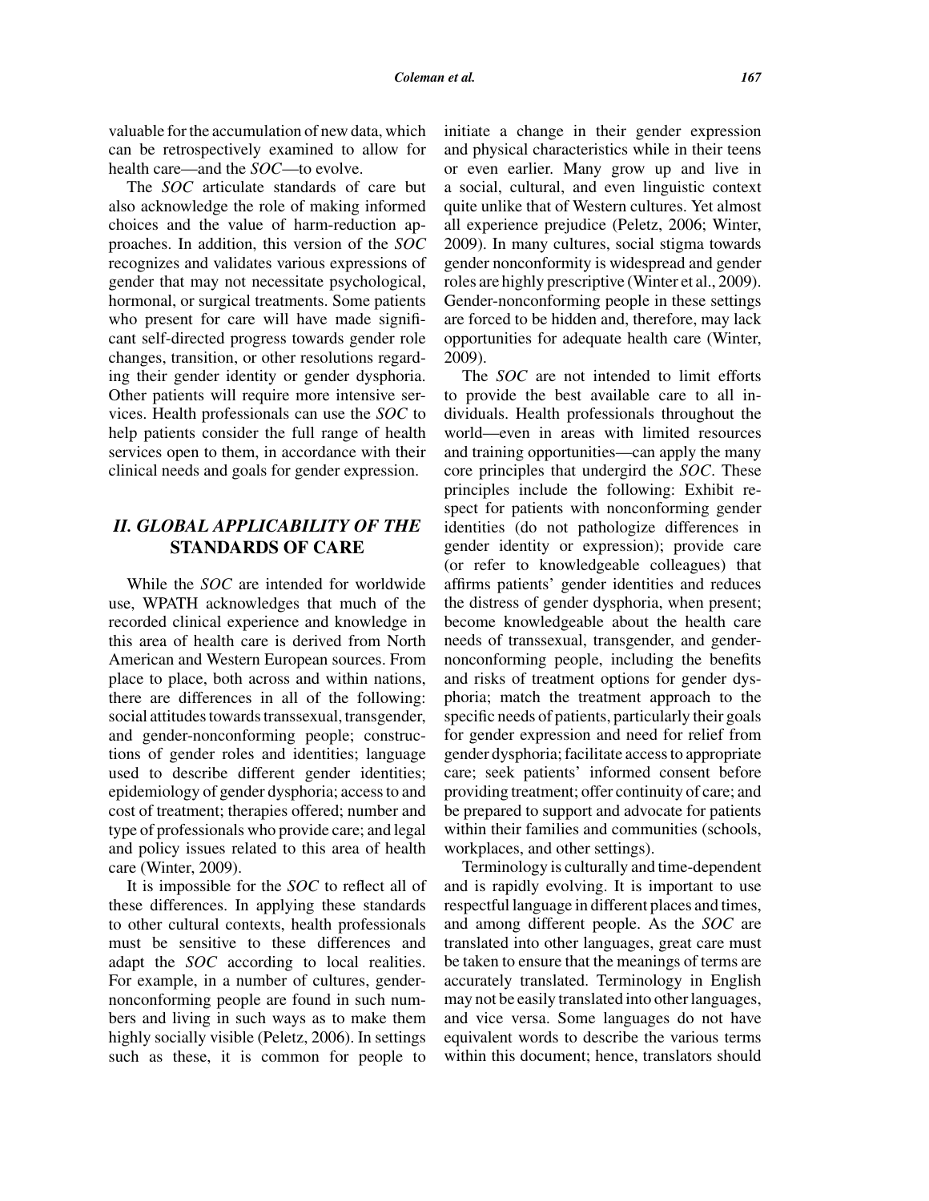valuable for the accumulation of new data, which can be retrospectively examined to allow for health care—and the *SOC*—to evolve.

The *SOC* articulate standards of care but also acknowledge the role of making informed choices and the value of harm-reduction approaches. In addition, this version of the *SOC* recognizes and validates various expressions of gender that may not necessitate psychological, hormonal, or surgical treatments. Some patients who present for care will have made significant self-directed progress towards gender role changes, transition, or other resolutions regarding their gender identity or gender dysphoria. Other patients will require more intensive services. Health professionals can use the *SOC* to help patients consider the full range of health services open to them, in accordance with their clinical needs and goals for gender expression.

## *II. GLOBAL APPLICABILITY OF THE* STANDARDS OF CARE

While the *SOC* are intended for worldwide use, WPATH acknowledges that much of the recorded clinical experience and knowledge in this area of health care is derived from North American and Western European sources. From place to place, both across and within nations, there are differences in all of the following: social attitudes towards transsexual, transgender, and gender-nonconforming people; constructions of gender roles and identities; language used to describe different gender identities; epidemiology of gender dysphoria; access to and cost of treatment; therapies offered; number and type of professionals who provide care; and legal and policy issues related to this area of health care (Winter, 2009).

It is impossible for the *SOC* to reflect all of these differences. In applying these standards to other cultural contexts, health professionals must be sensitive to these differences and adapt the *SOC* according to local realities. For example, in a number of cultures, gender-nonconforming people are found in such numbers and living in such ways as to make them highly socially visible (Peletz, 2006). In settings such as these, it is common for people to initiate a change in their gender expression and physical characteristics while in their teens or even earlier. Many grow up and live in a social, cultural, and even linguistic context quite unlike that of Western cultures. Yet almost all experience prejudice (Peletz, 2006; Winter, 2009). In many cultures, social stigma towards gender nonconformity is widespread and gender roles are highly prescriptive (Winter et al., 2009). Gender-nonconforming people in these settings are forced to be hidden and, therefore, may lack opportunities for adequate health care (Winter, 2009).

The *SOC* are not intended to limit efforts to provide the best available care to all individuals. Health professionals throughout the world—even in areas with limited resources and training opportunities—can apply the many core principles that undergird the *SOC*. These principles include the following: Exhibit respect for patients with nonconforming gender identities (do not pathologize differences in gender identity or expression); provide care (or refer to knowledgeable colleagues) that affirms patients' gender identities and reduces the distress of gender dysphoria, when present; become knowledgeable about the health care needs of transsexual, transgender, and gender-nonconforming people, including the benefits and risks of treatment options for gender dysphoria; match the treatment approach to the specific needs of patients, particularly their goals for gender expression and need for relief from gender dysphoria; facilitate access to appropriate care; seek patients' informed consent before providing treatment; offer continuity of care; and be prepared to support and advocate for patients within their families and communities (schools, workplaces, and other settings).

Terminology is culturally and time-dependent and is rapidly evolving. It is important to use respectful language in different places and times, and among different people. As the *SOC* are translated into other languages, great care must be taken to ensure that the meanings of terms are accurately translated. Terminology in English may not be easily translated into other languages, and vice versa. Some languages do not have equivalent words to describe the various terms within this document; hence, translators should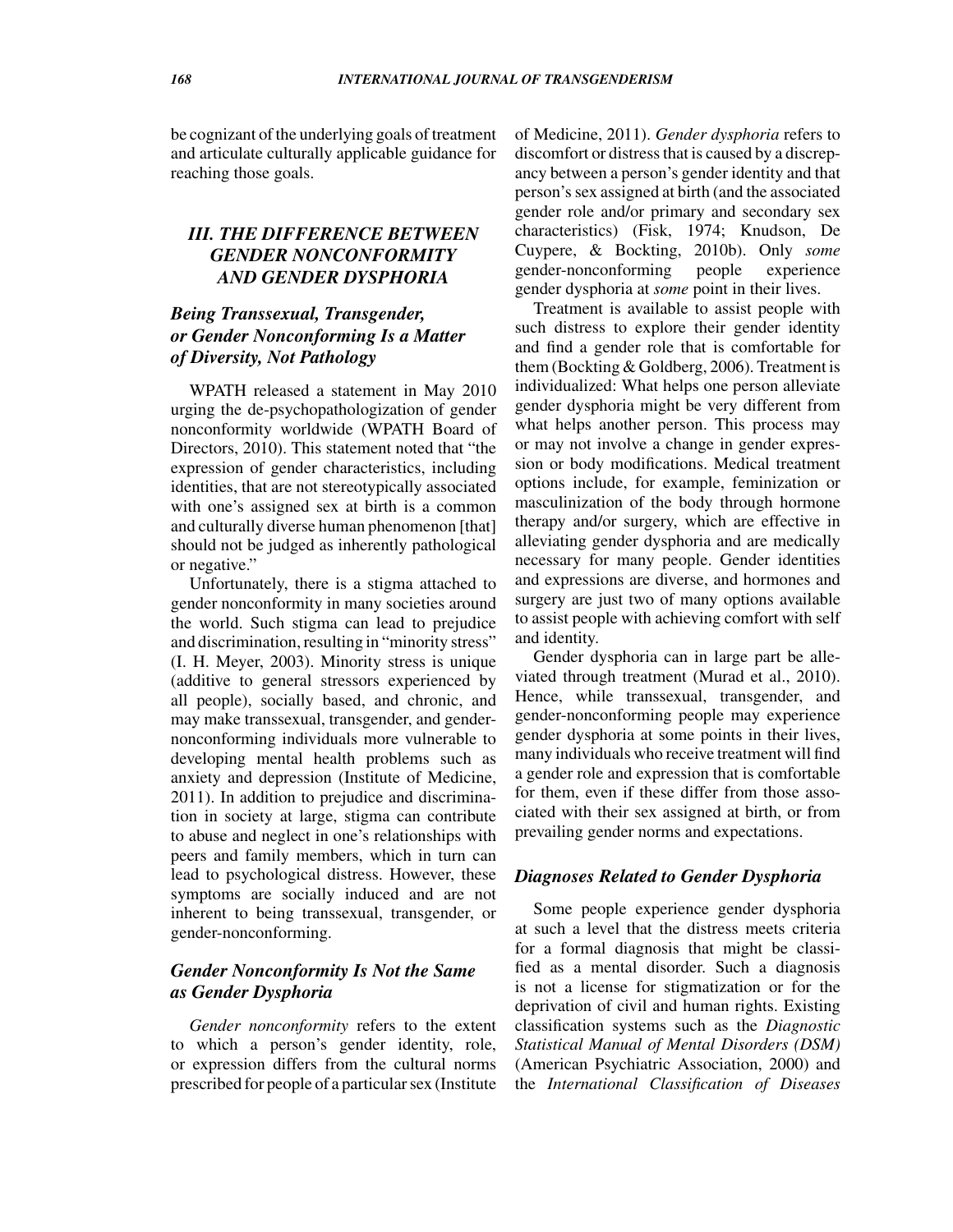be cognizant of the underlying goals of treatment and articulate culturally applicable guidance for reaching those goals.

## *III. THE DIFFERENCE BETWEEN GENDER NONCONFORMITY AND GENDER DYSPHORIA*

### *Being Transsexual, Transgender, or Gender Nonconforming Is a Matter of Diversity, Not Pathology*

WPATH released a statement in May 2010 urging the de-psychopathologization of gender nonconformity worldwide (WPATH Board of Directors, 2010). This statement noted that "the expression of gender characteristics, including identities, that are not stereotypically associated with one's assigned sex at birth is a common and culturally diverse human phenomenon [that] should not be judged as inherently pathological or negative."

Unfortunately, there is a stigma attached to gender nonconformity in many societies around the world. Such stigma can lead to prejudice and discrimination, resulting in "minority stress" (I. H. Meyer, 2003). Minority stress is unique (additive to general stressors experienced by all people), socially based, and chronic, and may make transsexual, transgender, and gender-nonconforming individuals more vulnerable to developing mental health problems such as anxiety and depression (Institute of Medicine, 2011). In addition to prejudice and discrimination in society at large, stigma can contribute to abuse and neglect in one's relationships with peers and family members, which in turn can lead to psychological distress. However, these symptoms are socially induced and are not inherent to being transsexual, transgender, or gender-nonconforming.

### *Gender Nonconformity Is Not the Same as Gender Dysphoria*

*Gender nonconformity* refers to the extent to which a person's gender identity, role, or expression differs from the cultural norms prescribed for people of a particular sex (Institute of Medicine, 2011). *Gender dysphoria* refers to discomfort or distress that is caused by a discrepancy between a person's gender identity and that person's sex assigned at birth (and the associated gender role and/or primary and secondary sex characteristics) (Fisk, 1974; Knudson, De Cuypere, & Bockting, 2010b). Only *some* gender-nonconforming people experience gender dysphoria at *some* point in their lives.

Treatment is available to assist people with such distress to explore their gender identity and find a gender role that is comfortable for them (Bockting & Goldberg, 2006). Treatment is individualized: What helps one person alleviate gender dysphoria might be very different from what helps another person. This process may or may not involve a change in gender expression or body modifications. Medical treatment options include, for example, feminization or masculinization of the body through hormone therapy and/or surgery, which are effective in alleviating gender dysphoria and are medically necessary for many people. Gender identities and expressions are diverse, and hormones and surgery are just two of many options available to assist people with achieving comfort with self and identity.

Gender dysphoria can in large part be alleviated through treatment (Murad et al., 2010). Hence, while transsexual, transgender, and gender-nonconforming people may experience gender dysphoria at some points in their lives, many individuals who receive treatment will find a gender role and expression that is comfortable for them, even if these differ from those associated with their sex assigned at birth, or from prevailing gender norms and expectations.

### *Diagnoses Related to Gender Dysphoria*

Some people experience gender dysphoria at such a level that the distress meets criteria for a formal diagnosis that might be classified as a mental disorder. Such a diagnosis is not a license for stigmatization or for the deprivation of civil and human rights. Existing classification systems such as the *Diagnostic Statistical Manual of Mental Disorders (DSM)* (American Psychiatric Association, 2000) and the *International Classification of Diseases*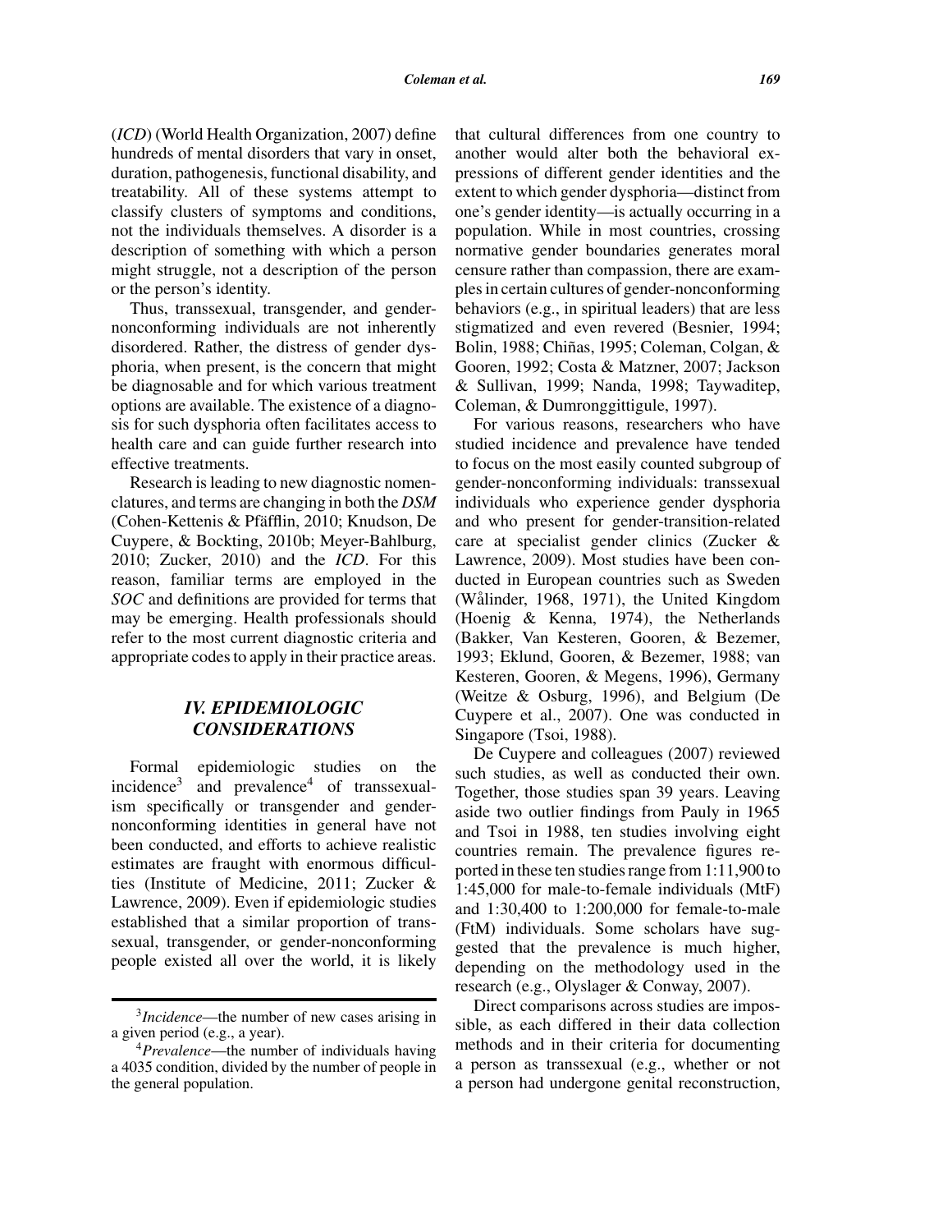(*ICD*) (World Health Organization, 2007) define hundreds of mental disorders that vary in onset, duration, pathogenesis, functional disability, and treatability. All of these systems attempt to classify clusters of symptoms and conditions, not the individuals themselves. A disorder is a description of something with which a person might struggle, not a description of the person or the person's identity.

Thus, transsexual, transgender, and gender-nonconforming individuals are not inherently disordered. Rather, the distress of gender dysphoria, when present, is the concern that might be diagnosable and for which various treatment options are available. The existence of a diagnosis for such dysphoria often facilitates access to health care and can guide further research into effective treatments.

Research is leading to new diagnostic nomenclatures, and terms are changing in both the *DSM* (Cohen-Kettenis & Pfäfflin, 2010; Knudson, De Cuypere, & Bockting, 2010b; Meyer-Bahlburg, 2010; Zucker, 2010) and the *ICD*. For this reason, familiar terms are employed in the *SOC* and definitions are provided for terms that may be emerging. Health professionals should refer to the most current diagnostic criteria and appropriate codes to apply in their practice areas.

## IV. EPIDEMIOLOGIC CONSIDERATIONS

Formal epidemiologic studies on the incidence[3] and prevalence[4] of transsexualism specifically or transgender and gender-nonconforming identities in general have not been conducted, and efforts to achieve realistic estimates are fraught with enormous difficulties (Institute of Medicine, 2011; Zucker & Lawrence, 2009). Even if epidemiologic studies established that a similar proportion of transsexual, transgender, or gender-nonconforming people existed all over the world, it is likely that cultural differences from one country to another would alter both the behavioral expressions of different gender identities and the extent to which gender dysphoria—distinct from one's gender identity—is actually occurring in a population. While in most countries, crossing normative gender boundaries generates moral censure rather than compassion, there are examples in certain cultures of gender-nonconforming behaviors (e.g., in spiritual leaders) that are less stigmatized and even revered (Besnier, 1994; Bolin, 1988; Chiñas, 1995; Coleman, Colgan, & Gooren, 1992; Costa & Matzner, 2007; Jackson & Sullivan, 1999; Nanda, 1998; Taywaditep, Coleman, & Dumronggittigule, 1997).

For various reasons, researchers who have studied incidence and prevalence have tended to focus on the most easily counted subgroup of gender-nonconforming individuals: transsexual individuals who experience gender dysphoria and who present for gender-transition-related care at specialist gender clinics (Zucker & Lawrence, 2009). Most studies have been conducted in European countries such as Sweden (Wålinder, 1968, 1971), the United Kingdom (Hoenig & Kenna, 1974), the Netherlands (Bakker, Van Kesteren, Gooren, & Bezemer, 1993; Eklund, Gooren, & Bezemer, 1988; van Kesteren, Gooren, & Megens, 1996), Germany (Weitze & Osburg, 1996), and Belgium (De Cuypere et al., 2007). One was conducted in Singapore (Tsoi, 1988).

De Cuypere and colleagues (2007) reviewed such studies, as well as conducted their own. Together, those studies span 39 years. Leaving aside two outlier findings from Pauly in 1965 and Tsoi in 1988, ten studies involving eight countries remain. The prevalence figures reported in these ten studies range from 1:11,900 to 1:45,000 for male-to-female individuals (MtF) and 1:30,400 to 1:200,000 for female-to-male (FtM) individuals. Some scholars have suggested that the prevalence is much higher, depending on the methodology used in the research (e.g., Olyslager & Conway, 2007).

Direct comparisons across studies are impossible, as each differed in their data collection methods and in their criteria for documenting a person as transsexual (e.g., whether or not a person had undergone genital reconstruction,

[3] *Incidence*—the number of new cases arising in a given period (e.g., a year).

[4] *Prevalence*—the number of individuals having a 4035 condition, divided by the number of people in the general population.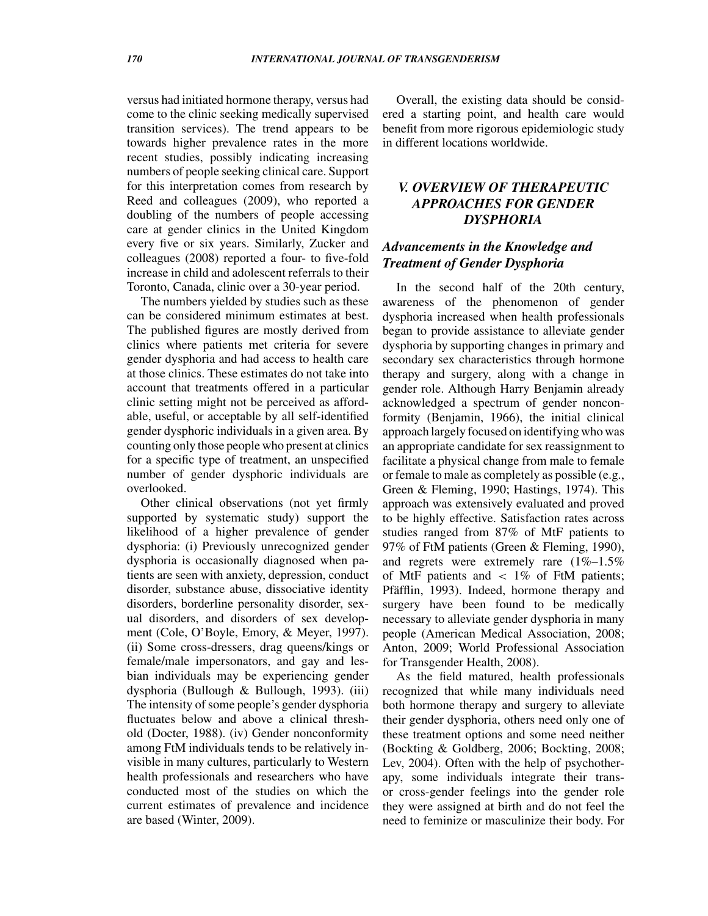versus had initiated hormone therapy, versus had come to the clinic seeking medically supervised transition services). The trend appears to be towards higher prevalence rates in the more recent studies, possibly indicating increasing numbers of people seeking clinical care. Support for this interpretation comes from research by Reed and colleagues (2009), who reported a doubling of the numbers of people accessing care at gender clinics in the United Kingdom every five or six years. Similarly, Zucker and colleagues (2008) reported a four- to five-fold increase in child and adolescent referrals to their Toronto, Canada, clinic over a 30-year period.

The numbers yielded by studies such as these can be considered minimum estimates at best. The published figures are mostly derived from clinics where patients met criteria for severe gender dysphoria and had access to health care at those clinics. These estimates do not take into account that treatments offered in a particular clinic setting might not be perceived as affordable, useful, or acceptable by all self-identified gender dysphoric individuals in a given area. By counting only those people who present at clinics for a specific type of treatment, an unspecified number of gender dysphoric individuals are overlooked.

Other clinical observations (not yet firmly supported by systematic study) support the likelihood of a higher prevalence of gender dysphoria: (i) Previously unrecognized gender dysphoria is occasionally diagnosed when patients are seen with anxiety, depression, conduct disorder, substance abuse, dissociative identity disorders, borderline personality disorder, sexual disorders, and disorders of sex development (Cole, O'Boyle, Emory, & Meyer, 1997). (ii) Some cross-dressers, drag queens/kings or female/male impersonators, and gay and lesbian individuals may be experiencing gender dysphoria (Bullough & Bullough, 1993). (iii) The intensity of some people's gender dysphoria fluctuates below and above a clinical threshold (Docter, 1988). (iv) Gender nonconformity among FtM individuals tends to be relatively invisible in many cultures, particularly to Western health professionals and researchers who have conducted most of the studies on which the current estimates of prevalence and incidence are based (Winter, 2009).

Overall, the existing data should be considered a starting point, and health care would benefit from more rigorous epidemiologic study in different locations worldwide.

## *V. OVERVIEW OF THERAPEUTIC APPROACHES FOR GENDER DYSPHORIA*

### *Advancements in the Knowledge and Treatment of Gender Dysphoria*

In the second half of the 20th century, awareness of the phenomenon of gender dysphoria increased when health professionals began to provide assistance to alleviate gender dysphoria by supporting changes in primary and secondary sex characteristics through hormone therapy and surgery, along with a change in gender role. Although Harry Benjamin already acknowledged a spectrum of gender nonconformity (Benjamin, 1966), the initial clinical approach largely focused on identifying who was an appropriate candidate for sex reassignment to facilitate a physical change from male to female or female to male as completely as possible (e.g., Green & Fleming, 1990; Hastings, 1974). This approach was extensively evaluated and proved to be highly effective. Satisfaction rates across studies ranged from 87% of MtF patients to 97% of FtM patients (Green & Fleming, 1990), and regrets were extremely rare (1%–1.5% of MtF patients and < 1% of FtM patients; Pfäfflin, 1993). Indeed, hormone therapy and surgery have been found to be medically necessary to alleviate gender dysphoria in many people (American Medical Association, 2008; Anton, 2009; World Professional Association for Transgender Health, 2008).

As the field matured, health professionals recognized that while many individuals need both hormone therapy and surgery to alleviate their gender dysphoria, others need only one of these treatment options and some need neither (Bockting & Goldberg, 2006; Bockting, 2008; Lev, 2004). Often with the help of psychotherapy, some individuals integrate their trans- or cross-gender feelings into the gender role they were assigned at birth and do not feel the need to feminize or masculinize their body. For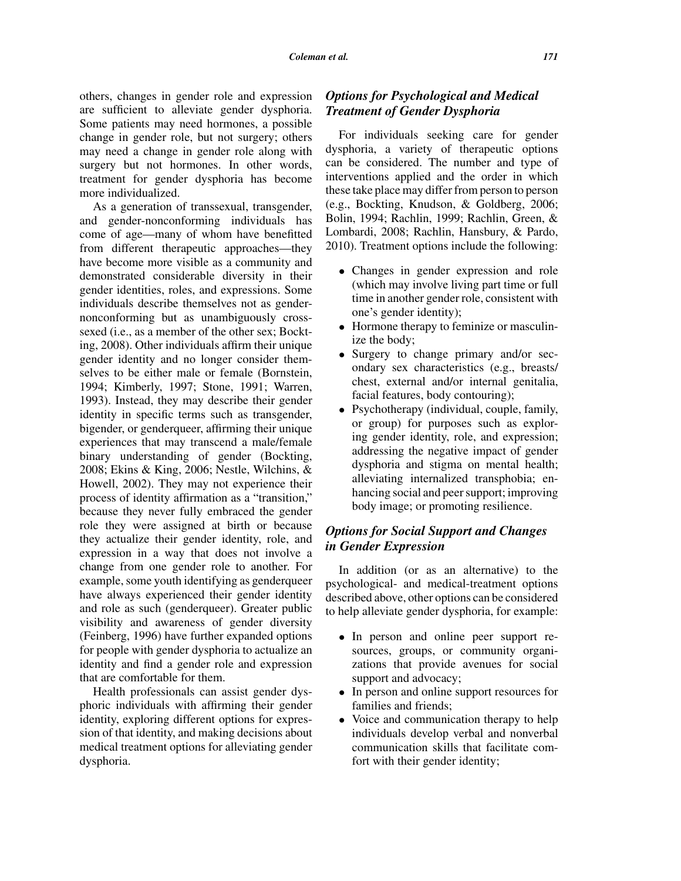others, changes in gender role and expression are sufficient to alleviate gender dysphoria. Some patients may need hormones, a possible change in gender role, but not surgery; others may need a change in gender role along with surgery but not hormones. In other words, treatment for gender dysphoria has become more individualized.

As a generation of transsexual, transgender, and gender-nonconforming individuals has come of age—many of whom have benefitted from different therapeutic approaches—they have become more visible as a community and demonstrated considerable diversity in their gender identities, roles, and expressions. Some individuals describe themselves not as gender-nonconforming but as unambiguously cross-sexed (i.e., as a member of the other sex; Bockting, 2008). Other individuals affirm their unique gender identity and no longer consider themselves to be either male or female (Bornstein, 1994; Kimberly, 1997; Stone, 1991; Warren, 1993). Instead, they may describe their gender identity in specific terms such as transgender, bigender, or genderqueer, affirming their unique experiences that may transcend a male/female binary understanding of gender (Bockting, 2008; Ekins & King, 2006; Nestle, Wilchins, & Howell, 2002). They may not experience their process of identity affirmation as a "transition," because they never fully embraced the gender role they were assigned at birth or because they actualize their gender identity, role, and expression in a way that does not involve a change from one gender role to another. For example, some youth identifying as genderqueer have always experienced their gender identity and role as such (genderqueer). Greater public visibility and awareness of gender diversity (Feinberg, 1996) have further expanded options for people with gender dysphoria to actualize an identity and find a gender role and expression that are comfortable for them.

Health professionals can assist gender dysphoric individuals with affirming their gender identity, exploring different options for expression of that identity, and making decisions about medical treatment options for alleviating gender dysphoria.

### *Options for Psychological and Medical Treatment of Gender Dysphoria*

For individuals seeking care for gender dysphoria, a variety of therapeutic options can be considered. The number and type of interventions applied and the order in which these take place may differ from person to person (e.g., Bockting, Knudson, & Goldberg, 2006; Bolin, 1994; Rachlin, 1999; Rachlin, Green, & Lombardi, 2008; Rachlin, Hansbury, & Pardo, 2010). Treatment options include the following:

- Changes in gender expression and role (which may involve living part time or full time in another gender role, consistent with one's gender identity);
- Hormone therapy to feminize or masculinize the body;
- Surgery to change primary and/or secondary sex characteristics (e.g., breasts/chest, external and/or internal genitalia, facial features, body contouring);
- Psychotherapy (individual, couple, family, or group) for purposes such as exploring gender identity, role, and expression; addressing the negative impact of gender dysphoria and stigma on mental health; alleviating internalized transphobia; enhancing social and peer support; improving body image; or promoting resilience.

### *Options for Social Support and Changes in Gender Expression*

In addition (or as an alternative) to the psychological- and medical-treatment options described above, other options can be considered to help alleviate gender dysphoria, for example:

- In person and online peer support resources, groups, or community organizations that provide avenues for social support and advocacy;
- In person and online support resources for families and friends;
- Voice and communication therapy to help individuals develop verbal and nonverbal communication skills that facilitate comfort with their gender identity;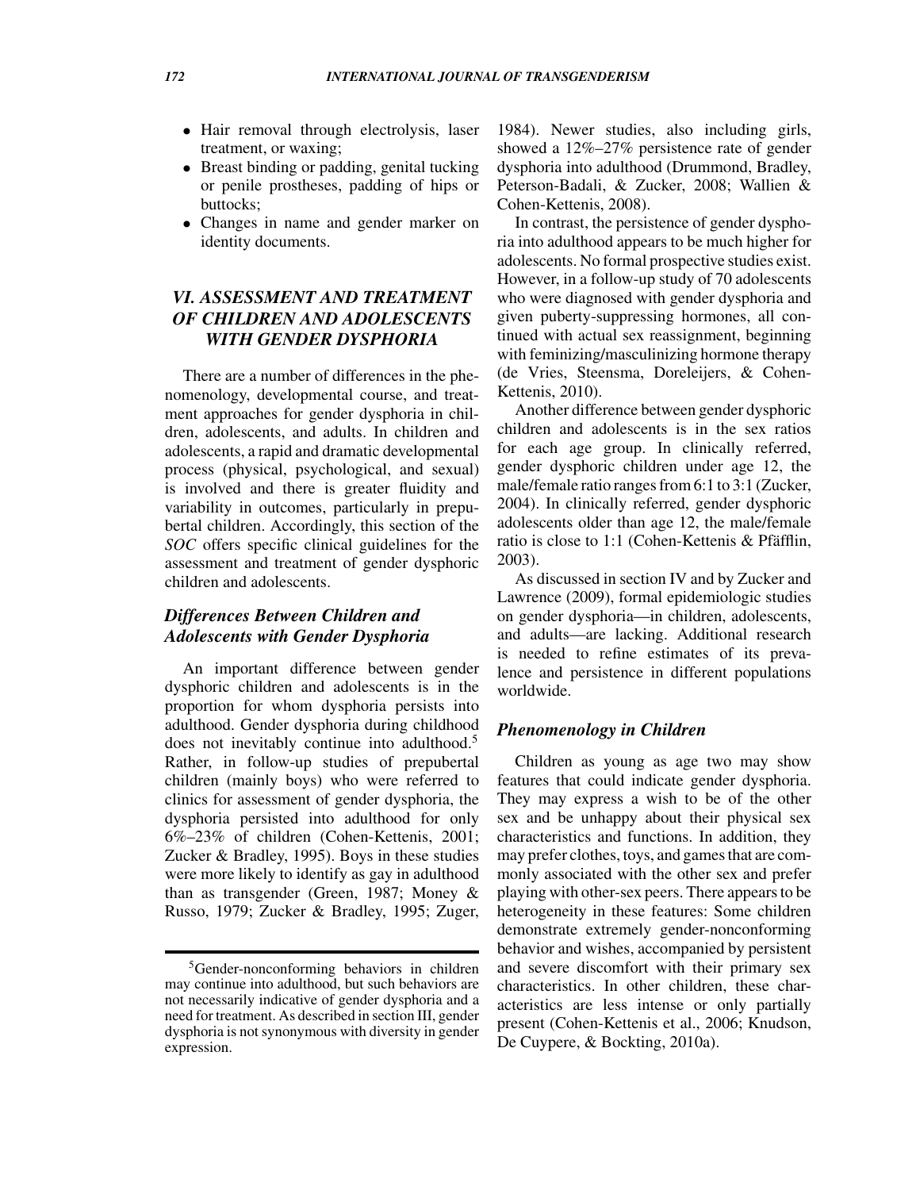- Hair removal through electrolysis, laser treatment, or waxing;
- Breast binding or padding, genital tucking or penile prostheses, padding of hips or buttocks;
- Changes in name and gender marker on identity documents.

## *VI. ASSESSMENT AND TREATMENT OF CHILDREN AND ADOLESCENTS WITH GENDER DYSPHORIA*

There are a number of differences in the phenomenology, developmental course, and treatment approaches for gender dysphoria in children, adolescents, and adults. In children and adolescents, a rapid and dramatic developmental process (physical, psychological, and sexual) is involved and there is greater fluidity and variability in outcomes, particularly in prepubertal children. Accordingly, this section of the *SOC* offers specific clinical guidelines for the assessment and treatment of gender dysphoric children and adolescents.

### *Differences Between Children and Adolescents with Gender Dysphoria*

An important difference between gender dysphoric children and adolescents is in the proportion for whom dysphoria persists into adulthood. Gender dysphoria during childhood does not inevitably continue into adulthood.[5] Rather, in follow-up studies of prepubertal children (mainly boys) who were referred to clinics for assessment of gender dysphoria, the dysphoria persisted into adulthood for only 6%–23% of children (Cohen-Kettenis, 2001; Zucker & Bradley, 1995). Boys in these studies were more likely to identify as gay in adulthood than as transgender (Green, 1987; Money & Russo, 1979; Zucker & Bradley, 1995; Zuger, 1984). Newer studies, also including girls, showed a 12%–27% persistence rate of gender dysphoria into adulthood (Drummond, Bradley, Peterson-Badali, & Zucker, 2008; Wallien & Cohen-Kettenis, 2008).

In contrast, the persistence of gender dysphoria into adulthood appears to be much higher for adolescents. No formal prospective studies exist. However, in a follow-up study of 70 adolescents who were diagnosed with gender dysphoria and given puberty-suppressing hormones, all continued with actual sex reassignment, beginning with feminizing/masculinizing hormone therapy (de Vries, Steensma, Doreleijers, & Cohen-Kettenis, 2010).

Another difference between gender dysphoric children and adolescents is in the sex ratios for each age group. In clinically referred, gender dysphoric children under age 12, the male/female ratio ranges from 6:1 to 3:1 (Zucker, 2004). In clinically referred, gender dysphoric adolescents older than age 12, the male/female ratio is close to 1:1 (Cohen-Kettenis & Pfäfflin, 2003).

As discussed in section IV and by Zucker and Lawrence (2009), formal epidemiologic studies on gender dysphoria—in children, adolescents, and adults—are lacking. Additional research is needed to refine estimates of its prevalence and persistence in different populations worldwide.

### *Phenomenology in Children*

Children as young as age two may show features that could indicate gender dysphoria. They may express a wish to be of the other sex and be unhappy about their physical sex characteristics and functions. In addition, they may prefer clothes, toys, and games that are commonly associated with the other sex and prefer playing with other-sex peers. There appears to be heterogeneity in these features: Some children demonstrate extremely gender-nonconforming behavior and wishes, accompanied by persistent and severe discomfort with their primary sex characteristics. In other children, these characteristics are less intense or only partially present (Cohen-Kettenis et al., 2006; Knudson, De Cuypere, & Bockting, 2010a).

---

[5] Gender-nonconforming behaviors in children may continue into adulthood, but such behaviors are not necessarily indicative of gender dysphoria and a need for treatment. As described in section III, gender dysphoria is not synonymous with diversity in gender expression.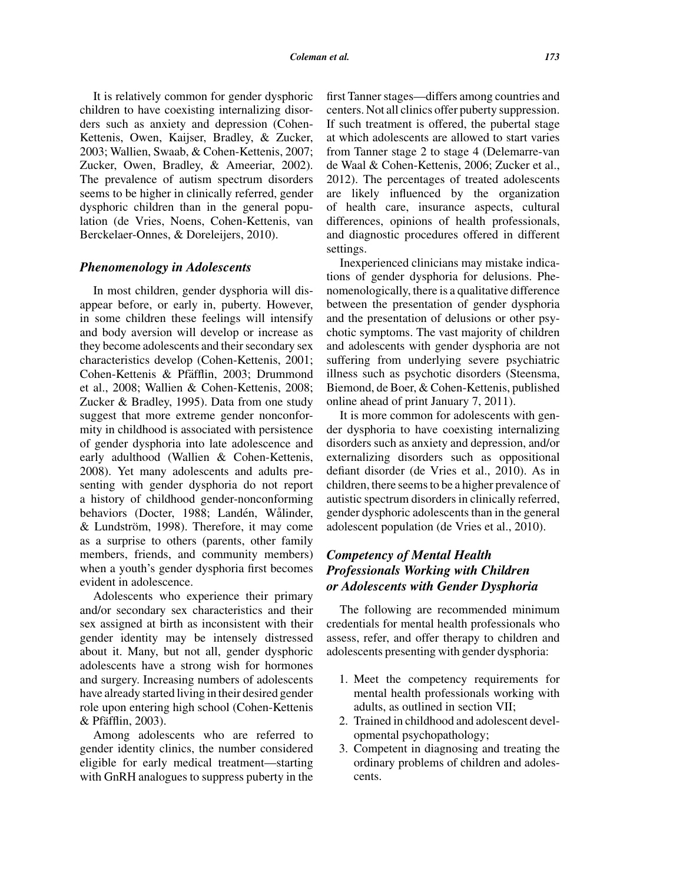It is relatively common for gender dysphoric children to have coexisting internalizing disorders such as anxiety and depression (Cohen-Kettenis, Owen, Kaijser, Bradley, & Zucker, 2003; Wallien, Swaab, & Cohen-Kettenis, 2007; Zucker, Owen, Bradley, & Ameeriar, 2002). The prevalence of autism spectrum disorders seems to be higher in clinically referred, gender dysphoric children than in the general population (de Vries, Noens, Cohen-Kettenis, van Berckelaer-Onnes, & Doreleijers, 2010).

### *Phenomenology in Adolescents*

In most children, gender dysphoria will disappear before, or early in, puberty. However, in some children these feelings will intensify and body aversion will develop or increase as they become adolescents and their secondary sex characteristics develop (Cohen-Kettenis, 2001; Cohen-Kettenis & Pfäfflin, 2003; Drummond et al., 2008; Wallien & Cohen-Kettenis, 2008; Zucker & Bradley, 1995). Data from one study suggest that more extreme gender nonconformity in childhood is associated with persistence of gender dysphoria into late adolescence and early adulthood (Wallien & Cohen-Kettenis, 2008). Yet many adolescents and adults presenting with gender dysphoria do not report a history of childhood gender-nonconforming behaviors (Docter, 1988; Landén, Wålinder, & Lundström, 1998). Therefore, it may come as a surprise to others (parents, other family members, friends, and community members) when a youth's gender dysphoria first becomes evident in adolescence.

Adolescents who experience their primary and/or secondary sex characteristics and their sex assigned at birth as inconsistent with their gender identity may be intensely distressed about it. Many, but not all, gender dysphoric adolescents have a strong wish for hormones and surgery. Increasing numbers of adolescents have already started living in their desired gender role upon entering high school (Cohen-Kettenis & Pfäfflin, 2003).

Among adolescents who are referred to gender identity clinics, the number considered eligible for early medical treatment—starting with GnRH analogues to suppress puberty in the first Tanner stages—differs among countries and centers. Not all clinics offer puberty suppression. If such treatment is offered, the pubertal stage at which adolescents are allowed to start varies from Tanner stage 2 to stage 4 (Delemarre-van de Waal & Cohen-Kettenis, 2006; Zucker et al., 2012). The percentages of treated adolescents are likely influenced by the organization of health care, insurance aspects, cultural differences, opinions of health professionals, and diagnostic procedures offered in different settings.

Inexperienced clinicians may mistake indications of gender dysphoria for delusions. Phenomenologically, there is a qualitative difference between the presentation of gender dysphoria and the presentation of delusions or other psychotic symptoms. The vast majority of children and adolescents with gender dysphoria are not suffering from underlying severe psychiatric illness such as psychotic disorders (Steensma, Biemond, de Boer, & Cohen-Kettenis, published online ahead of print January 7, 2011).

It is more common for adolescents with gender dysphoria to have coexisting internalizing disorders such as anxiety and depression, and/or externalizing disorders such as oppositional defiant disorder (de Vries et al., 2010). As in children, there seems to be a higher prevalence of autistic spectrum disorders in clinically referred, gender dysphoric adolescents than in the general adolescent population (de Vries et al., 2010).

### *Competency of Mental Health Professionals Working with Children or Adolescents with Gender Dysphoria*

The following are recommended minimum credentials for mental health professionals who assess, refer, and offer therapy to children and adolescents presenting with gender dysphoria:

1. Meet the competency requirements for mental health professionals working with adults, as outlined in section VII;
2. Trained in childhood and adolescent developmental psychopathology;
3. Competent in diagnosing and treating the ordinary problems of children and adolescents.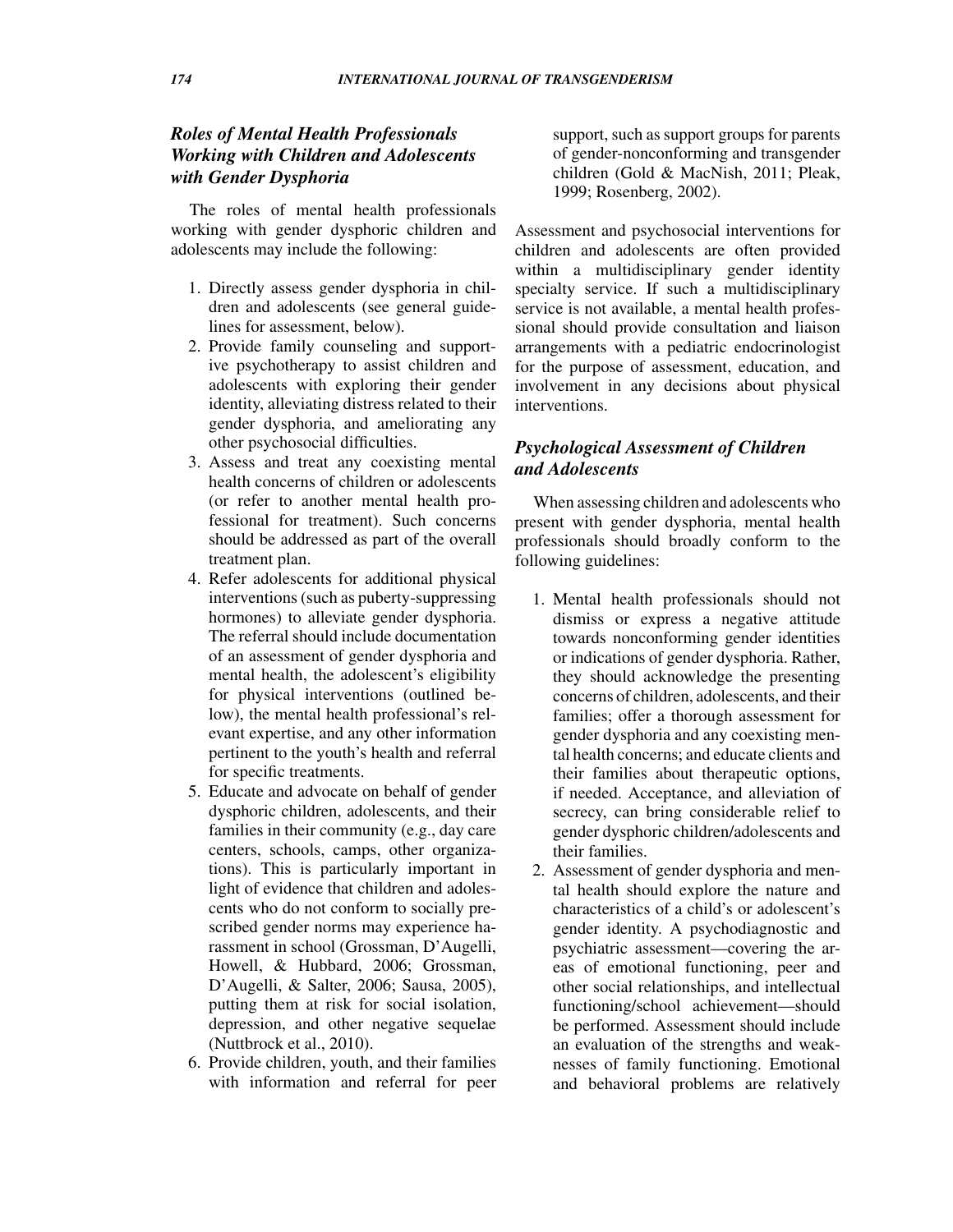### *Roles of Mental Health Professionals Working with Children and Adolescents with Gender Dysphoria*

The roles of mental health professionals working with gender dysphoric children and adolescents may include the following:

1. Directly assess gender dysphoria in children and adolescents (see general guidelines for assessment, below).
2. Provide family counseling and supportive psychotherapy to assist children and adolescents with exploring their gender identity, alleviating distress related to their gender dysphoria, and ameliorating any other psychosocial difficulties.
3. Assess and treat any coexisting mental health concerns of children or adolescents (or refer to another mental health professional for treatment). Such concerns should be addressed as part of the overall treatment plan.
4. Refer adolescents for additional physical interventions (such as puberty-suppressing hormones) to alleviate gender dysphoria. The referral should include documentation of an assessment of gender dysphoria and mental health, the adolescent's eligibility for physical interventions (outlined below), the mental health professional's relevant expertise, and any other information pertinent to the youth's health and referral for specific treatments.
5. Educate and advocate on behalf of gender dysphoric children, adolescents, and their families in their community (e.g., day care centers, schools, camps, other organizations). This is particularly important in light of evidence that children and adolescents who do not conform to socially prescribed gender norms may experience harassment in school (Grossman, D'Augelli, Howell, & Hubbard, 2006; Grossman, D'Augelli, & Salter, 2006; Sausa, 2005), putting them at risk for social isolation, depression, and other negative sequelae (Nuttbrock et al., 2010).
6. Provide children, youth, and their families with information and referral for peer support, such as support groups for parents of gender-nonconforming and transgender children (Gold & MacNish, 2011; Pleak, 1999; Rosenberg, 2002).

Assessment and psychosocial interventions for children and adolescents are often provided within a multidisciplinary gender identity specialty service. If such a multidisciplinary service is not available, a mental health professional should provide consultation and liaison arrangements with a pediatric endocrinologist for the purpose of assessment, education, and involvement in any decisions about physical interventions.

### *Psychological Assessment of Children and Adolescents*

When assessing children and adolescents who present with gender dysphoria, mental health professionals should broadly conform to the following guidelines:

1. Mental health professionals should not dismiss or express a negative attitude towards nonconforming gender identities or indications of gender dysphoria. Rather, they should acknowledge the presenting concerns of children, adolescents, and their families; offer a thorough assessment for gender dysphoria and any coexisting mental health concerns; and educate clients and their families about therapeutic options, if needed. Acceptance, and alleviation of secrecy, can bring considerable relief to gender dysphoric children/adolescents and their families.
2. Assessment of gender dysphoria and mental health should explore the nature and characteristics of a child's or adolescent's gender identity. A psychodiagnostic and psychiatric assessment—covering the areas of emotional functioning, peer and other social relationships, and intellectual functioning/school achievement—should be performed. Assessment should include an evaluation of the strengths and weaknesses of family functioning. Emotional and behavioral problems are relatively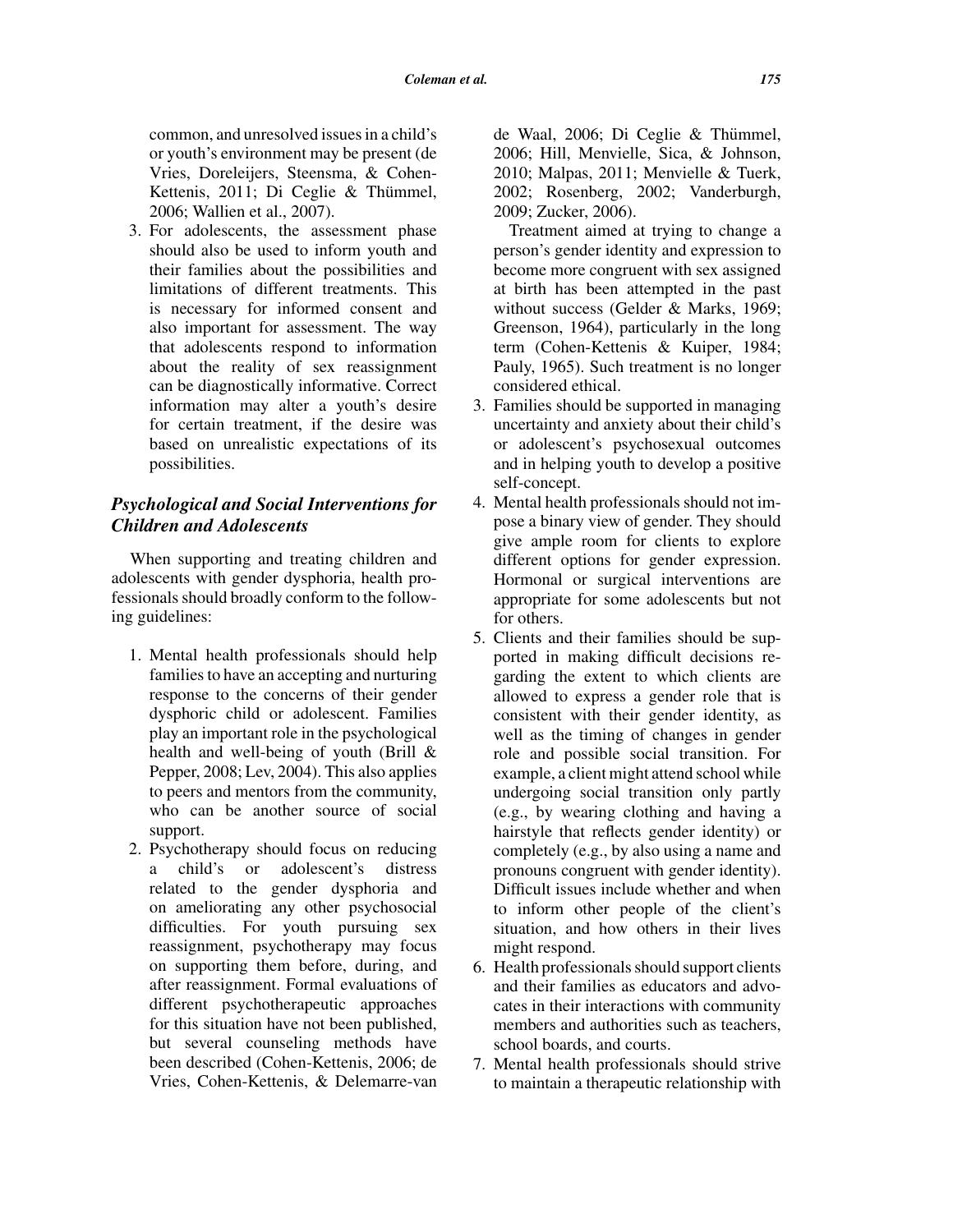common, and unresolved issues in a child's or youth's environment may be present (de Vries, Doreleijers, Steensma, & Cohen-Kettenis, 2011; Di Ceglie & Thümmel, 2006; Wallien et al., 2007).

3. For adolescents, the assessment phase should also be used to inform youth and their families about the possibilities and limitations of different treatments. This is necessary for informed consent and also important for assessment. The way that adolescents respond to information about the reality of sex reassignment can be diagnostically informative. Correct information may alter a youth's desire for certain treatment, if the desire was based on unrealistic expectations of its possibilities.

### *Psychological and Social Interventions for Children and Adolescents*

When supporting and treating children and adolescents with gender dysphoria, health professionals should broadly conform to the following guidelines:

1. Mental health professionals should help families to have an accepting and nurturing response to the concerns of their gender dysphoric child or adolescent. Families play an important role in the psychological health and well-being of youth (Brill & Pepper, 2008; Lev, 2004). This also applies to peers and mentors from the community, who can be another source of social support.
2. Psychotherapy should focus on reducing a child's or adolescent's distress related to the gender dysphoria and on ameliorating any other psychosocial difficulties. For youth pursuing sex reassignment, psychotherapy may focus on supporting them before, during, and after reassignment. Formal evaluations of different psychotherapeutic approaches for this situation have not been published, but several counseling methods have been described (Cohen-Kettenis, 2006; de Vries, Cohen-Kettenis, & Delemarre-van de Waal, 2006; Di Ceglie & Thümmel, 2006; Hill, Menvielle, Sica, & Johnson, 2010; Malpas, 2011; Menvielle & Tuerk, 2002; Rosenberg, 2002; Vanderburgh, 2009; Zucker, 2006).

   Treatment aimed at trying to change a person's gender identity and expression to become more congruent with sex assigned at birth has been attempted in the past without success (Gelder & Marks, 1969; Greenson, 1964), particularly in the long term (Cohen-Kettenis & Kuiper, 1984; Pauly, 1965). Such treatment is no longer considered ethical.
3. Families should be supported in managing uncertainty and anxiety about their child's or adolescent's psychosexual outcomes and in helping youth to develop a positive self-concept.
4. Mental health professionals should not impose a binary view of gender. They should give ample room for clients to explore different options for gender expression. Hormonal or surgical interventions are appropriate for some adolescents but not for others.
5. Clients and their families should be supported in making difficult decisions regarding the extent to which clients are allowed to express a gender role that is consistent with their gender identity, as well as the timing of changes in gender role and possible social transition. For example, a client might attend school while undergoing social transition only partly (e.g., by wearing clothing and having a hairstyle that reflects gender identity) or completely (e.g., by also using a name and pronouns congruent with gender identity). Difficult issues include whether and when to inform other people of the client's situation, and how others in their lives might respond.
6. Health professionals should support clients and their families as educators and advocates in their interactions with community members and authorities such as teachers, school boards, and courts.
7. Mental health professionals should strive to maintain a therapeutic relationship with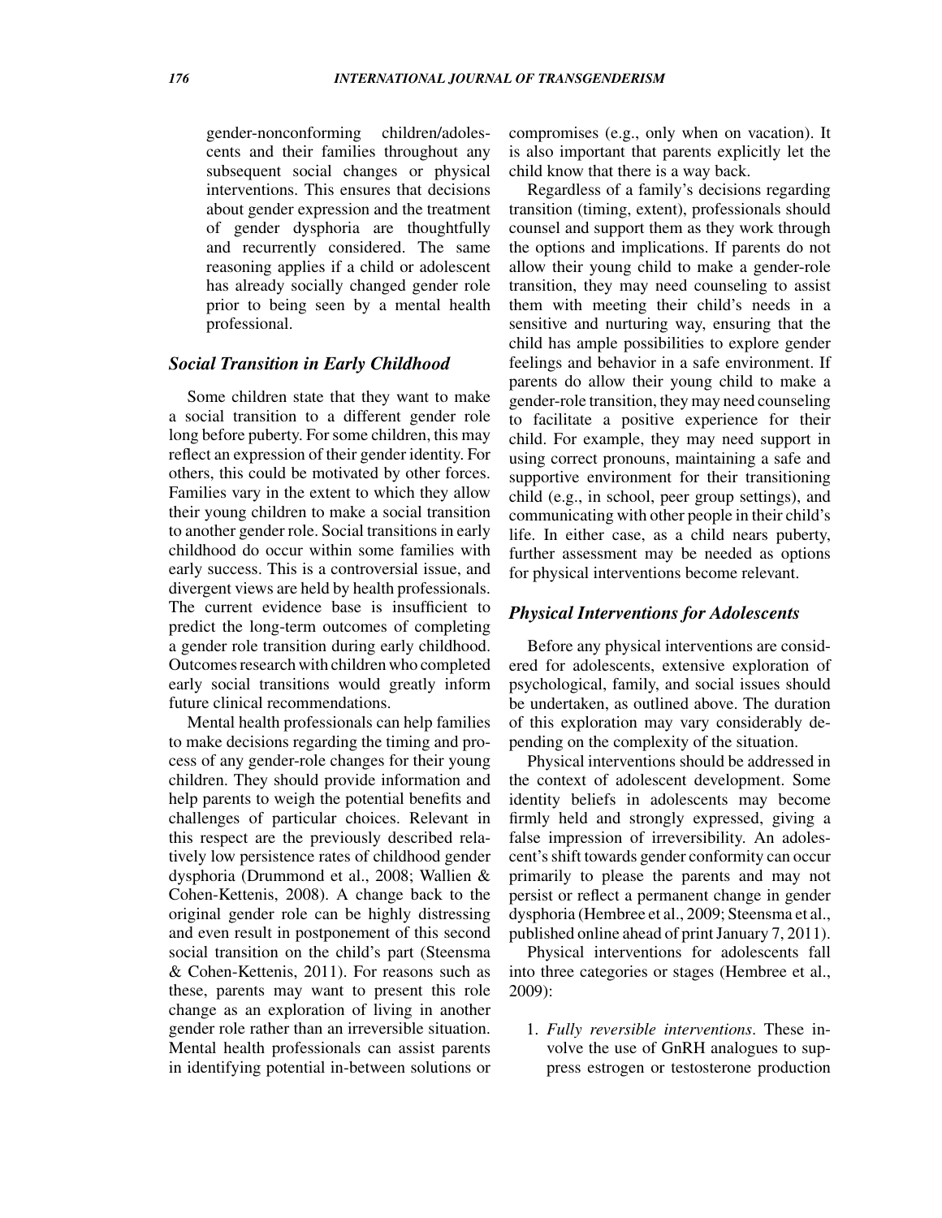gender-nonconforming children/adolescents and their families throughout any subsequent social changes or physical interventions. This ensures that decisions about gender expression and the treatment of gender dysphoria are thoughtfully and recurrently considered. The same reasoning applies if a child or adolescent has already socially changed gender role prior to being seen by a mental health professional.

### *Social Transition in Early Childhood*

Some children state that they want to make a social transition to a different gender role long before puberty. For some children, this may reflect an expression of their gender identity. For others, this could be motivated by other forces. Families vary in the extent to which they allow their young children to make a social transition to another gender role. Social transitions in early childhood do occur within some families with early success. This is a controversial issue, and divergent views are held by health professionals. The current evidence base is insufficient to predict the long-term outcomes of completing a gender role transition during early childhood. Outcomes research with children who completed early social transitions would greatly inform future clinical recommendations.

Mental health professionals can help families to make decisions regarding the timing and process of any gender-role changes for their young children. They should provide information and help parents to weigh the potential benefits and challenges of particular choices. Relevant in this respect are the previously described relatively low persistence rates of childhood gender dysphoria (Drummond et al., 2008; Wallien & Cohen-Kettenis, 2008). A change back to the original gender role can be highly distressing and even result in postponement of this second social transition on the child's part (Steensma & Cohen-Kettenis, 2011). For reasons such as these, parents may want to present this role change as an exploration of living in another gender role rather than an irreversible situation. Mental health professionals can assist parents in identifying potential in-between solutions or compromises (e.g., only when on vacation). It is also important that parents explicitly let the child know that there is a way back.

Regardless of a family's decisions regarding transition (timing, extent), professionals should counsel and support them as they work through the options and implications. If parents do not allow their young child to make a gender-role transition, they may need counseling to assist them with meeting their child's needs in a sensitive and nurturing way, ensuring that the child has ample possibilities to explore gender feelings and behavior in a safe environment. If parents do allow their young child to make a gender-role transition, they may need counseling to facilitate a positive experience for their child. For example, they may need support in using correct pronouns, maintaining a safe and supportive environment for their transitioning child (e.g., in school, peer group settings), and communicating with other people in their child's life. In either case, as a child nears puberty, further assessment may be needed as options for physical interventions become relevant.

### *Physical Interventions for Adolescents*

Before any physical interventions are considered for adolescents, extensive exploration of psychological, family, and social issues should be undertaken, as outlined above. The duration of this exploration may vary considerably depending on the complexity of the situation.

Physical interventions should be addressed in the context of adolescent development. Some identity beliefs in adolescents may become firmly held and strongly expressed, giving a false impression of irreversibility. An adolescent's shift towards gender conformity can occur primarily to please the parents and may not persist or reflect a permanent change in gender dysphoria (Hembree et al., 2009; Steensma et al., published online ahead of print January 7, 2011).

Physical interventions for adolescents fall into three categories or stages (Hembree et al., 2009):

1. *Fully reversible interventions*. These involve the use of GnRH analogues to suppress estrogen or testosterone production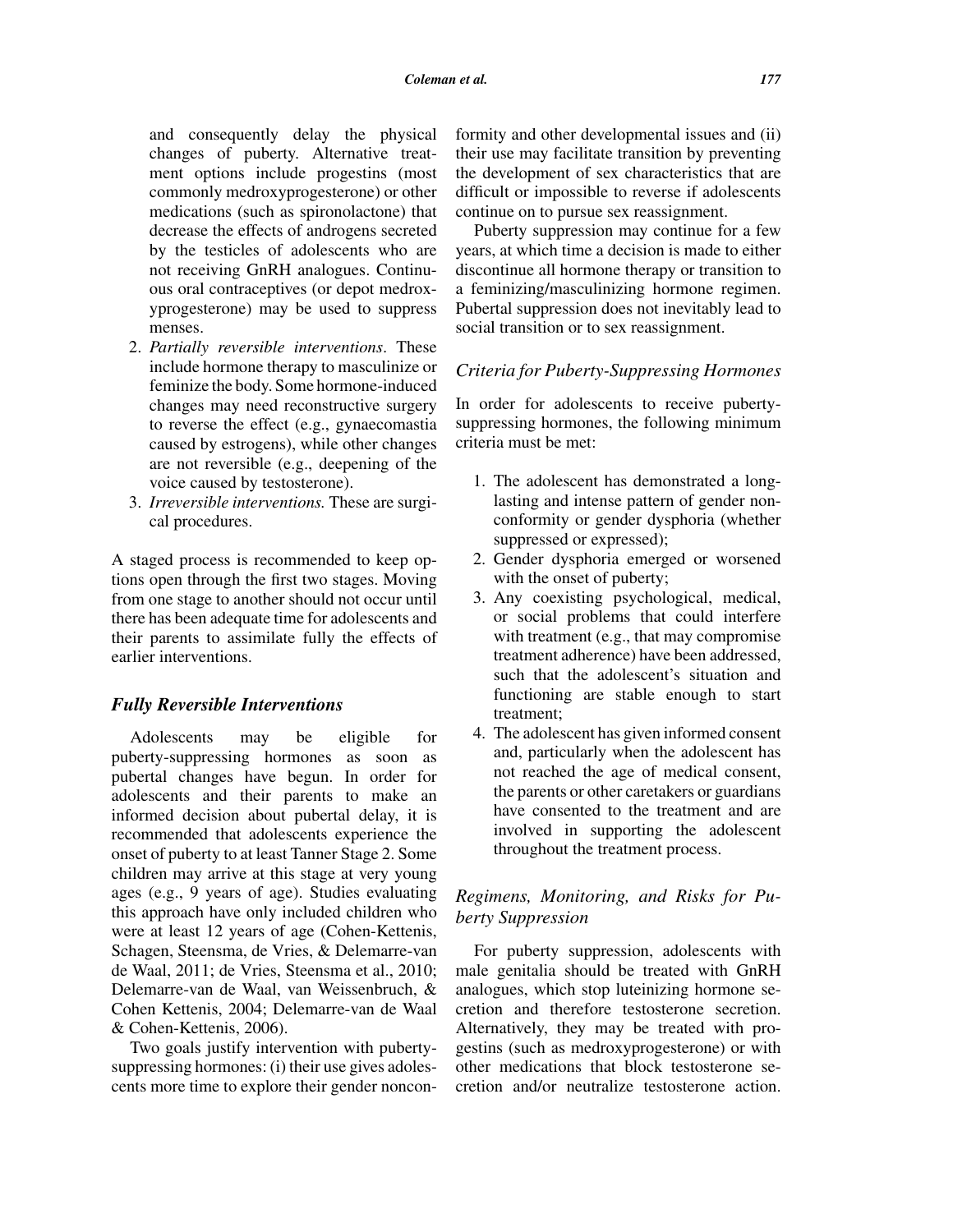and consequently delay the physical changes of puberty. Alternative treatment options include progestins (most commonly medroxyprogesterone) or other medications (such as spironolactone) that decrease the effects of androgens secreted by the testicles of adolescents who are not receiving GnRH analogues. Continuous oral contraceptives (or depot medroxyprogesterone) may be used to suppress menses.

2. *Partially reversible interventions*. These include hormone therapy to masculinize or feminize the body. Some hormone-induced changes may need reconstructive surgery to reverse the effect (e.g., gynaecomastia caused by estrogens), while other changes are not reversible (e.g., deepening of the voice caused by testosterone).
3. *Irreversible interventions.* These are surgical procedures.

A staged process is recommended to keep options open through the first two stages. Moving from one stage to another should not occur until there has been adequate time for adolescents and their parents to assimilate fully the effects of earlier interventions.

### *Fully Reversible Interventions*

Adolescents may be eligible for puberty-suppressing hormones as soon as pubertal changes have begun. In order for adolescents and their parents to make an informed decision about pubertal delay, it is recommended that adolescents experience the onset of puberty to at least Tanner Stage 2. Some children may arrive at this stage at very young ages (e.g., 9 years of age). Studies evaluating this approach have only included children who were at least 12 years of age (Cohen-Kettenis, Schagen, Steensma, de Vries, & Delemarre-van de Waal, 2011; de Vries, Steensma et al., 2010; Delemarre-van de Waal, van Weissenbruch, & Cohen Kettenis, 2004; Delemarre-van de Waal & Cohen-Kettenis, 2006).

Two goals justify intervention with puberty-suppressing hormones: (i) their use gives adolescents more time to explore their gender nonconformity and other developmental issues and (ii) their use may facilitate transition by preventing the development of sex characteristics that are difficult or impossible to reverse if adolescents continue on to pursue sex reassignment.

Puberty suppression may continue for a few years, at which time a decision is made to either discontinue all hormone therapy or transition to a feminizing/masculinizing hormone regimen. Pubertal suppression does not inevitably lead to social transition or to sex reassignment.

#### *Criteria for Puberty-Suppressing Hormones*

In order for adolescents to receive puberty-suppressing hormones, the following minimum criteria must be met:

1. The adolescent has demonstrated a long-lasting and intense pattern of gender nonconformity or gender dysphoria (whether suppressed or expressed);
2. Gender dysphoria emerged or worsened with the onset of puberty;
3. Any coexisting psychological, medical, or social problems that could interfere with treatment (e.g., that may compromise treatment adherence) have been addressed, such that the adolescent's situation and functioning are stable enough to start treatment;
4. The adolescent has given informed consent and, particularly when the adolescent has not reached the age of medical consent, the parents or other caretakers or guardians have consented to the treatment and are involved in supporting the adolescent throughout the treatment process.

#### *Regimens, Monitoring, and Risks for Puberty Suppression*

For puberty suppression, adolescents with male genitalia should be treated with GnRH analogues, which stop luteinizing hormone secretion and therefore testosterone secretion. Alternatively, they may be treated with progestins (such as medroxyprogesterone) or with other medications that block testosterone secretion and/or neutralize testosterone action.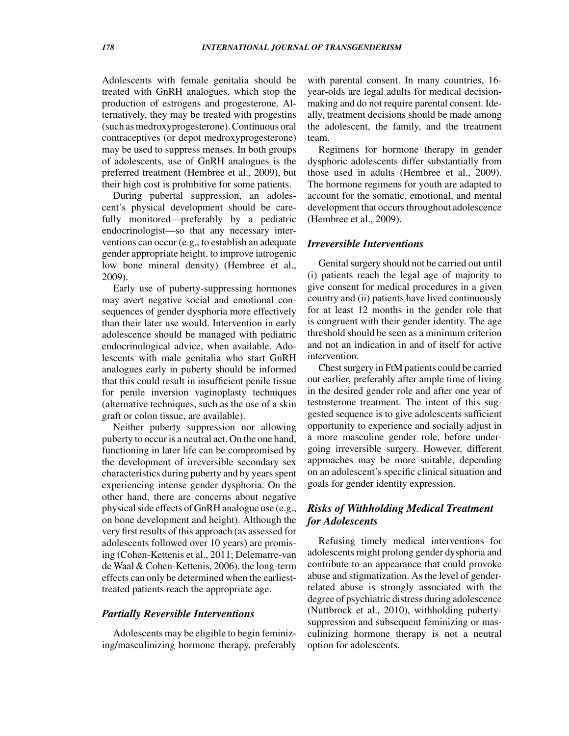Adolescents with female genitalia should be treated with GnRH analogues, which stop the production of estrogens and progesterone. Alternatively, they may be treated with progestins (such as medroxyprogesterone). Continuous oral contraceptives (or depot medroxyprogesterone) may be used to suppress menses. In both groups of adolescents, use of GnRH analogues is the preferred treatment (Hembree et al., 2009), but their high cost is prohibitive for some patients.

During pubertal suppression, an adolescent's physical development should be carefully monitored—preferably by a pediatric endocrinologist—so that any necessary interventions can occur (e.g., to establish an adequate gender appropriate height, to improve iatrogenic low bone mineral density) (Hembree et al., 2009).

Early use of puberty-suppressing hormones may avert negative social and emotional consequences of gender dysphoria more effectively than their later use would. Intervention in early adolescence should be managed with pediatric endocrinological advice, when available. Adolescents with male genitalia who start GnRH analogues early in puberty should be informed that this could result in insufficient penile tissue for penile inversion vaginoplasty techniques (alternative techniques, such as the use of a skin graft or colon tissue, are available).

Neither puberty suppression nor allowing puberty to occur is a neutral act. On the one hand, functioning in later life can be compromised by the development of irreversible secondary sex characteristics during puberty and by years spent experiencing intense gender dysphoria. On the other hand, there are concerns about negative physical side effects of GnRH analogue use (e.g., on bone development and height). Although the very first results of this approach (as assessed for adolescents followed over 10 years) are promising (Cohen-Kettenis et al., 2011; Delemarre-van de Waal & Cohen-Kettenis, 2006), the long-term effects can only be determined when the earliest-treated patients reach the appropriate age.

### *Partially Reversible Interventions*

Adolescents may be eligible to begin feminizing/masculinizing hormone therapy, preferably with parental consent. In many countries, 16-year-olds are legal adults for medical decision-making and do not require parental consent. Ideally, treatment decisions should be made among the adolescent, the family, and the treatment team.

Regimens for hormone therapy in gender dysphoric adolescents differ substantially from those used in adults (Hembree et al., 2009). The hormone regimens for youth are adapted to account for the somatic, emotional, and mental development that occurs throughout adolescence (Hembree et al., 2009).

### *Irreversible Interventions*

Genital surgery should not be carried out until (i) patients reach the legal age of majority to give consent for medical procedures in a given country and (ii) patients have lived continuously for at least 12 months in the gender role that is congruent with their gender identity. The age threshold should be seen as a minimum criterion and not an indication in and of itself for active intervention.

Chest surgery in FtM patients could be carried out earlier, preferably after ample time of living in the desired gender role and after one year of testosterone treatment. The intent of this suggested sequence is to give adolescents sufficient opportunity to experience and socially adjust in a more masculine gender role, before undergoing irreversible surgery. However, different approaches may be more suitable, depending on an adolescent's specific clinical situation and goals for gender identity expression.

## *Risks of Withholding Medical Treatment for Adolescents*

Refusing timely medical interventions for adolescents might prolong gender dysphoria and contribute to an appearance that could provoke abuse and stigmatization. As the level of gender-related abuse is strongly associated with the degree of psychiatric distress during adolescence (Nuttbrock et al., 2010), withholding puberty-suppression and subsequent feminizing or masculinizing hormone therapy is not a neutral option for adolescents.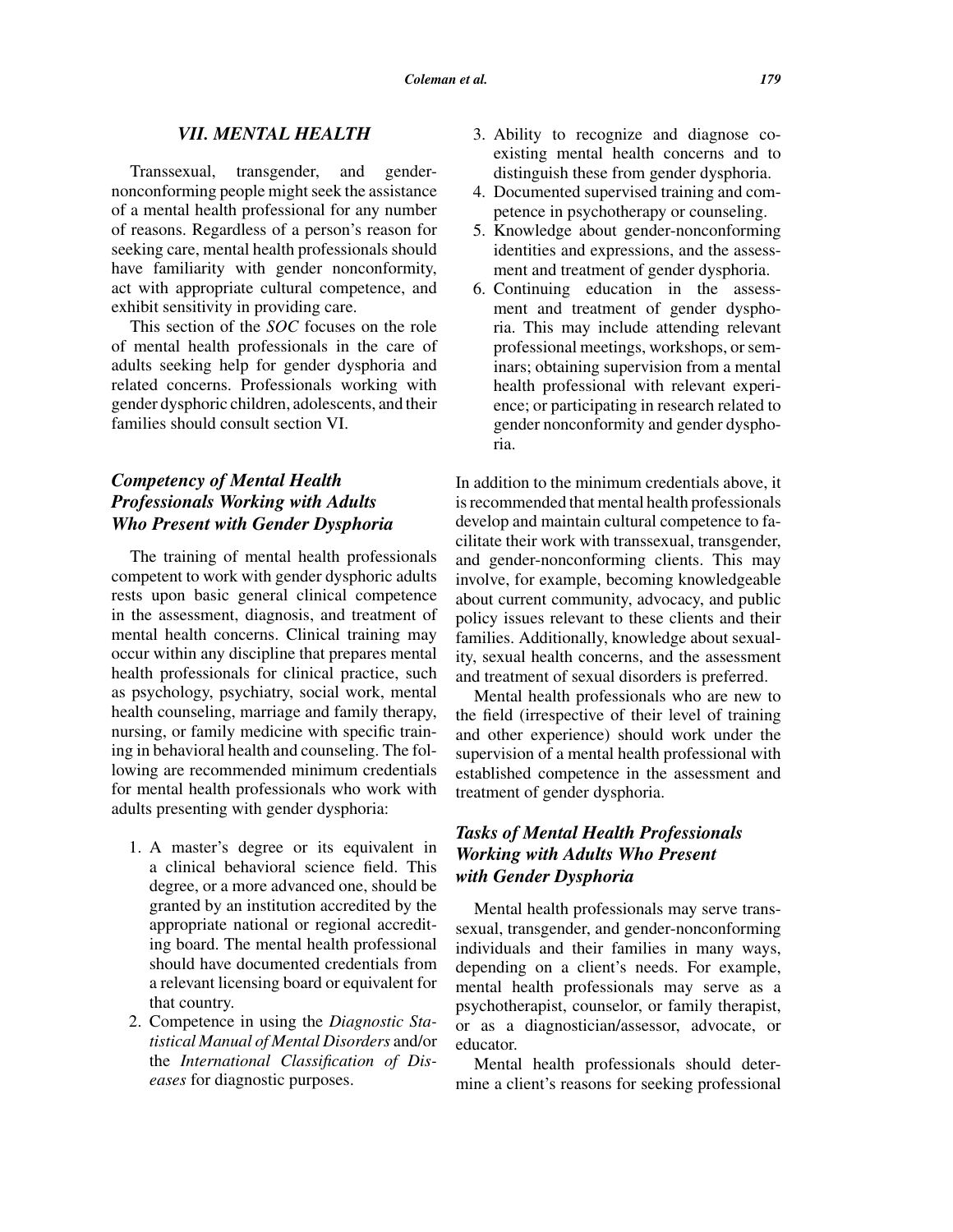## VII. MENTAL HEALTH

Transsexual, transgender, and gender-nonconforming people might seek the assistance of a mental health professional for any number of reasons. Regardless of a person's reason for seeking care, mental health professionals should have familiarity with gender nonconformity, act with appropriate cultural competence, and exhibit sensitivity in providing care.

This section of the *SOC* focuses on the role of mental health professionals in the care of adults seeking help for gender dysphoria and related concerns. Professionals working with gender dysphoric children, adolescents, and their families should consult section VI.

### Competency of Mental Health Professionals Working with Adults Who Present with Gender Dysphoria

The training of mental health professionals competent to work with gender dysphoric adults rests upon basic general clinical competence in the assessment, diagnosis, and treatment of mental health concerns. Clinical training may occur within any discipline that prepares mental health professionals for clinical practice, such as psychology, psychiatry, social work, mental health counseling, marriage and family therapy, nursing, or family medicine with specific training in behavioral health and counseling. The following are recommended minimum credentials for mental health professionals who work with adults presenting with gender dysphoria:

1. A master's degree or its equivalent in a clinical behavioral science field. This degree, or a more advanced one, should be granted by an institution accredited by the appropriate national or regional accrediting board. The mental health professional should have documented credentials from a relevant licensing board or equivalent for that country.
2. Competence in using the *Diagnostic Statistical Manual of Mental Disorders* and/or the *International Classification of Diseases* for diagnostic purposes.
3. Ability to recognize and diagnose co-existing mental health concerns and to distinguish these from gender dysphoria.
4. Documented supervised training and competence in psychotherapy or counseling.
5. Knowledge about gender-nonconforming identities and expressions, and the assessment and treatment of gender dysphoria.
6. Continuing education in the assessment and treatment of gender dysphoria. This may include attending relevant professional meetings, workshops, or seminars; obtaining supervision from a mental health professional with relevant experience; or participating in research related to gender nonconformity and gender dysphoria.

In addition to the minimum credentials above, it is recommended that mental health professionals develop and maintain cultural competence to facilitate their work with transsexual, transgender, and gender-nonconforming clients. This may involve, for example, becoming knowledgeable about current community, advocacy, and public policy issues relevant to these clients and their families. Additionally, knowledge about sexuality, sexual health concerns, and the assessment and treatment of sexual disorders is preferred.

Mental health professionals who are new to the field (irrespective of their level of training and other experience) should work under the supervision of a mental health professional with established competence in the assessment and treatment of gender dysphoria.

### Tasks of Mental Health Professionals Working with Adults Who Present with Gender Dysphoria

Mental health professionals may serve transsexual, transgender, and gender-nonconforming individuals and their families in many ways, depending on a client's needs. For example, mental health professionals may serve as a psychotherapist, counselor, or family therapist, or as a diagnostician/assessor, advocate, or educator.

Mental health professionals should determine a client's reasons for seeking professional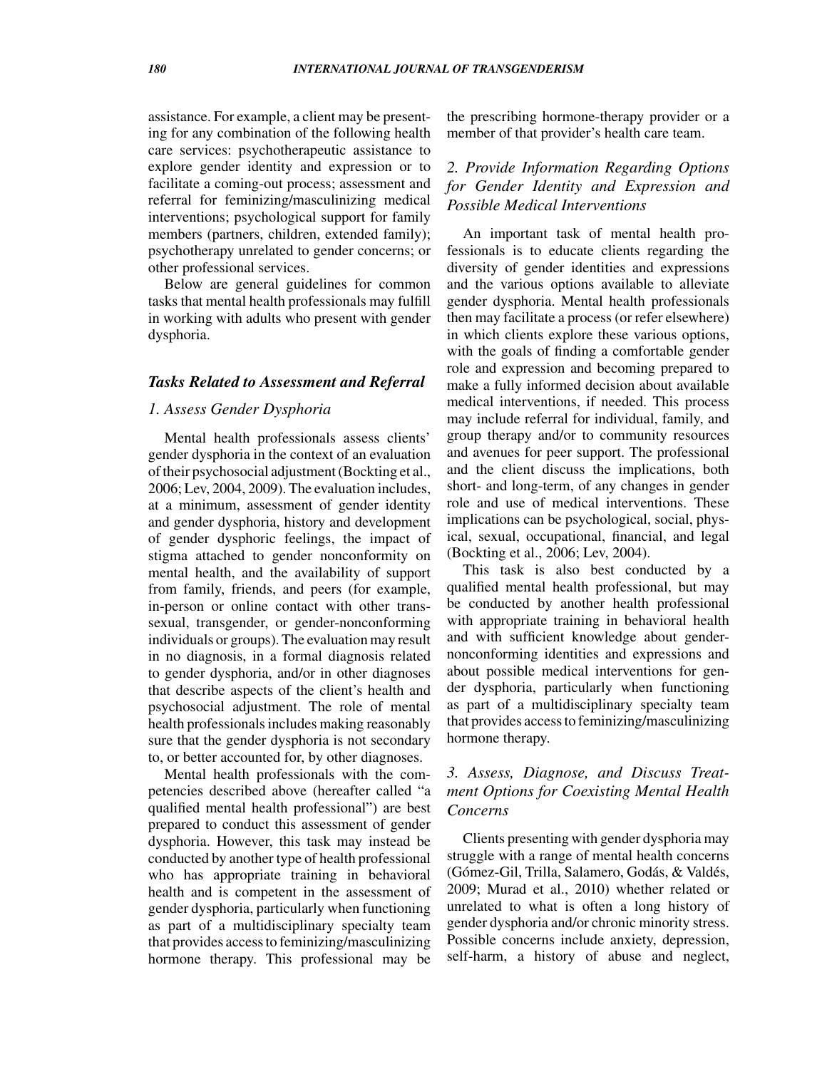assistance. For example, a client may be presenting for any combination of the following health care services: psychotherapeutic assistance to explore gender identity and expression or to facilitate a coming-out process; assessment and referral for feminizing/masculinizing medical interventions; psychological support for family members (partners, children, extended family); psychotherapy unrelated to gender concerns; or other professional services.

Below are general guidelines for common tasks that mental health professionals may fulfill in working with adults who present with gender dysphoria.

### *Tasks Related to Assessment and Referral*

#### *1. Assess Gender Dysphoria*

Mental health professionals assess clients' gender dysphoria in the context of an evaluation of their psychosocial adjustment (Bockting et al., 2006; Lev, 2004, 2009). The evaluation includes, at a minimum, assessment of gender identity and gender dysphoria, history and development of gender dysphoric feelings, the impact of stigma attached to gender nonconformity on mental health, and the availability of support from family, friends, and peers (for example, in-person or online contact with other transsexual, transgender, or gender-nonconforming individuals or groups). The evaluation may result in no diagnosis, in a formal diagnosis related to gender dysphoria, and/or in other diagnoses that describe aspects of the client's health and psychosocial adjustment. The role of mental health professionals includes making reasonably sure that the gender dysphoria is not secondary to, or better accounted for, by other diagnoses.

Mental health professionals with the competencies described above (hereafter called "a qualified mental health professional") are best prepared to conduct this assessment of gender dysphoria. However, this task may instead be conducted by another type of health professional who has appropriate training in behavioral health and is competent in the assessment of gender dysphoria, particularly when functioning as part of a multidisciplinary specialty team that provides access to feminizing/masculinizing hormone therapy. This professional may be the prescribing hormone-therapy provider or a member of that provider's health care team.

#### *2. Provide Information Regarding Options for Gender Identity and Expression and Possible Medical Interventions*

An important task of mental health professionals is to educate clients regarding the diversity of gender identities and expressions and the various options available to alleviate gender dysphoria. Mental health professionals then may facilitate a process (or refer elsewhere) in which clients explore these various options, with the goals of finding a comfortable gender role and expression and becoming prepared to make a fully informed decision about available medical interventions, if needed. This process may include referral for individual, family, and group therapy and/or to community resources and avenues for peer support. The professional and the client discuss the implications, both short- and long-term, of any changes in gender role and use of medical interventions. These implications can be psychological, social, physical, sexual, occupational, financial, and legal (Bockting et al., 2006; Lev, 2004).

This task is also best conducted by a qualified mental health professional, but may be conducted by another health professional with appropriate training in behavioral health and with sufficient knowledge about gender-nonconforming identities and expressions and about possible medical interventions for gender dysphoria, particularly when functioning as part of a multidisciplinary specialty team that provides access to feminizing/masculinizing hormone therapy.

#### *3. Assess, Diagnose, and Discuss Treatment Options for Coexisting Mental Health Concerns*

Clients presenting with gender dysphoria may struggle with a range of mental health concerns (Gómez-Gil, Trilla, Salamero, Godás, & Valdés, 2009; Murad et al., 2010) whether related or unrelated to what is often a long history of gender dysphoria and/or chronic minority stress. Possible concerns include anxiety, depression, self-harm, a history of abuse and neglect,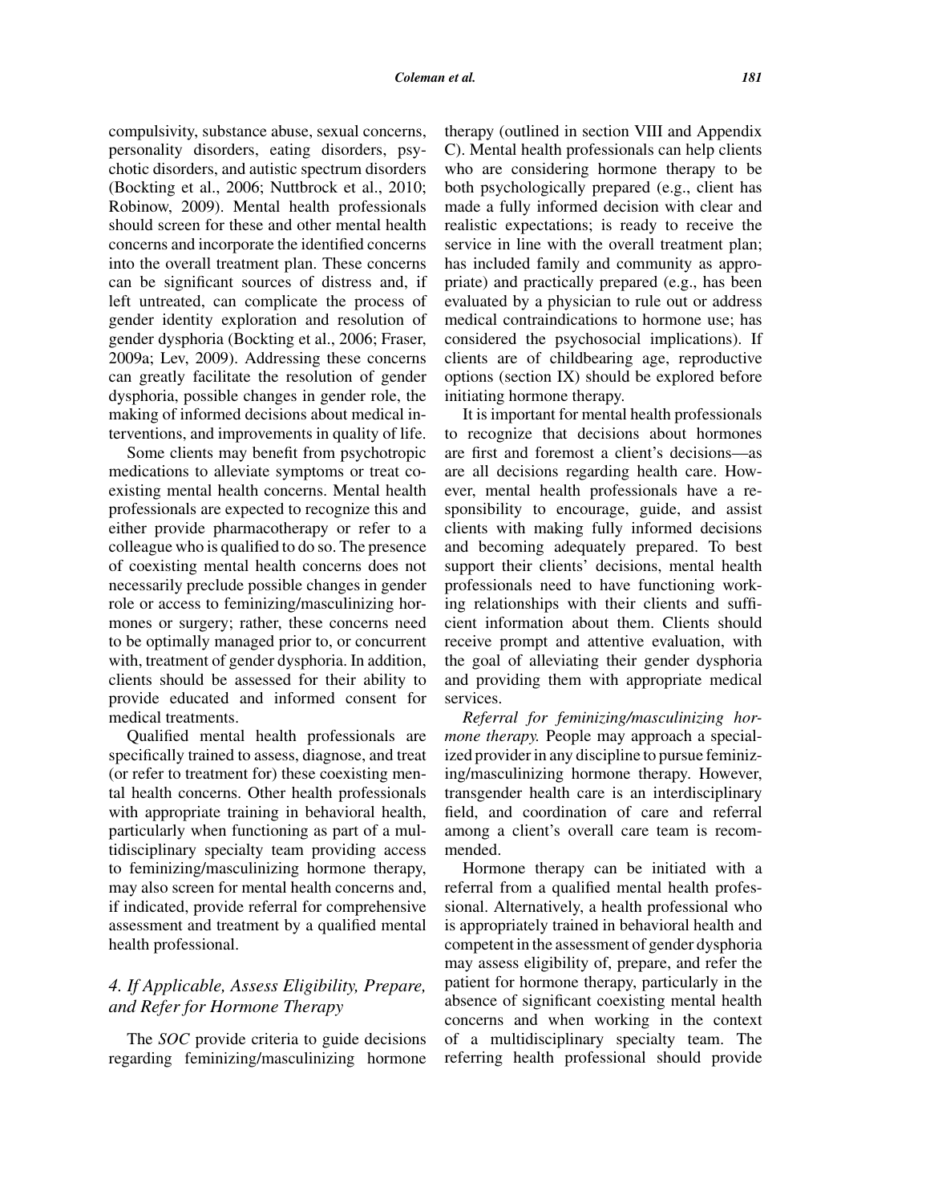compulsivity, substance abuse, sexual concerns, personality disorders, eating disorders, psychotic disorders, and autistic spectrum disorders (Bockting et al., 2006; Nuttbrock et al., 2010; Robinow, 2009). Mental health professionals should screen for these and other mental health concerns and incorporate the identified concerns into the overall treatment plan. These concerns can be significant sources of distress and, if left untreated, can complicate the process of gender identity exploration and resolution of gender dysphoria (Bockting et al., 2006; Fraser, 2009a; Lev, 2009). Addressing these concerns can greatly facilitate the resolution of gender dysphoria, possible changes in gender role, the making of informed decisions about medical interventions, and improvements in quality of life.

Some clients may benefit from psychotropic medications to alleviate symptoms or treat coexisting mental health concerns. Mental health professionals are expected to recognize this and either provide pharmacotherapy or refer to a colleague who is qualified to do so. The presence of coexisting mental health concerns does not necessarily preclude possible changes in gender role or access to feminizing/masculinizing hormones or surgery; rather, these concerns need to be optimally managed prior to, or concurrent with, treatment of gender dysphoria. In addition, clients should be assessed for their ability to provide educated and informed consent for medical treatments.

Qualified mental health professionals are specifically trained to assess, diagnose, and treat (or refer to treatment for) these coexisting mental health concerns. Other health professionals with appropriate training in behavioral health, particularly when functioning as part of a multidisciplinary specialty team providing access to feminizing/masculinizing hormone therapy, may also screen for mental health concerns and, if indicated, provide referral for comprehensive assessment and treatment by a qualified mental health professional.

### *4. If Applicable, Assess Eligibility, Prepare, and Refer for Hormone Therapy*

The *SOC* provide criteria to guide decisions regarding feminizing/masculinizing hormone therapy (outlined in section VIII and Appendix C). Mental health professionals can help clients who are considering hormone therapy to be both psychologically prepared (e.g., client has made a fully informed decision with clear and realistic expectations; is ready to receive the service in line with the overall treatment plan; has included family and community as appropriate) and practically prepared (e.g., has been evaluated by a physician to rule out or address medical contraindications to hormone use; has considered the psychosocial implications). If clients are of childbearing age, reproductive options (section IX) should be explored before initiating hormone therapy.

It is important for mental health professionals to recognize that decisions about hormones are first and foremost a client's decisions—as are all decisions regarding health care. However, mental health professionals have a responsibility to encourage, guide, and assist clients with making fully informed decisions and becoming adequately prepared. To best support their clients' decisions, mental health professionals need to have functioning working relationships with their clients and sufficient information about them. Clients should receive prompt and attentive evaluation, with the goal of alleviating their gender dysphoria and providing them with appropriate medical services.

*Referral for feminizing/masculinizing hormone therapy.* People may approach a specialized provider in any discipline to pursue feminizing/masculinizing hormone therapy. However, transgender health care is an interdisciplinary field, and coordination of care and referral among a client's overall care team is recommended.

Hormone therapy can be initiated with a referral from a qualified mental health professional. Alternatively, a health professional who is appropriately trained in behavioral health and competent in the assessment of gender dysphoria may assess eligibility of, prepare, and refer the patient for hormone therapy, particularly in the absence of significant coexisting mental health concerns and when working in the context of a multidisciplinary specialty team. The referring health professional should provide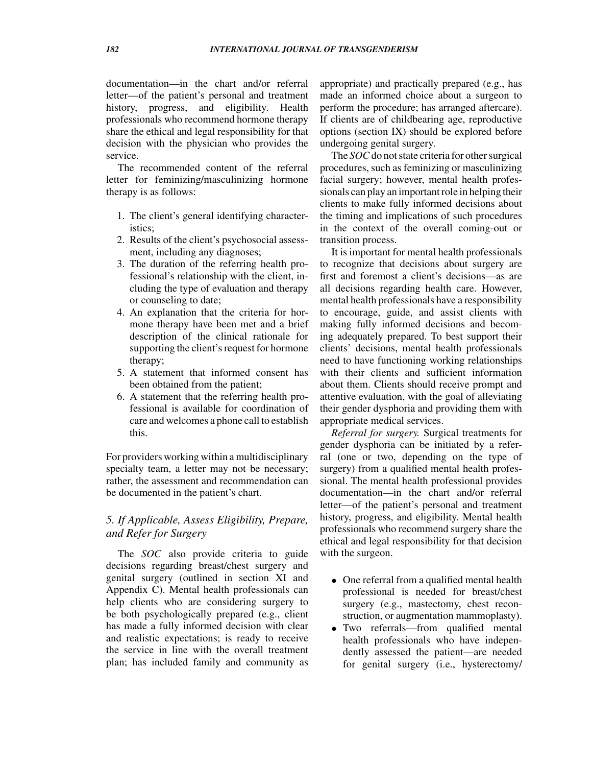documentation—in the chart and/or referral letter—of the patient's personal and treatment history, progress, and eligibility. Health professionals who recommend hormone therapy share the ethical and legal responsibility for that decision with the physician who provides the service.

The recommended content of the referral letter for feminizing/masculinizing hormone therapy is as follows:

1. The client's general identifying characteristics;
2. Results of the client's psychosocial assessment, including any diagnoses;
3. The duration of the referring health professional's relationship with the client, including the type of evaluation and therapy or counseling to date;
4. An explanation that the criteria for hormone therapy have been met and a brief description of the clinical rationale for supporting the client's request for hormone therapy;
5. A statement that informed consent has been obtained from the patient;
6. A statement that the referring health professional is available for coordination of care and welcomes a phone call to establish this.

For providers working within a multidisciplinary specialty team, a letter may not be necessary; rather, the assessment and recommendation can be documented in the patient's chart.

### *5. If Applicable, Assess Eligibility, Prepare, and Refer for Surgery*

The *SOC* also provide criteria to guide decisions regarding breast/chest surgery and genital surgery (outlined in section XI and Appendix C). Mental health professionals can help clients who are considering surgery to be both psychologically prepared (e.g., client has made a fully informed decision with clear and realistic expectations; is ready to receive the service in line with the overall treatment plan; has included family and community as appropriate) and practically prepared (e.g., has made an informed choice about a surgeon to perform the procedure; has arranged aftercare). If clients are of childbearing age, reproductive options (section IX) should be explored before undergoing genital surgery.

The *SOC* do not state criteria for other surgical procedures, such as feminizing or masculinizing facial surgery; however, mental health professionals can play an important role in helping their clients to make fully informed decisions about the timing and implications of such procedures in the context of the overall coming-out or transition process.

It is important for mental health professionals to recognize that decisions about surgery are first and foremost a client's decisions—as are all decisions regarding health care. However, mental health professionals have a responsibility to encourage, guide, and assist clients with making fully informed decisions and becoming adequately prepared. To best support their clients' decisions, mental health professionals need to have functioning working relationships with their clients and sufficient information about them. Clients should receive prompt and attentive evaluation, with the goal of alleviating their gender dysphoria and providing them with appropriate medical services.

*Referral for surgery.* Surgical treatments for gender dysphoria can be initiated by a referral (one or two, depending on the type of surgery) from a qualified mental health professional. The mental health professional provides documentation—in the chart and/or referral letter—of the patient's personal and treatment history, progress, and eligibility. Mental health professionals who recommend surgery share the ethical and legal responsibility for that decision with the surgeon.

- One referral from a qualified mental health professional is needed for breast/chest surgery (e.g., mastectomy, chest reconstruction, or augmentation mammoplasty).
- Two referrals—from qualified mental health professionals who have independently assessed the patient—are needed for genital surgery (i.e., hysterectomy/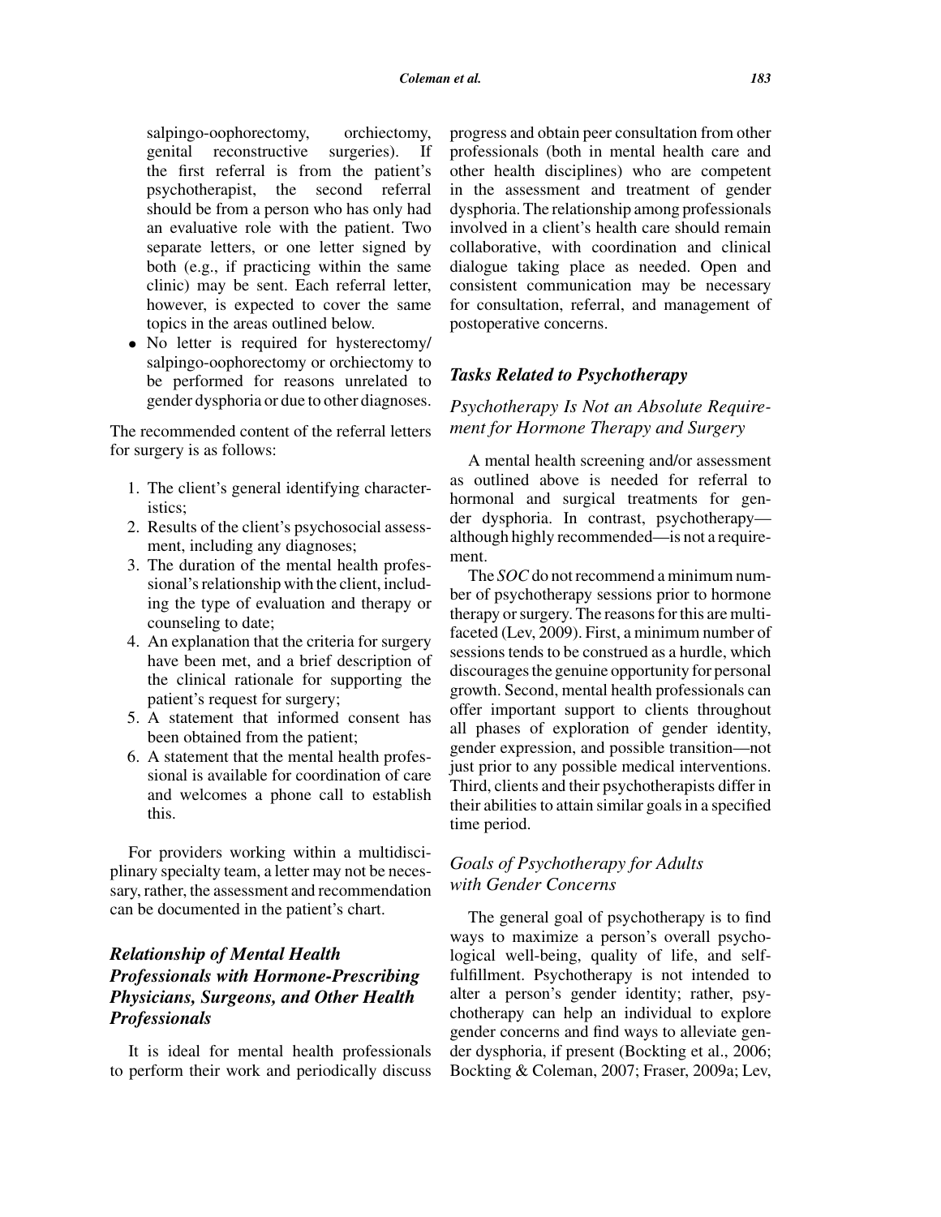salpingo-oophorectomy, orchiectomy, genital reconstructive surgeries). If the first referral is from the patient's psychotherapist, the second referral should be from a person who has only had an evaluative role with the patient. Two separate letters, or one letter signed by both (e.g., if practicing within the same clinic) may be sent. Each referral letter, however, is expected to cover the same topics in the areas outlined below.

- No letter is required for hysterectomy/ salpingo-oophorectomy or orchiectomy to be performed for reasons unrelated to gender dysphoria or due to other diagnoses.

The recommended content of the referral letters for surgery is as follows:

1. The client's general identifying characteristics;
2. Results of the client's psychosocial assessment, including any diagnoses;
3. The duration of the mental health professional's relationship with the client, including the type of evaluation and therapy or counseling to date;
4. An explanation that the criteria for surgery have been met, and a brief description of the clinical rationale for supporting the patient's request for surgery;
5. A statement that informed consent has been obtained from the patient;
6. A statement that the mental health professional is available for coordination of care and welcomes a phone call to establish this.

For providers working within a multidisciplinary specialty team, a letter may not be necessary, rather, the assessment and recommendation can be documented in the patient's chart.

## *Relationship of Mental Health Professionals with Hormone-Prescribing Physicians, Surgeons, and Other Health Professionals*

It is ideal for mental health professionals to perform their work and periodically discuss progress and obtain peer consultation from other professionals (both in mental health care and other health disciplines) who are competent in the assessment and treatment of gender dysphoria. The relationship among professionals involved in a client's health care should remain collaborative, with coordination and clinical dialogue taking place as needed. Open and consistent communication may be necessary for consultation, referral, and management of postoperative concerns.

## *Tasks Related to Psychotherapy*

### *Psychotherapy Is Not an Absolute Requirement for Hormone Therapy and Surgery*

A mental health screening and/or assessment as outlined above is needed for referral to hormonal and surgical treatments for gender dysphoria. In contrast, psychotherapy—although highly recommended—is not a requirement.

The *SOC* do not recommend a minimum number of psychotherapy sessions prior to hormone therapy or surgery. The reasons for this are multifaceted (Lev, 2009). First, a minimum number of sessions tends to be construed as a hurdle, which discourages the genuine opportunity for personal growth. Second, mental health professionals can offer important support to clients throughout all phases of exploration of gender identity, gender expression, and possible transition—not just prior to any possible medical interventions. Third, clients and their psychotherapists differ in their abilities to attain similar goals in a specified time period.

### *Goals of Psychotherapy for Adults with Gender Concerns*

The general goal of psychotherapy is to find ways to maximize a person's overall psychological well-being, quality of life, and self-fulfillment. Psychotherapy is not intended to alter a person's gender identity; rather, psychotherapy can help an individual to explore gender concerns and find ways to alleviate gender dysphoria, if present (Bockting et al., 2006; Bockting & Coleman, 2007; Fraser, 2009a; Lev,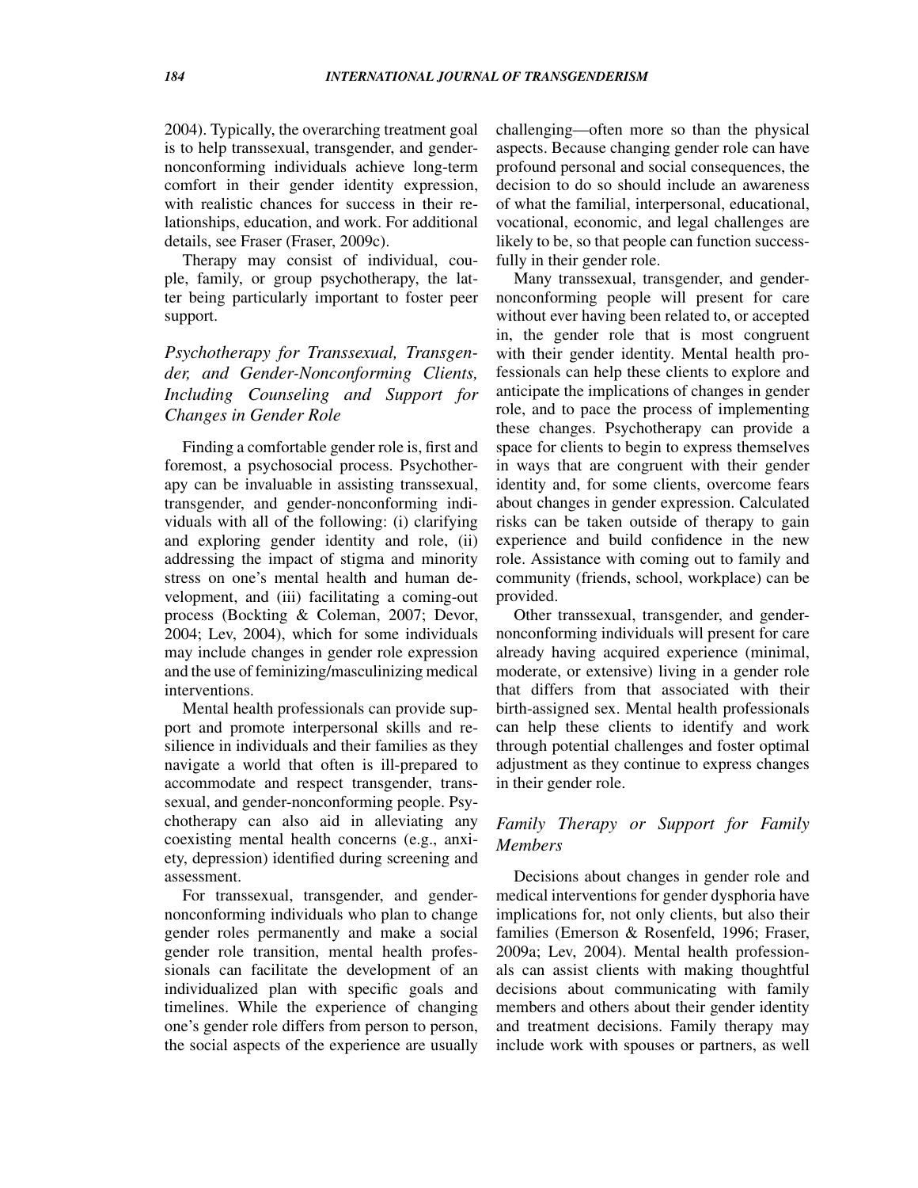2004). Typically, the overarching treatment goal is to help transsexual, transgender, and gender-nonconforming individuals achieve long-term comfort in their gender identity expression, with realistic chances for success in their relationships, education, and work. For additional details, see Fraser (Fraser, 2009c).

Therapy may consist of individual, couple, family, or group psychotherapy, the latter being particularly important to foster peer support.

### *Psychotherapy for Transsexual, Transgender, and Gender-Nonconforming Clients, Including Counseling and Support for Changes in Gender Role*

Finding a comfortable gender role is, first and foremost, a psychosocial process. Psychotherapy can be invaluable in assisting transsexual, transgender, and gender-nonconforming individuals with all of the following: (i) clarifying and exploring gender identity and role, (ii) addressing the impact of stigma and minority stress on one's mental health and human development, and (iii) facilitating a coming-out process (Bockting & Coleman, 2007; Devor, 2004; Lev, 2004), which for some individuals may include changes in gender role expression and the use of feminizing/masculinizing medical interventions.

Mental health professionals can provide support and promote interpersonal skills and resilience in individuals and their families as they navigate a world that often is ill-prepared to accommodate and respect transgender, transsexual, and gender-nonconforming people. Psychotherapy can also aid in alleviating any coexisting mental health concerns (e.g., anxiety, depression) identified during screening and assessment.

For transsexual, transgender, and gender-nonconforming individuals who plan to change gender roles permanently and make a social gender role transition, mental health professionals can facilitate the development of an individualized plan with specific goals and timelines. While the experience of changing one's gender role differs from person to person, the social aspects of the experience are usually challenging—often more so than the physical aspects. Because changing gender role can have profound personal and social consequences, the decision to do so should include an awareness of what the familial, interpersonal, educational, vocational, economic, and legal challenges are likely to be, so that people can function successfully in their gender role.

Many transsexual, transgender, and gender-nonconforming people will present for care without ever having been related to, or accepted in, the gender role that is most congruent with their gender identity. Mental health professionals can help these clients to explore and anticipate the implications of changes in gender role, and to pace the process of implementing these changes. Psychotherapy can provide a space for clients to begin to express themselves in ways that are congruent with their gender identity and, for some clients, overcome fears about changes in gender expression. Calculated risks can be taken outside of therapy to gain experience and build confidence in the new role. Assistance with coming out to family and community (friends, school, workplace) can be provided.

Other transsexual, transgender, and gender-nonconforming individuals will present for care already having acquired experience (minimal, moderate, or extensive) living in a gender role that differs from that associated with their birth-assigned sex. Mental health professionals can help these clients to identify and work through potential challenges and foster optimal adjustment as they continue to express changes in their gender role.

### *Family Therapy or Support for Family Members*

Decisions about changes in gender role and medical interventions for gender dysphoria have implications for, not only clients, but also their families (Emerson & Rosenfeld, 1996; Fraser, 2009a; Lev, 2004). Mental health professionals can assist clients with making thoughtful decisions about communicating with family members and others about their gender identity and treatment decisions. Family therapy may include work with spouses or partners, as well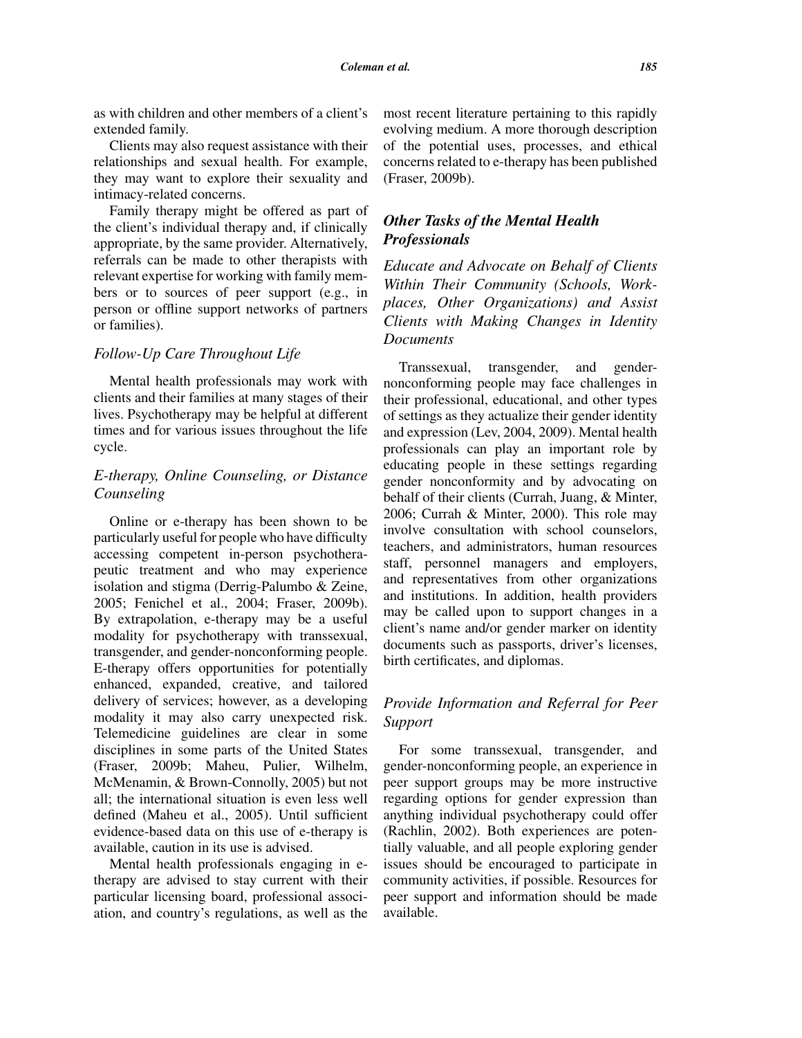as with children and other members of a client's extended family.

Clients may also request assistance with their relationships and sexual health. For example, they may want to explore their sexuality and intimacy-related concerns.

Family therapy might be offered as part of the client's individual therapy and, if clinically appropriate, by the same provider. Alternatively, referrals can be made to other therapists with relevant expertise for working with family members or to sources of peer support (e.g., in person or offline support networks of partners or families).

### *Follow-Up Care Throughout Life*

Mental health professionals may work with clients and their families at many stages of their lives. Psychotherapy may be helpful at different times and for various issues throughout the life cycle.

### *E-therapy, Online Counseling, or Distance Counseling*

Online or e-therapy has been shown to be particularly useful for people who have difficulty accessing competent in-person psychotherapeutic treatment and who may experience isolation and stigma (Derrig-Palumbo & Zeine, 2005; Fenichel et al., 2004; Fraser, 2009b). By extrapolation, e-therapy may be a useful modality for psychotherapy with transsexual, transgender, and gender-nonconforming people. E-therapy offers opportunities for potentially enhanced, expanded, creative, and tailored delivery of services; however, as a developing modality it may also carry unexpected risk. Telemedicine guidelines are clear in some disciplines in some parts of the United States (Fraser, 2009b; Maheu, Pulier, Wilhelm, McMenamin, & Brown-Connolly, 2005) but not all; the international situation is even less well defined (Maheu et al., 2005). Until sufficient evidence-based data on this use of e-therapy is available, caution in its use is advised.

Mental health professionals engaging in e-therapy are advised to stay current with their particular licensing board, professional association, and country's regulations, as well as the most recent literature pertaining to this rapidly evolving medium. A more thorough description of the potential uses, processes, and ethical concerns related to e-therapy has been published (Fraser, 2009b).

## *Other Tasks of the Mental Health Professionals*

### *Educate and Advocate on Behalf of Clients Within Their Community (Schools, Workplaces, Other Organizations) and Assist Clients with Making Changes in Identity Documents*

Transsexual, transgender, and gender-nonconforming people may face challenges in their professional, educational, and other types of settings as they actualize their gender identity and expression (Lev, 2004, 2009). Mental health professionals can play an important role by educating people in these settings regarding gender nonconformity and by advocating on behalf of their clients (Currah, Juang, & Minter, 2006; Currah & Minter, 2000). This role may involve consultation with school counselors, teachers, and administrators, human resources staff, personnel managers and employers, and representatives from other organizations and institutions. In addition, health providers may be called upon to support changes in a client's name and/or gender marker on identity documents such as passports, driver's licenses, birth certificates, and diplomas.

### *Provide Information and Referral for Peer Support*

For some transsexual, transgender, and gender-nonconforming people, an experience in peer support groups may be more instructive regarding options for gender expression than anything individual psychotherapy could offer (Rachlin, 2002). Both experiences are potentially valuable, and all people exploring gender issues should be encouraged to participate in community activities, if possible. Resources for peer support and information should be made available.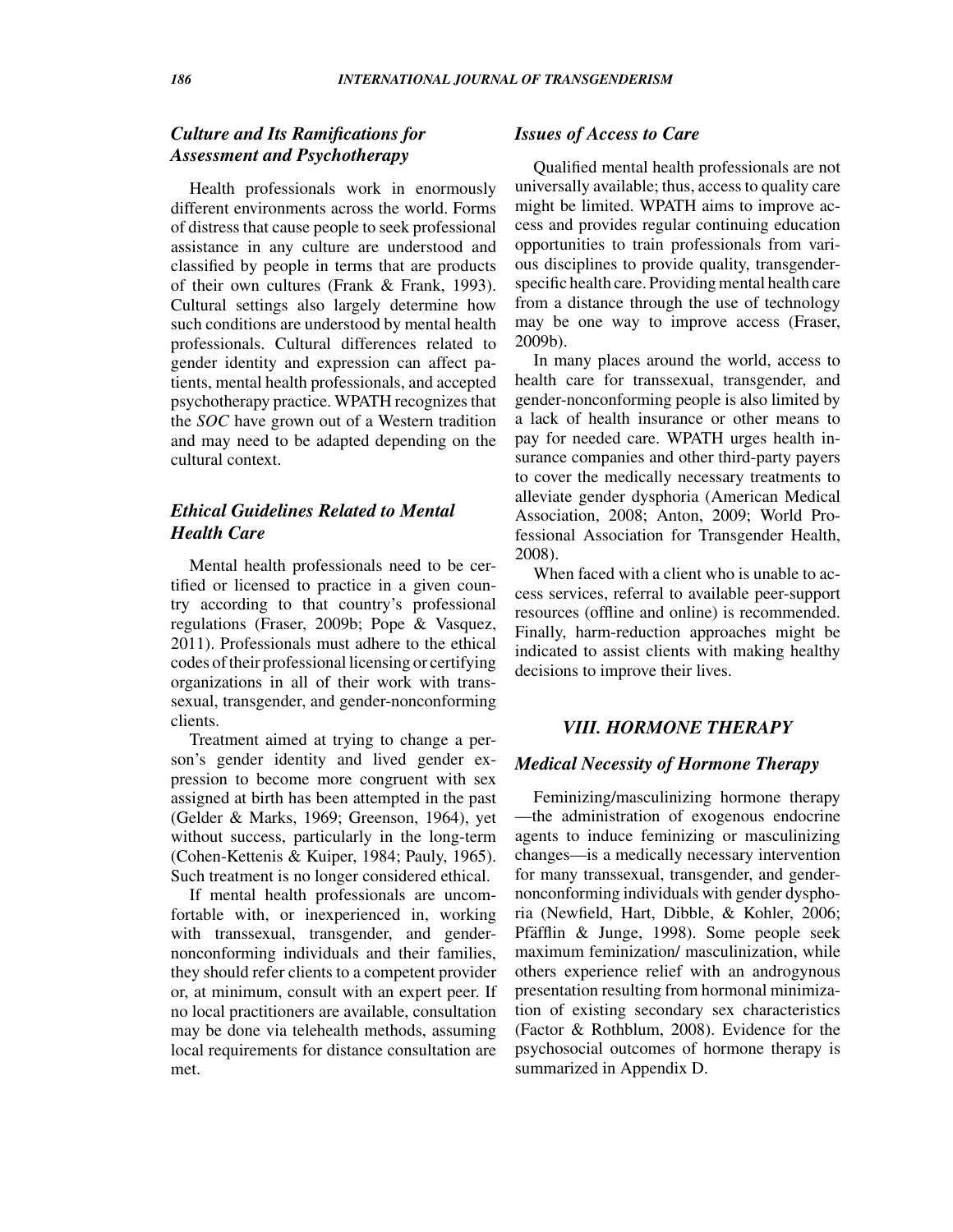### *Culture and Its Ramifications for Assessment and Psychotherapy*

Health professionals work in enormously different environments across the world. Forms of distress that cause people to seek professional assistance in any culture are understood and classified by people in terms that are products of their own cultures (Frank & Frank, 1993). Cultural settings also largely determine how such conditions are understood by mental health professionals. Cultural differences related to gender identity and expression can affect patients, mental health professionals, and accepted psychotherapy practice. WPATH recognizes that the *SOC* have grown out of a Western tradition and may need to be adapted depending on the cultural context.

### *Ethical Guidelines Related to Mental Health Care*

Mental health professionals need to be certified or licensed to practice in a given country according to that country's professional regulations (Fraser, 2009b; Pope & Vasquez, 2011). Professionals must adhere to the ethical codes of their professional licensing or certifying organizations in all of their work with transsexual, transgender, and gender-nonconforming clients.

Treatment aimed at trying to change a person's gender identity and lived gender expression to become more congruent with sex assigned at birth has been attempted in the past (Gelder & Marks, 1969; Greenson, 1964), yet without success, particularly in the long-term (Cohen-Kettenis & Kuiper, 1984; Pauly, 1965). Such treatment is no longer considered ethical.

If mental health professionals are uncomfortable with, or inexperienced in, working with transsexual, transgender, and gender-nonconforming individuals and their families, they should refer clients to a competent provider or, at minimum, consult with an expert peer. If no local practitioners are available, consultation may be done via telehealth methods, assuming local requirements for distance consultation are met.

### *Issues of Access to Care*

Qualified mental health professionals are not universally available; thus, access to quality care might be limited. WPATH aims to improve access and provides regular continuing education opportunities to train professionals from various disciplines to provide quality, transgender-specific health care. Providing mental health care from a distance through the use of technology may be one way to improve access (Fraser, 2009b).

In many places around the world, access to health care for transsexual, transgender, and gender-nonconforming people is also limited by a lack of health insurance or other means to pay for needed care. WPATH urges health insurance companies and other third-party payers to cover the medically necessary treatments to alleviate gender dysphoria (American Medical Association, 2008; Anton, 2009; World Professional Association for Transgender Health, 2008).

When faced with a client who is unable to access services, referral to available peer-support resources (offline and online) is recommended. Finally, harm-reduction approaches might be indicated to assist clients with making healthy decisions to improve their lives.

## *VIII. HORMONE THERAPY*

### *Medical Necessity of Hormone Therapy*

Feminizing/masculinizing hormone therapy —the administration of exogenous endocrine agents to induce feminizing or masculinizing changes—is a medically necessary intervention for many transsexual, transgender, and gender-nonconforming individuals with gender dysphoria (Newfield, Hart, Dibble, & Kohler, 2006; Pfäfflin & Junge, 1998). Some people seek maximum feminization/ masculinization, while others experience relief with an androgynous presentation resulting from hormonal minimization of existing secondary sex characteristics (Factor & Rothblum, 2008). Evidence for the psychosocial outcomes of hormone therapy is summarized in Appendix D.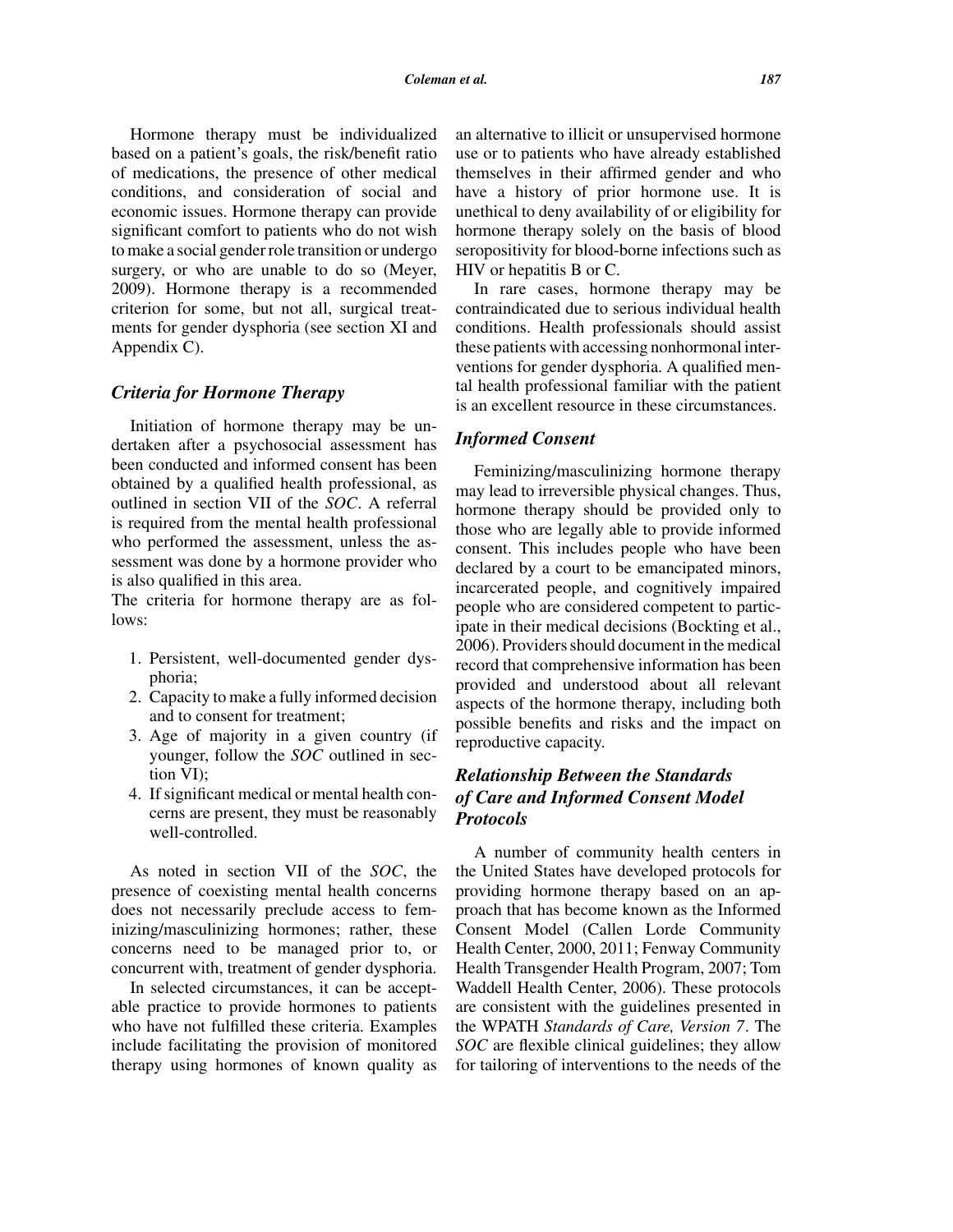Hormone therapy must be individualized based on a patient's goals, the risk/benefit ratio of medications, the presence of other medical conditions, and consideration of social and economic issues. Hormone therapy can provide significant comfort to patients who do not wish to make a social gender role transition or undergo surgery, or who are unable to do so (Meyer, 2009). Hormone therapy is a recommended criterion for some, but not all, surgical treatments for gender dysphoria (see section XI and Appendix C).

### *Criteria for Hormone Therapy*

Initiation of hormone therapy may be undertaken after a psychosocial assessment has been conducted and informed consent has been obtained by a qualified health professional, as outlined in section VII of the *SOC*. A referral is required from the mental health professional who performed the assessment, unless the assessment was done by a hormone provider who is also qualified in this area.

The criteria for hormone therapy are as follows:

1. Persistent, well-documented gender dysphoria;
2. Capacity to make a fully informed decision and to consent for treatment;
3. Age of majority in a given country (if younger, follow the *SOC* outlined in section VI);
4. If significant medical or mental health concerns are present, they must be reasonably well-controlled.

As noted in section VII of the *SOC*, the presence of coexisting mental health concerns does not necessarily preclude access to feminizing/masculinizing hormones; rather, these concerns need to be managed prior to, or concurrent with, treatment of gender dysphoria.

In selected circumstances, it can be acceptable practice to provide hormones to patients who have not fulfilled these criteria. Examples include facilitating the provision of monitored therapy using hormones of known quality as an alternative to illicit or unsupervised hormone use or to patients who have already established themselves in their affirmed gender and who have a history of prior hormone use. It is unethical to deny availability of or eligibility for hormone therapy solely on the basis of blood seropositivity for blood-borne infections such as HIV or hepatitis B or C.

In rare cases, hormone therapy may be contraindicated due to serious individual health conditions. Health professionals should assist these patients with accessing nonhormonal interventions for gender dysphoria. A qualified mental health professional familiar with the patient is an excellent resource in these circumstances.

### *Informed Consent*

Feminizing/masculinizing hormone therapy may lead to irreversible physical changes. Thus, hormone therapy should be provided only to those who are legally able to provide informed consent. This includes people who have been declared by a court to be emancipated minors, incarcerated people, and cognitively impaired people who are considered competent to participate in their medical decisions (Bockting et al., 2006). Providers should document in the medical record that comprehensive information has been provided and understood about all relevant aspects of the hormone therapy, including both possible benefits and risks and the impact on reproductive capacity.

### *Relationship Between the Standards of Care and Informed Consent Model Protocols*

A number of community health centers in the United States have developed protocols for providing hormone therapy based on an approach that has become known as the Informed Consent Model (Callen Lorde Community Health Center, 2000, 2011; Fenway Community Health Transgender Health Program, 2007; Tom Waddell Health Center, 2006). These protocols are consistent with the guidelines presented in the WPATH *Standards of Care, Version 7*. The *SOC* are flexible clinical guidelines; they allow for tailoring of interventions to the needs of the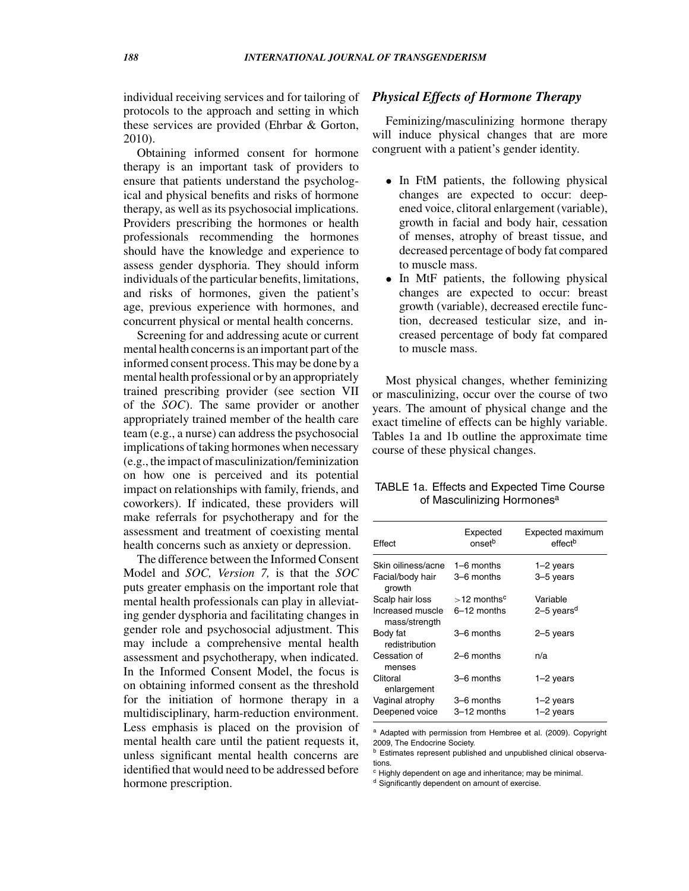individual receiving services and for tailoring of protocols to the approach and setting in which these services are provided (Ehrbar & Gorton, 2010).

Obtaining informed consent for hormone therapy is an important task of providers to ensure that patients understand the psychological and physical benefits and risks of hormone therapy, as well as its psychosocial implications. Providers prescribing the hormones or health professionals recommending the hormones should have the knowledge and experience to assess gender dysphoria. They should inform individuals of the particular benefits, limitations, and risks of hormones, given the patient's age, previous experience with hormones, and concurrent physical or mental health concerns.

Screening for and addressing acute or current mental health concerns is an important part of the informed consent process. This may be done by a mental health professional or by an appropriately trained prescribing provider (see section VII of the *SOC*). The same provider or another appropriately trained member of the health care team (e.g., a nurse) can address the psychosocial implications of taking hormones when necessary (e.g., the impact of masculinization/feminization on how one is perceived and its potential impact on relationships with family, friends, and coworkers). If indicated, these providers will make referrals for psychotherapy and for the assessment and treatment of coexisting mental health concerns such as anxiety or depression.

The difference between the Informed Consent Model and *SOC, Version 7,* is that the *SOC* puts greater emphasis on the important role that mental health professionals can play in alleviating gender dysphoria and facilitating changes in gender role and psychosocial adjustment. This may include a comprehensive mental health assessment and psychotherapy, when indicated. In the Informed Consent Model, the focus is on obtaining informed consent as the threshold for the initiation of hormone therapy in a multidisciplinary, harm-reduction environment. Less emphasis is placed on the provision of mental health care until the patient requests it, unless significant mental health concerns are identified that would need to be addressed before hormone prescription.

### *Physical Effects of Hormone Therapy*

Feminizing/masculinizing hormone therapy will induce physical changes that are more congruent with a patient's gender identity.

- In FtM patients, the following physical changes are expected to occur: deepened voice, clitoral enlargement (variable), growth in facial and body hair, cessation of menses, atrophy of breast tissue, and decreased percentage of body fat compared to muscle mass.
- In MtF patients, the following physical changes are expected to occur: breast growth (variable), decreased erectile function, decreased testicular size, and increased percentage of body fat compared to muscle mass.

Most physical changes, whether feminizing or masculinizing, occur over the course of two years. The amount of physical change and the exact timeline of effects can be highly variable. Tables 1a and 1b outline the approximate time course of these physical changes.

TABLE 1a. Effects and Expected Time Course of Masculinizing Hormones[a]

| Effect | Expected onset[b] | Expected maximum effect[b] |
|---|---|---|
| Skin oiliness/acne | 1–6 months | 1–2 years |
| Facial/body hair growth | 3–6 months | 3–5 years |
| Scalp hair loss | >12 months[c] | Variable |
| Increased muscle mass/strength | 6–12 months | 2–5 years[d] |
| Body fat redistribution | 3–6 months | 2–5 years |
| Cessation of menses | 2–6 months | n/a |
| Clitoral enlargement | 3–6 months | 1–2 years |
| Vaginal atrophy | 3–6 months | 1–2 years |
| Deepened voice | 3–12 months | 1–2 years |

[a] Adapted with permission from Hembree et al. (2009). Copyright 2009, The Endocrine Society.

[b] Estimates represent published and unpublished clinical observations.

[c] Highly dependent on age and inheritance; may be minimal.

[d] Significantly dependent on amount of exercise.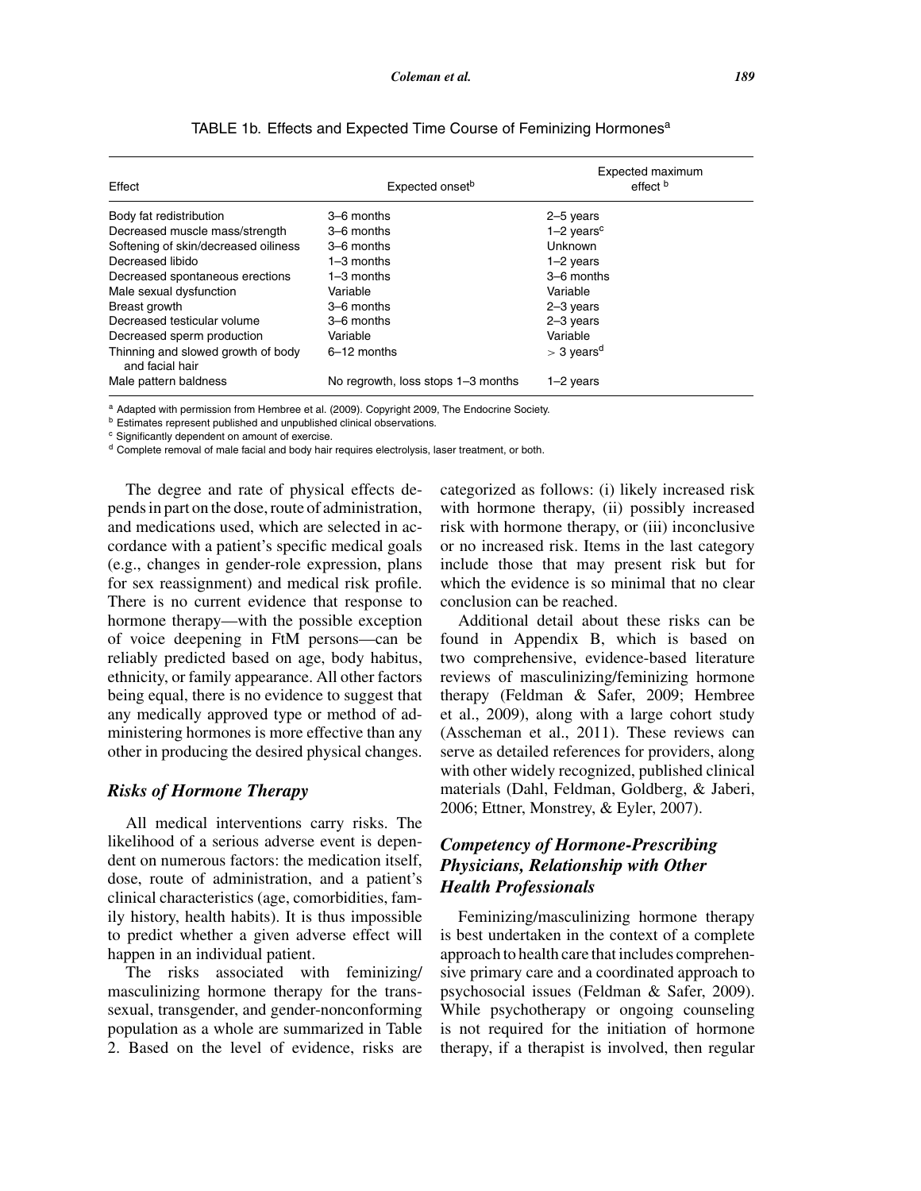TABLE 1b. Effects and Expected Time Course of Feminizing Hormones[a]

| Effect | Expected onset[b] | Expected maximum effect [b] |
|---|---|---|
| Body fat redistribution | 3–6 months | 2–5 years |
| Decreased muscle mass/strength | 3–6 months | 1–2 years[c] |
| Softening of skin/decreased oiliness | 3–6 months | Unknown |
| Decreased libido | 1–3 months | 1–2 years |
| Decreased spontaneous erections | 1–3 months | 3–6 months |
| Male sexual dysfunction | Variable | Variable |
| Breast growth | 3–6 months | 2–3 years |
| Decreased testicular volume | 3–6 months | 2–3 years |
| Decreased sperm production | Variable | Variable |
| Thinning and slowed growth of body and facial hair | 6–12 months | > 3 years[d] |
| Male pattern baldness | No regrowth, loss stops 1–3 months | 1–2 years |

[a] Adapted with permission from Hembree et al. (2009). Copyright 2009, The Endocrine Society.
[b] Estimates represent published and unpublished clinical observations.
[c] Significantly dependent on amount of exercise.
[d] Complete removal of male facial and body hair requires electrolysis, laser treatment, or both.

The degree and rate of physical effects depends in part on the dose, route of administration, and medications used, which are selected in accordance with a patient's specific medical goals (e.g., changes in gender-role expression, plans for sex reassignment) and medical risk profile. There is no current evidence that response to hormone therapy—with the possible exception of voice deepening in FtM persons—can be reliably predicted based on age, body habitus, ethnicity, or family appearance. All other factors being equal, there is no evidence to suggest that any medically approved type or method of administering hormones is more effective than any other in producing the desired physical changes.

### *Risks of Hormone Therapy*

All medical interventions carry risks. The likelihood of a serious adverse event is dependent on numerous factors: the medication itself, dose, route of administration, and a patient's clinical characteristics (age, comorbidities, family history, health habits). It is thus impossible to predict whether a given adverse effect will happen in an individual patient.

The risks associated with feminizing/masculinizing hormone therapy for the transsexual, transgender, and gender-nonconforming population as a whole are summarized in Table 2. Based on the level of evidence, risks are categorized as follows: (i) likely increased risk with hormone therapy, (ii) possibly increased risk with hormone therapy, or (iii) inconclusive or no increased risk. Items in the last category include those that may present risk but for which the evidence is so minimal that no clear conclusion can be reached.

Additional detail about these risks can be found in Appendix B, which is based on two comprehensive, evidence-based literature reviews of masculinizing/feminizing hormone therapy (Feldman & Safer, 2009; Hembree et al., 2009), along with a large cohort study (Asscheman et al., 2011). These reviews can serve as detailed references for providers, along with other widely recognized, published clinical materials (Dahl, Feldman, Goldberg, & Jaberi, 2006; Ettner, Monstrey, & Eyler, 2007).

### *Competency of Hormone-Prescribing Physicians, Relationship with Other Health Professionals*

Feminizing/masculinizing hormone therapy is best undertaken in the context of a complete approach to health care that includes comprehensive primary care and a coordinated approach to psychosocial issues (Feldman & Safer, 2009). While psychotherapy or ongoing counseling is not required for the initiation of hormone therapy, if a therapist is involved, then regular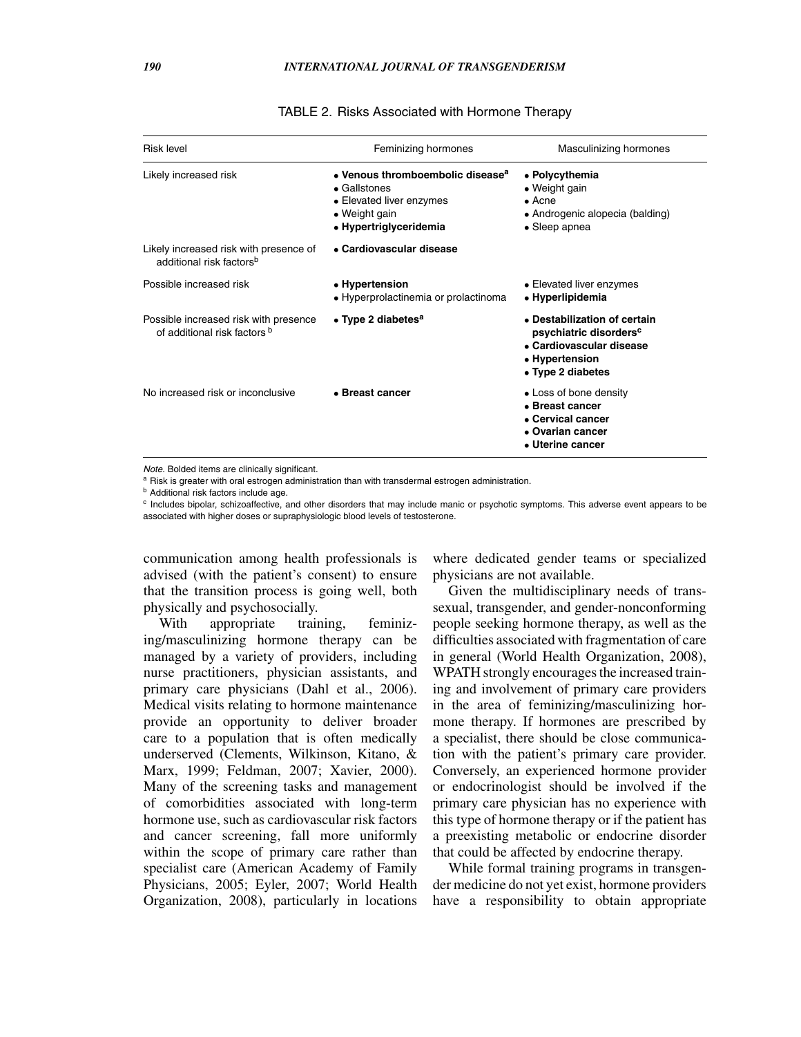TABLE 2. Risks Associated with Hormone Therapy

| Risk level | Feminizing hormones | Masculinizing hormones |
| --- | --- | --- |
| Likely increased risk | • **Venous thromboembolic disease**[a]<br>• Gallstones<br>• Elevated liver enzymes<br>• Weight gain<br>• **Hypertriglyceridemia** | • **Polycythemia**<br>• Weight gain<br>• Acne<br>• Androgenic alopecia (balding)<br>• Sleep apnea |
| Likely increased risk with presence of additional risk factors[b] | • **Cardiovascular disease** | |
| Possible increased risk | • **Hypertension**<br>• Hyperprolactinemia or prolactinoma | • Elevated liver enzymes<br>• **Hyperlipidemia** |
| Possible increased risk with presence of additional risk factors [b] | • **Type 2 diabetes**[a] | • **Destabilization of certain psychiatric disorders**[c]<br>• **Cardiovascular disease**<br>• **Hypertension**<br>• **Type 2 diabetes** |
| No increased risk or inconclusive | • **Breast cancer** | • Loss of bone density<br>• **Breast cancer**<br>• **Cervical cancer**<br>• **Ovarian cancer**<br>• **Uterine cancer** |

*Note.* Bolded items are clinically significant.

[a] Risk is greater with oral estrogen administration than with transdermal estrogen administration.

[b] Additional risk factors include age.

[c] Includes bipolar, schizoaffective, and other disorders that may include manic or psychotic symptoms. This adverse event appears to be associated with higher doses or supraphysiologic blood levels of testosterone.

communication among health professionals is advised (with the patient's consent) to ensure that the transition process is going well, both physically and psychosocially.

With appropriate training, feminizing/masculinizing hormone therapy can be managed by a variety of providers, including nurse practitioners, physician assistants, and primary care physicians (Dahl et al., 2006). Medical visits relating to hormone maintenance provide an opportunity to deliver broader care to a population that is often medically underserved (Clements, Wilkinson, Kitano, & Marx, 1999; Feldman, 2007; Xavier, 2000). Many of the screening tasks and management of comorbidities associated with long-term hormone use, such as cardiovascular risk factors and cancer screening, fall more uniformly within the scope of primary care rather than specialist care (American Academy of Family Physicians, 2005; Eyler, 2007; World Health Organization, 2008), particularly in locations where dedicated gender teams or specialized physicians are not available.

Given the multidisciplinary needs of transsexual, transgender, and gender-nonconforming people seeking hormone therapy, as well as the difficulties associated with fragmentation of care in general (World Health Organization, 2008), WPATH strongly encourages the increased training and involvement of primary care providers in the area of feminizing/masculinizing hormone therapy. If hormones are prescribed by a specialist, there should be close communication with the patient's primary care provider. Conversely, an experienced hormone provider or endocrinologist should be involved if the primary care physician has no experience with this type of hormone therapy or if the patient has a preexisting metabolic or endocrine disorder that could be affected by endocrine therapy.

While formal training programs in transgender medicine do not yet exist, hormone providers have a responsibility to obtain appropriate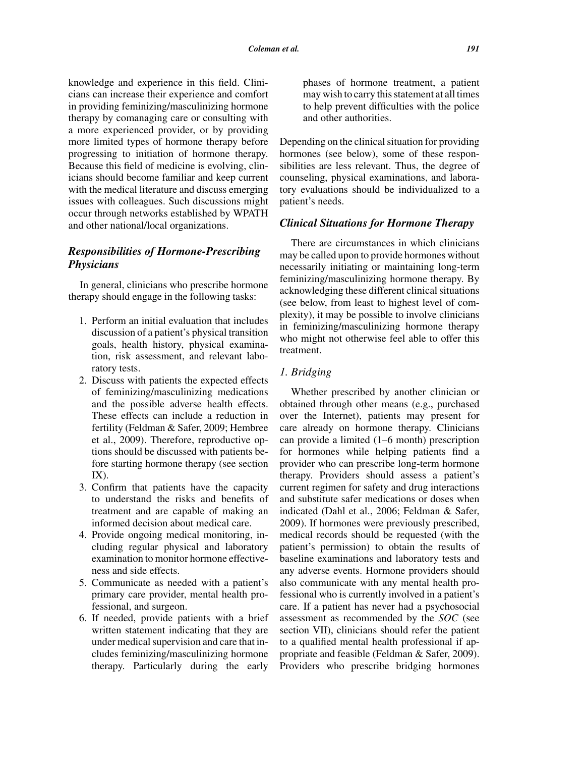knowledge and experience in this field. Clinicians can increase their experience and comfort in providing feminizing/masculinizing hormone therapy by comanaging care or consulting with a more experienced provider, or by providing more limited types of hormone therapy before progressing to initiation of hormone therapy. Because this field of medicine is evolving, clinicians should become familiar and keep current with the medical literature and discuss emerging issues with colleagues. Such discussions might occur through networks established by WPATH and other national/local organizations.

### *Responsibilities of Hormone-Prescribing Physicians*

In general, clinicians who prescribe hormone therapy should engage in the following tasks:

1. Perform an initial evaluation that includes discussion of a patient's physical transition goals, health history, physical examination, risk assessment, and relevant laboratory tests.
2. Discuss with patients the expected effects of feminizing/masculinizing medications and the possible adverse health effects. These effects can include a reduction in fertility (Feldman & Safer, 2009; Hembree et al., 2009). Therefore, reproductive options should be discussed with patients before starting hormone therapy (see section IX).
3. Confirm that patients have the capacity to understand the risks and benefits of treatment and are capable of making an informed decision about medical care.
4. Provide ongoing medical monitoring, including regular physical and laboratory examination to monitor hormone effectiveness and side effects.
5. Communicate as needed with a patient's primary care provider, mental health professional, and surgeon.
6. If needed, provide patients with a brief written statement indicating that they are under medical supervision and care that includes feminizing/masculinizing hormone therapy. Particularly during the early phases of hormone treatment, a patient may wish to carry this statement at all times to help prevent difficulties with the police and other authorities.

Depending on the clinical situation for providing hormones (see below), some of these responsibilities are less relevant. Thus, the degree of counseling, physical examinations, and laboratory evaluations should be individualized to a patient's needs.

### *Clinical Situations for Hormone Therapy*

There are circumstances in which clinicians may be called upon to provide hormones without necessarily initiating or maintaining long-term feminizing/masculinizing hormone therapy. By acknowledging these different clinical situations (see below, from least to highest level of complexity), it may be possible to involve clinicians in feminizing/masculinizing hormone therapy who might not otherwise feel able to offer this treatment.

#### *1. Bridging*

Whether prescribed by another clinician or obtained through other means (e.g., purchased over the Internet), patients may present for care already on hormone therapy. Clinicians can provide a limited (1–6 month) prescription for hormones while helping patients find a provider who can prescribe long-term hormone therapy. Providers should assess a patient's current regimen for safety and drug interactions and substitute safer medications or doses when indicated (Dahl et al., 2006; Feldman & Safer, 2009). If hormones were previously prescribed, medical records should be requested (with the patient's permission) to obtain the results of baseline examinations and laboratory tests and any adverse events. Hormone providers should also communicate with any mental health professional who is currently involved in a patient's care. If a patient has never had a psychosocial assessment as recommended by the *SOC* (see section VII), clinicians should refer the patient to a qualified mental health professional if appropriate and feasible (Feldman & Safer, 2009). Providers who prescribe bridging hormones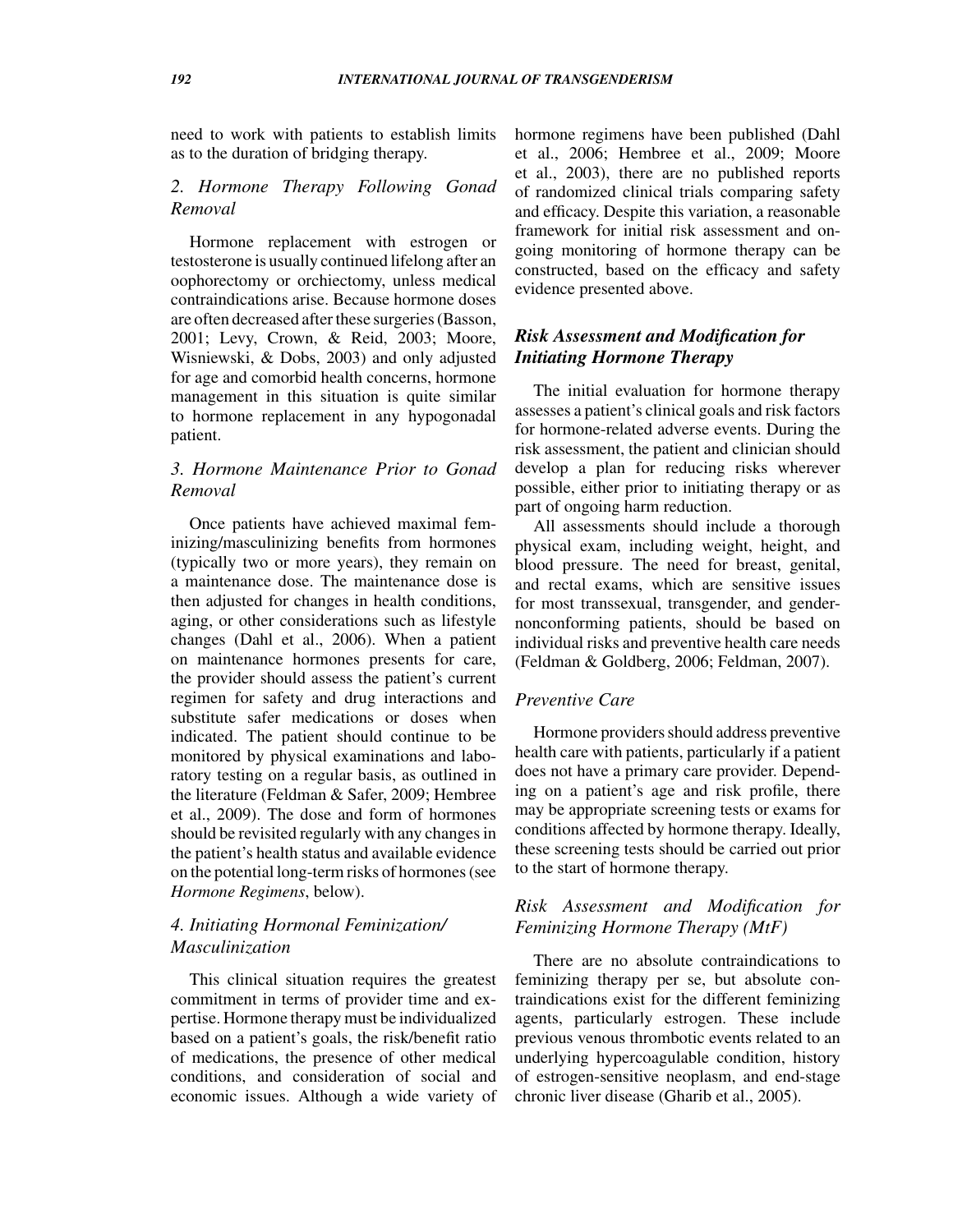need to work with patients to establish limits as to the duration of bridging therapy.

### *2. Hormone Therapy Following Gonad Removal*

Hormone replacement with estrogen or testosterone is usually continued lifelong after an oophorectomy or orchiectomy, unless medical contraindications arise. Because hormone doses are often decreased after these surgeries (Basson, 2001; Levy, Crown, & Reid, 2003; Moore, Wisniewski, & Dobs, 2003) and only adjusted for age and comorbid health concerns, hormone management in this situation is quite similar to hormone replacement in any hypogonadal patient.

### *3. Hormone Maintenance Prior to Gonad Removal*

Once patients have achieved maximal feminizing/masculinizing benefits from hormones (typically two or more years), they remain on a maintenance dose. The maintenance dose is then adjusted for changes in health conditions, aging, or other considerations such as lifestyle changes (Dahl et al., 2006). When a patient on maintenance hormones presents for care, the provider should assess the patient's current regimen for safety and drug interactions and substitute safer medications or doses when indicated. The patient should continue to be monitored by physical examinations and laboratory testing on a regular basis, as outlined in the literature (Feldman & Safer, 2009; Hembree et al., 2009). The dose and form of hormones should be revisited regularly with any changes in the patient's health status and available evidence on the potential long-term risks of hormones (see *Hormone Regimens*, below).

### *4. Initiating Hormonal Feminization/ Masculinization*

This clinical situation requires the greatest commitment in terms of provider time and expertise. Hormone therapy must be individualized based on a patient's goals, the risk/benefit ratio of medications, the presence of other medical conditions, and consideration of social and economic issues. Although a wide variety of hormone regimens have been published (Dahl et al., 2006; Hembree et al., 2009; Moore et al., 2003), there are no published reports of randomized clinical trials comparing safety and efficacy. Despite this variation, a reasonable framework for initial risk assessment and ongoing monitoring of hormone therapy can be constructed, based on the efficacy and safety evidence presented above.

## ***Risk Assessment and Modification for Initiating Hormone Therapy***

The initial evaluation for hormone therapy assesses a patient's clinical goals and risk factors for hormone-related adverse events. During the risk assessment, the patient and clinician should develop a plan for reducing risks wherever possible, either prior to initiating therapy or as part of ongoing harm reduction.

All assessments should include a thorough physical exam, including weight, height, and blood pressure. The need for breast, genital, and rectal exams, which are sensitive issues for most transsexual, transgender, and gender-nonconforming patients, should be based on individual risks and preventive health care needs (Feldman & Goldberg, 2006; Feldman, 2007).

### *Preventive Care*

Hormone providers should address preventive health care with patients, particularly if a patient does not have a primary care provider. Depending on a patient's age and risk profile, there may be appropriate screening tests or exams for conditions affected by hormone therapy. Ideally, these screening tests should be carried out prior to the start of hormone therapy.

### *Risk Assessment and Modification for Feminizing Hormone Therapy (MtF)*

There are no absolute contraindications to feminizing therapy per se, but absolute contraindications exist for the different feminizing agents, particularly estrogen. These include previous venous thrombotic events related to an underlying hypercoagulable condition, history of estrogen-sensitive neoplasm, and end-stage chronic liver disease (Gharib et al., 2005).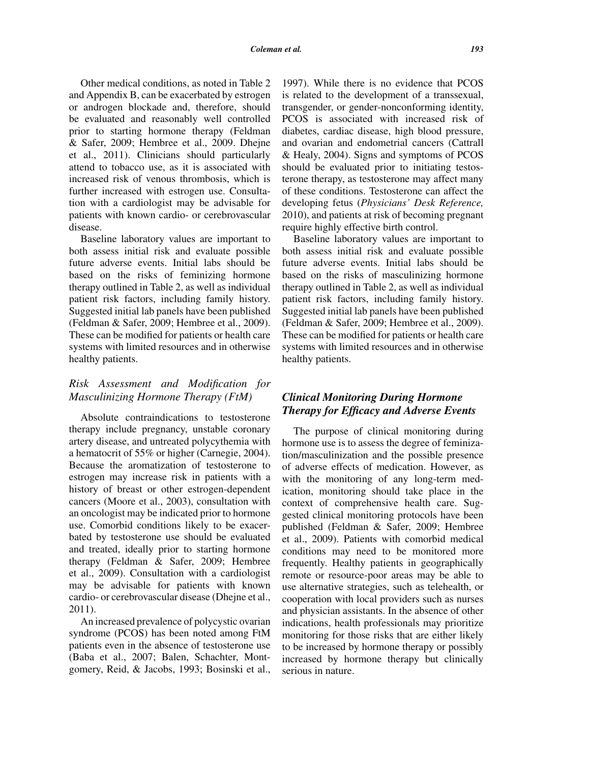Other medical conditions, as noted in Table 2 and Appendix B, can be exacerbated by estrogen or androgen blockade and, therefore, should be evaluated and reasonably well controlled prior to starting hormone therapy (Feldman & Safer, 2009; Hembree et al., 2009. Dhejne et al., 2011). Clinicians should particularly attend to tobacco use, as it is associated with increased risk of venous thrombosis, which is further increased with estrogen use. Consultation with a cardiologist may be advisable for patients with known cardio- or cerebrovascular disease.

Baseline laboratory values are important to both assess initial risk and evaluate possible future adverse events. Initial labs should be based on the risks of feminizing hormone therapy outlined in Table 2, as well as individual patient risk factors, including family history. Suggested initial lab panels have been published (Feldman & Safer, 2009; Hembree et al., 2009). These can be modified for patients or health care systems with limited resources and in otherwise healthy patients.

### *Risk Assessment and Modification for Masculinizing Hormone Therapy (FtM)*

Absolute contraindications to testosterone therapy include pregnancy, unstable coronary artery disease, and untreated polycythemia with a hematocrit of 55% or higher (Carnegie, 2004). Because the aromatization of testosterone to estrogen may increase risk in patients with a history of breast or other estrogen-dependent cancers (Moore et al., 2003), consultation with an oncologist may be indicated prior to hormone use. Comorbid conditions likely to be exacerbated by testosterone use should be evaluated and treated, ideally prior to starting hormone therapy (Feldman & Safer, 2009; Hembree et al., 2009). Consultation with a cardiologist may be advisable for patients with known cardio- or cerebrovascular disease (Dhejne et al., 2011).

An increased prevalence of polycystic ovarian syndrome (PCOS) has been noted among FtM patients even in the absence of testosterone use (Baba et al., 2007; Balen, Schachter, Montgomery, Reid, & Jacobs, 1993; Bosinski et al., 1997). While there is no evidence that PCOS is related to the development of a transsexual, transgender, or gender-nonconforming identity, PCOS is associated with increased risk of diabetes, cardiac disease, high blood pressure, and ovarian and endometrial cancers (Cattrall & Healy, 2004). Signs and symptoms of PCOS should be evaluated prior to initiating testosterone therapy, as testosterone may affect many of these conditions. Testosterone can affect the developing fetus (*Physicians' Desk Reference,* 2010), and patients at risk of becoming pregnant require highly effective birth control.

Baseline laboratory values are important to both assess initial risk and evaluate possible future adverse events. Initial labs should be based on the risks of masculinizing hormone therapy outlined in Table 2, as well as individual patient risk factors, including family history. Suggested initial lab panels have been published (Feldman & Safer, 2009; Hembree et al., 2009). These can be modified for patients or health care systems with limited resources and in otherwise healthy patients.

## *Clinical Monitoring During Hormone Therapy for Efficacy and Adverse Events*

The purpose of clinical monitoring during hormone use is to assess the degree of feminization/masculinization and the possible presence of adverse effects of medication. However, as with the monitoring of any long-term medication, monitoring should take place in the context of comprehensive health care. Suggested clinical monitoring protocols have been published (Feldman & Safer, 2009; Hembree et al., 2009). Patients with comorbid medical conditions may need to be monitored more frequently. Healthy patients in geographically remote or resource-poor areas may be able to use alternative strategies, such as telehealth, or cooperation with local providers such as nurses and physician assistants. In the absence of other indications, health professionals may prioritize monitoring for those risks that are either likely to be increased by hormone therapy or possibly increased by hormone therapy but clinically serious in nature.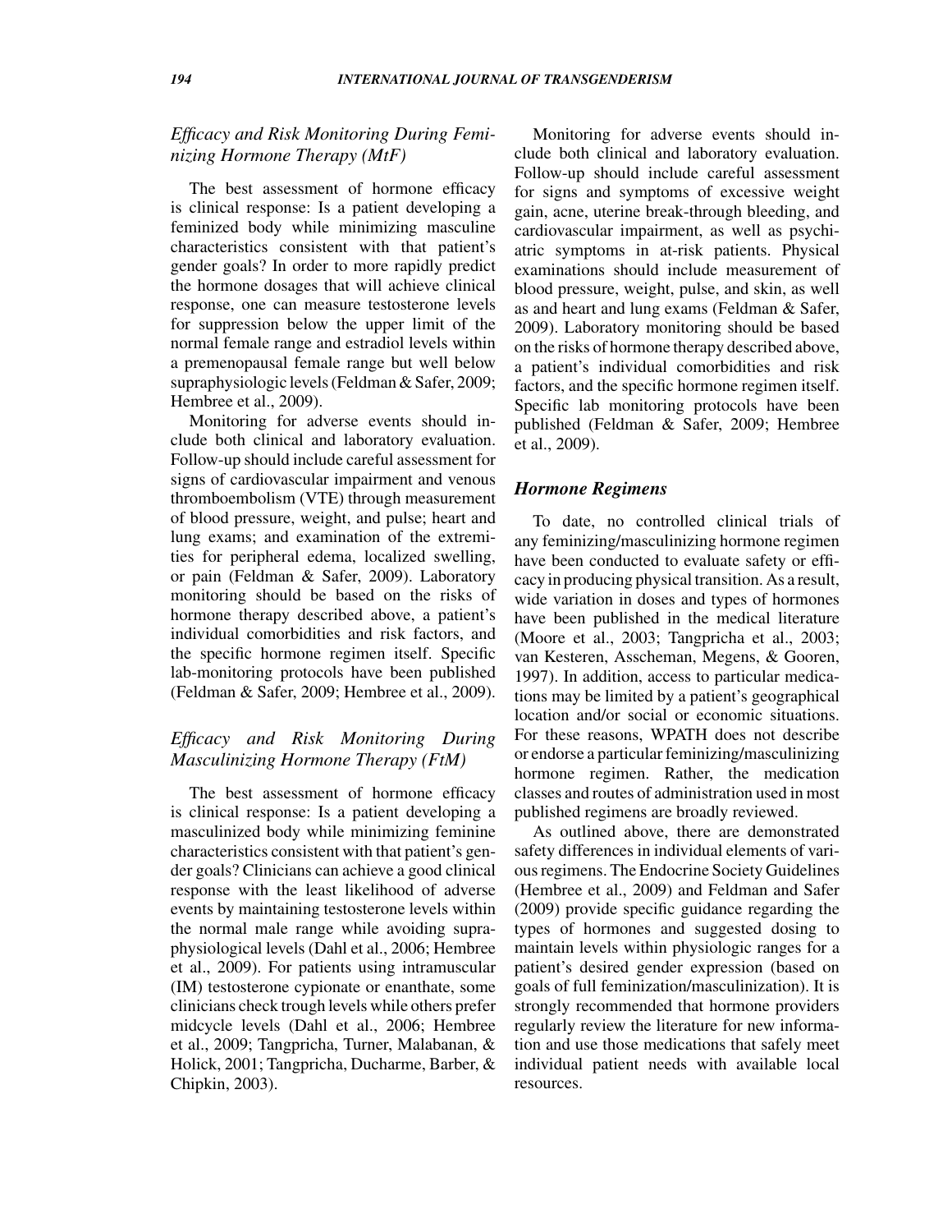### *Efficacy and Risk Monitoring During Feminizing Hormone Therapy (MtF)*

The best assessment of hormone efficacy is clinical response: Is a patient developing a feminized body while minimizing masculine characteristics consistent with that patient's gender goals? In order to more rapidly predict the hormone dosages that will achieve clinical response, one can measure testosterone levels for suppression below the upper limit of the normal female range and estradiol levels within a premenopausal female range but well below supraphysiologic levels (Feldman & Safer, 2009; Hembree et al., 2009).

Monitoring for adverse events should include both clinical and laboratory evaluation. Follow-up should include careful assessment for signs of cardiovascular impairment and venous thromboembolism (VTE) through measurement of blood pressure, weight, and pulse; heart and lung exams; and examination of the extremities for peripheral edema, localized swelling, or pain (Feldman & Safer, 2009). Laboratory monitoring should be based on the risks of hormone therapy described above, a patient's individual comorbidities and risk factors, and the specific hormone regimen itself. Specific lab-monitoring protocols have been published (Feldman & Safer, 2009; Hembree et al., 2009).

### *Efficacy and Risk Monitoring During Masculinizing Hormone Therapy (FtM)*

The best assessment of hormone efficacy is clinical response: Is a patient developing a masculinized body while minimizing feminine characteristics consistent with that patient's gender goals? Clinicians can achieve a good clinical response with the least likelihood of adverse events by maintaining testosterone levels within the normal male range while avoiding supraphysiological levels (Dahl et al., 2006; Hembree et al., 2009). For patients using intramuscular (IM) testosterone cypionate or enanthate, some clinicians check trough levels while others prefer midcycle levels (Dahl et al., 2006; Hembree et al., 2009; Tangpricha, Turner, Malabanan, & Holick, 2001; Tangpricha, Ducharme, Barber, & Chipkin, 2003).

Monitoring for adverse events should include both clinical and laboratory evaluation. Follow-up should include careful assessment for signs and symptoms of excessive weight gain, acne, uterine break-through bleeding, and cardiovascular impairment, as well as psychiatric symptoms in at-risk patients. Physical examinations should include measurement of blood pressure, weight, pulse, and skin, as well as and heart and lung exams (Feldman & Safer, 2009). Laboratory monitoring should be based on the risks of hormone therapy described above, a patient's individual comorbidities and risk factors, and the specific hormone regimen itself. Specific lab monitoring protocols have been published (Feldman & Safer, 2009; Hembree et al., 2009).

## ***Hormone Regimens***

To date, no controlled clinical trials of any feminizing/masculinizing hormone regimen have been conducted to evaluate safety or efficacy in producing physical transition. As a result, wide variation in doses and types of hormones have been published in the medical literature (Moore et al., 2003; Tangpricha et al., 2003; van Kesteren, Asscheman, Megens, & Gooren, 1997). In addition, access to particular medications may be limited by a patient's geographical location and/or social or economic situations. For these reasons, WPATH does not describe or endorse a particular feminizing/masculinizing hormone regimen. Rather, the medication classes and routes of administration used in most published regimens are broadly reviewed.

As outlined above, there are demonstrated safety differences in individual elements of various regimens. The Endocrine Society Guidelines (Hembree et al., 2009) and Feldman and Safer (2009) provide specific guidance regarding the types of hormones and suggested dosing to maintain levels within physiologic ranges for a patient's desired gender expression (based on goals of full feminization/masculinization). It is strongly recommended that hormone providers regularly review the literature for new information and use those medications that safely meet individual patient needs with available local resources.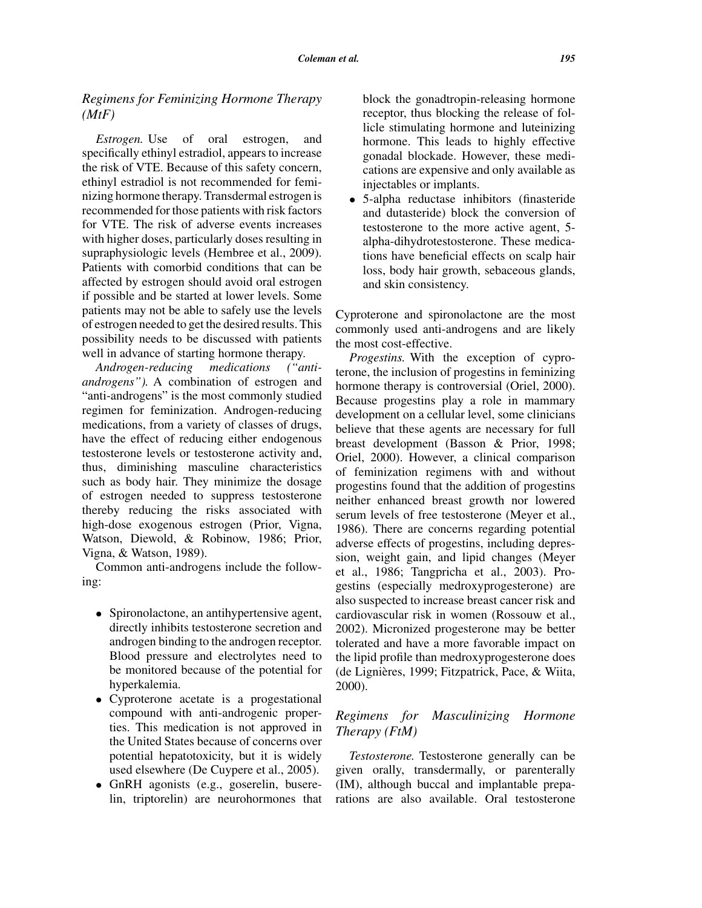### *Regimens for Feminizing Hormone Therapy (MtF)*

*Estrogen.* Use of oral estrogen, and specifically ethinyl estradiol, appears to increase the risk of VTE. Because of this safety concern, ethinyl estradiol is not recommended for feminizing hormone therapy. Transdermal estrogen is recommended for those patients with risk factors for VTE. The risk of adverse events increases with higher doses, particularly doses resulting in supraphysiologic levels (Hembree et al., 2009). Patients with comorbid conditions that can be affected by estrogen should avoid oral estrogen if possible and be started at lower levels. Some patients may not be able to safely use the levels of estrogen needed to get the desired results. This possibility needs to be discussed with patients well in advance of starting hormone therapy.

*Androgen-reducing medications ("anti-androgens").* A combination of estrogen and "anti-androgens" is the most commonly studied regimen for feminization. Androgen-reducing medications, from a variety of classes of drugs, have the effect of reducing either endogenous testosterone levels or testosterone activity and, thus, diminishing masculine characteristics such as body hair. They minimize the dosage of estrogen needed to suppress testosterone thereby reducing the risks associated with high-dose exogenous estrogen (Prior, Vigna, Watson, Diewold, & Robinow, 1986; Prior, Vigna, & Watson, 1989).

Common anti-androgens include the following:

- Spironolactone, an antihypertensive agent, directly inhibits testosterone secretion and androgen binding to the androgen receptor. Blood pressure and electrolytes need to be monitored because of the potential for hyperkalemia.
- Cyproterone acetate is a progestational compound with anti-androgenic properties. This medication is not approved in the United States because of concerns over potential hepatotoxicity, but it is widely used elsewhere (De Cuypere et al., 2005).
- GnRH agonists (e.g., goserelin, buserelin, triptorelin) are neurohormones that block the gonadtropin-releasing hormone receptor, thus blocking the release of follicle stimulating hormone and luteinizing hormone. This leads to highly effective gonadal blockade. However, these medications are expensive and only available as injectables or implants.
- 5-alpha reductase inhibitors (finasteride and dutasteride) block the conversion of testosterone to the more active agent, 5-alpha-dihydrotestosterone. These medications have beneficial effects on scalp hair loss, body hair growth, sebaceous glands, and skin consistency.

Cyproterone and spironolactone are the most commonly used anti-androgens and are likely the most cost-effective.

*Progestins.* With the exception of cyproterone, the inclusion of progestins in feminizing hormone therapy is controversial (Oriel, 2000). Because progestins play a role in mammary development on a cellular level, some clinicians believe that these agents are necessary for full breast development (Basson & Prior, 1998; Oriel, 2000). However, a clinical comparison of feminization regimens with and without progestins found that the addition of progestins neither enhanced breast growth nor lowered serum levels of free testosterone (Meyer et al., 1986). There are concerns regarding potential adverse effects of progestins, including depression, weight gain, and lipid changes (Meyer et al., 1986; Tangpricha et al., 2003). Progestins (especially medroxyprogesterone) are also suspected to increase breast cancer risk and cardiovascular risk in women (Rossouw et al., 2002). Micronized progesterone may be better tolerated and have a more favorable impact on the lipid profile than medroxyprogesterone does (de Lignières, 1999; Fitzpatrick, Pace, & Wiita, 2000).

### *Regimens for Masculinizing Hormone Therapy (FtM)*

*Testosterone.* Testosterone generally can be given orally, transdermally, or parenterally (IM), although buccal and implantable preparations are also available. Oral testosterone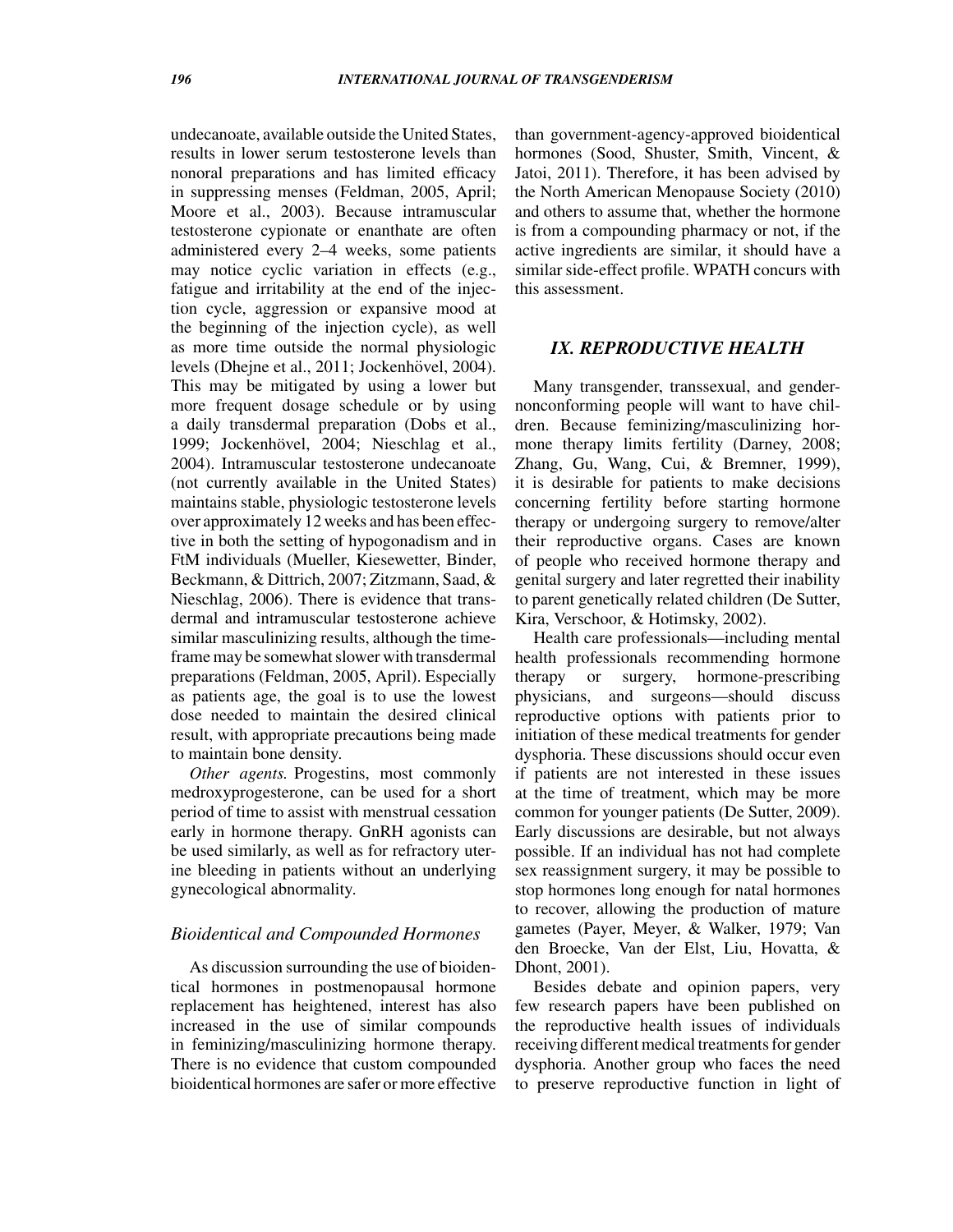undecanoate, available outside the United States, results in lower serum testosterone levels than nonoral preparations and has limited efficacy in suppressing menses (Feldman, 2005, April; Moore et al., 2003). Because intramuscular testosterone cypionate or enanthate are often administered every 2–4 weeks, some patients may notice cyclic variation in effects (e.g., fatigue and irritability at the end of the injection cycle, aggression or expansive mood at the beginning of the injection cycle), as well as more time outside the normal physiologic levels (Dhejne et al., 2011; Jockenhövel, 2004). This may be mitigated by using a lower but more frequent dosage schedule or by using a daily transdermal preparation (Dobs et al., 1999; Jockenhövel, 2004; Nieschlag et al., 2004). Intramuscular testosterone undecanoate (not currently available in the United States) maintains stable, physiologic testosterone levels over approximately 12 weeks and has been effective in both the setting of hypogonadism and in FtM individuals (Mueller, Kiesewetter, Binder, Beckmann, & Dittrich, 2007; Zitzmann, Saad, & Nieschlag, 2006). There is evidence that transdermal and intramuscular testosterone achieve similar masculinizing results, although the timeframe may be somewhat slower with transdermal preparations (Feldman, 2005, April). Especially as patients age, the goal is to use the lowest dose needed to maintain the desired clinical result, with appropriate precautions being made to maintain bone density.

*Other agents.* Progestins, most commonly medroxyprogesterone, can be used for a short period of time to assist with menstrual cessation early in hormone therapy. GnRH agonists can be used similarly, as well as for refractory uterine bleeding in patients without an underlying gynecological abnormality.

### *Bioidentical and Compounded Hormones*

As discussion surrounding the use of bioidentical hormones in postmenopausal hormone replacement has heightened, interest has also increased in the use of similar compounds in feminizing/masculinizing hormone therapy. There is no evidence that custom compounded bioidentical hormones are safer or more effective than government-agency-approved bioidentical hormones (Sood, Shuster, Smith, Vincent, & Jatoi, 2011). Therefore, it has been advised by the North American Menopause Society (2010) and others to assume that, whether the hormone is from a compounding pharmacy or not, if the active ingredients are similar, it should have a similar side-effect profile. WPATH concurs with this assessment.

## *IX. REPRODUCTIVE HEALTH*

Many transgender, transsexual, and gender-nonconforming people will want to have children. Because feminizing/masculinizing hormone therapy limits fertility (Darney, 2008; Zhang, Gu, Wang, Cui, & Bremner, 1999), it is desirable for patients to make decisions concerning fertility before starting hormone therapy or undergoing surgery to remove/alter their reproductive organs. Cases are known of people who received hormone therapy and genital surgery and later regretted their inability to parent genetically related children (De Sutter, Kira, Verschoor, & Hotimsky, 2002).

Health care professionals—including mental health professionals recommending hormone therapy or surgery, hormone-prescribing physicians, and surgeons—should discuss reproductive options with patients prior to initiation of these medical treatments for gender dysphoria. These discussions should occur even if patients are not interested in these issues at the time of treatment, which may be more common for younger patients (De Sutter, 2009). Early discussions are desirable, but not always possible. If an individual has not had complete sex reassignment surgery, it may be possible to stop hormones long enough for natal hormones to recover, allowing the production of mature gametes (Payer, Meyer, & Walker, 1979; Van den Broecke, Van der Elst, Liu, Hovatta, & Dhont, 2001).

Besides debate and opinion papers, very few research papers have been published on the reproductive health issues of individuals receiving different medical treatments for gender dysphoria. Another group who faces the need to preserve reproductive function in light of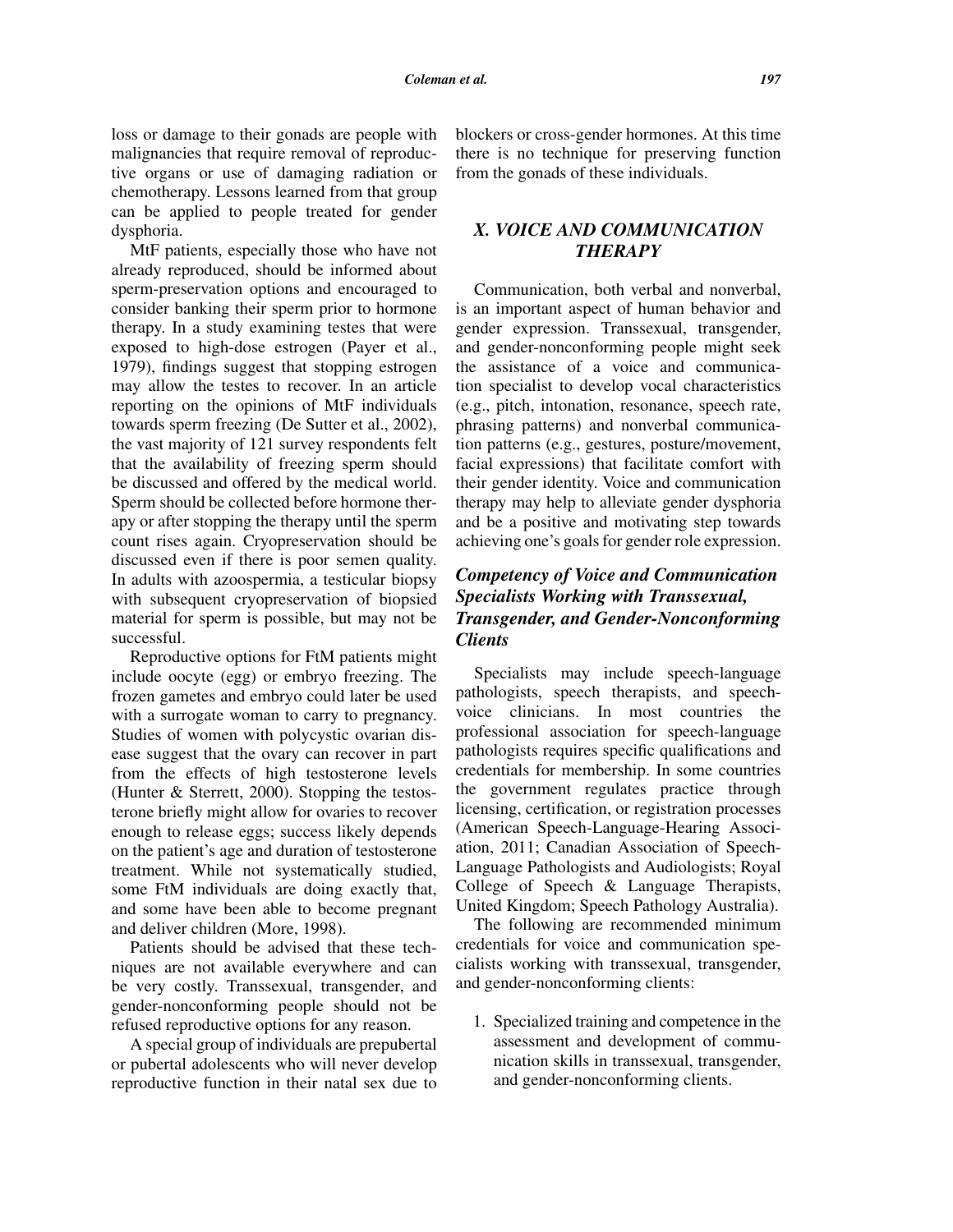loss or damage to their gonads are people with malignancies that require removal of reproductive organs or use of damaging radiation or chemotherapy. Lessons learned from that group can be applied to people treated for gender dysphoria.

MtF patients, especially those who have not already reproduced, should be informed about sperm-preservation options and encouraged to consider banking their sperm prior to hormone therapy. In a study examining testes that were exposed to high-dose estrogen (Payer et al., 1979), findings suggest that stopping estrogen may allow the testes to recover. In an article reporting on the opinions of MtF individuals towards sperm freezing (De Sutter et al., 2002), the vast majority of 121 survey respondents felt that the availability of freezing sperm should be discussed and offered by the medical world. Sperm should be collected before hormone therapy or after stopping the therapy until the sperm count rises again. Cryopreservation should be discussed even if there is poor semen quality. In adults with azoospermia, a testicular biopsy with subsequent cryopreservation of biopsied material for sperm is possible, but may not be successful.

Reproductive options for FtM patients might include oocyte (egg) or embryo freezing. The frozen gametes and embryo could later be used with a surrogate woman to carry to pregnancy. Studies of women with polycystic ovarian disease suggest that the ovary can recover in part from the effects of high testosterone levels (Hunter & Sterrett, 2000). Stopping the testosterone briefly might allow for ovaries to recover enough to release eggs; success likely depends on the patient's age and duration of testosterone treatment. While not systematically studied, some FtM individuals are doing exactly that, and some have been able to become pregnant and deliver children (More, 1998).

Patients should be advised that these techniques are not available everywhere and can be very costly. Transsexual, transgender, and gender-nonconforming people should not be refused reproductive options for any reason.

A special group of individuals are prepubertal or pubertal adolescents who will never develop reproductive function in their natal sex due to blockers or cross-gender hormones. At this time there is no technique for preserving function from the gonads of these individuals.

## *X. VOICE AND COMMUNICATION THERAPY*

Communication, both verbal and nonverbal, is an important aspect of human behavior and gender expression. Transsexual, transgender, and gender-nonconforming people might seek the assistance of a voice and communication specialist to develop vocal characteristics (e.g., pitch, intonation, resonance, speech rate, phrasing patterns) and nonverbal communication patterns (e.g., gestures, posture/movement, facial expressions) that facilitate comfort with their gender identity. Voice and communication therapy may help to alleviate gender dysphoria and be a positive and motivating step towards achieving one's goals for gender role expression.

### *Competency of Voice and Communication Specialists Working with Transsexual, Transgender, and Gender-Nonconforming Clients*

Specialists may include speech-language pathologists, speech therapists, and speech-voice clinicians. In most countries the professional association for speech-language pathologists requires specific qualifications and credentials for membership. In some countries the government regulates practice through licensing, certification, or registration processes (American Speech-Language-Hearing Association, 2011; Canadian Association of Speech-Language Pathologists and Audiologists; Royal College of Speech & Language Therapists, United Kingdom; Speech Pathology Australia).

The following are recommended minimum credentials for voice and communication specialists working with transsexual, transgender, and gender-nonconforming clients:

1. Specialized training and competence in the assessment and development of communication skills in transsexual, transgender, and gender-nonconforming clients.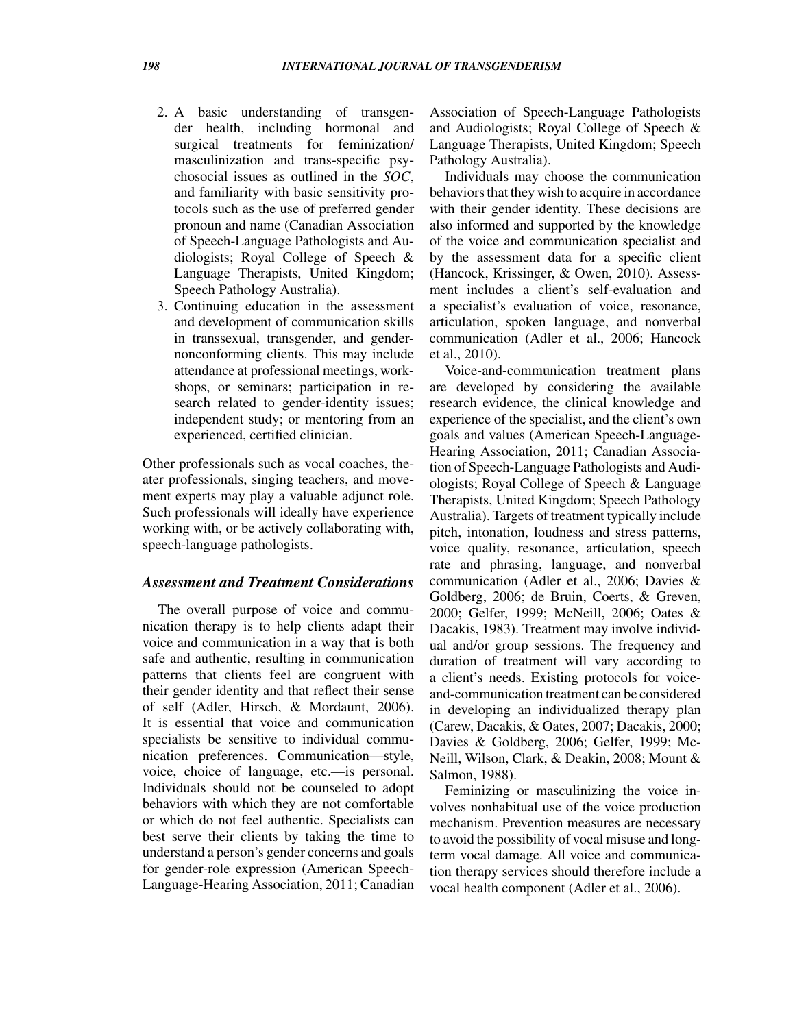2. A basic understanding of transgender health, including hormonal and surgical treatments for feminization/masculinization and trans-specific psychosocial issues as outlined in the *SOC*, and familiarity with basic sensitivity protocols such as the use of preferred gender pronoun and name (Canadian Association of Speech-Language Pathologists and Audiologists; Royal College of Speech & Language Therapists, United Kingdom; Speech Pathology Australia).
3. Continuing education in the assessment and development of communication skills in transsexual, transgender, and gender-nonconforming clients. This may include attendance at professional meetings, workshops, or seminars; participation in research related to gender-identity issues; independent study; or mentoring from an experienced, certified clinician.

Other professionals such as vocal coaches, theater professionals, singing teachers, and movement experts may play a valuable adjunct role. Such professionals will ideally have experience working with, or be actively collaborating with, speech-language pathologists.

### *Assessment and Treatment Considerations*

The overall purpose of voice and communication therapy is to help clients adapt their voice and communication in a way that is both safe and authentic, resulting in communication patterns that clients feel are congruent with their gender identity and that reflect their sense of self (Adler, Hirsch, & Mordaunt, 2006). It is essential that voice and communication specialists be sensitive to individual communication preferences. Communication—style, voice, choice of language, etc.—is personal. Individuals should not be counseled to adopt behaviors with which they are not comfortable or which do not feel authentic. Specialists can best serve their clients by taking the time to understand a person's gender concerns and goals for gender-role expression (American Speech-Language-Hearing Association, 2011; Canadian Association of Speech-Language Pathologists and Audiologists; Royal College of Speech & Language Therapists, United Kingdom; Speech Pathology Australia).

Individuals may choose the communication behaviors that they wish to acquire in accordance with their gender identity. These decisions are also informed and supported by the knowledge of the voice and communication specialist and by the assessment data for a specific client (Hancock, Krissinger, & Owen, 2010). Assessment includes a client's self-evaluation and a specialist's evaluation of voice, resonance, articulation, spoken language, and nonverbal communication (Adler et al., 2006; Hancock et al., 2010).

Voice-and-communication treatment plans are developed by considering the available research evidence, the clinical knowledge and experience of the specialist, and the client's own goals and values (American Speech-Language-Hearing Association, 2011; Canadian Association of Speech-Language Pathologists and Audiologists; Royal College of Speech & Language Therapists, United Kingdom; Speech Pathology Australia). Targets of treatment typically include pitch, intonation, loudness and stress patterns, voice quality, resonance, articulation, speech rate and phrasing, language, and nonverbal communication (Adler et al., 2006; Davies & Goldberg, 2006; de Bruin, Coerts, & Greven, 2000; Gelfer, 1999; McNeill, 2006; Oates & Dacakis, 1983). Treatment may involve individual and/or group sessions. The frequency and duration of treatment will vary according to a client's needs. Existing protocols for voice-and-communication treatment can be considered in developing an individualized therapy plan (Carew, Dacakis, & Oates, 2007; Dacakis, 2000; Davies & Goldberg, 2006; Gelfer, 1999; McNeill, Wilson, Clark, & Deakin, 2008; Mount & Salmon, 1988).

Feminizing or masculinizing the voice involves nonhabitual use of the voice production mechanism. Prevention measures are necessary to avoid the possibility of vocal misuse and long-term vocal damage. All voice and communication therapy services should therefore include a vocal health component (Adler et al., 2006).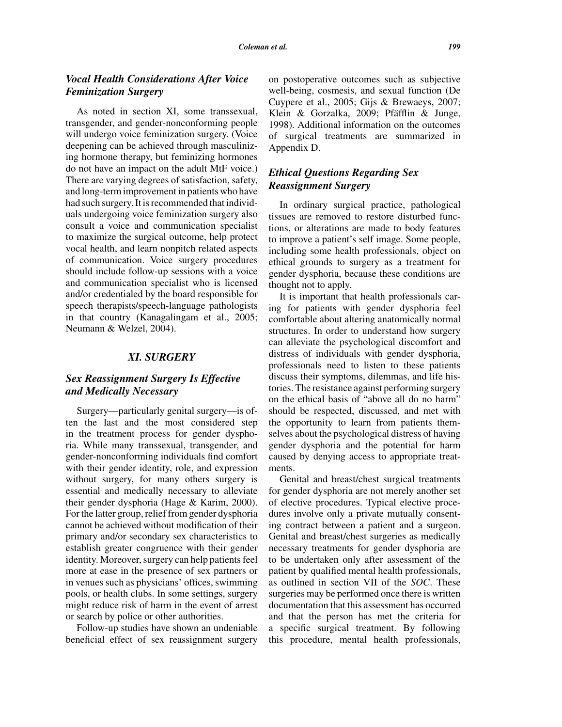### *Vocal Health Considerations After Voice Feminization Surgery*

As noted in section XI, some transsexual, transgender, and gender-nonconforming people will undergo voice feminization surgery. (Voice deepening can be achieved through masculinizing hormone therapy, but feminizing hormones do not have an impact on the adult MtF voice.) There are varying degrees of satisfaction, safety, and long-term improvement in patients who have had such surgery. It is recommended that individuals undergoing voice feminization surgery also consult a voice and communication specialist to maximize the surgical outcome, help protect vocal health, and learn nonpitch related aspects of communication. Voice surgery procedures should include follow-up sessions with a voice and communication specialist who is licensed and/or credentialed by the board responsible for speech therapists/speech-language pathologists in that country (Kanagalingam et al., 2005; Neumann & Welzel, 2004).

## *XI. SURGERY*

### *Sex Reassignment Surgery Is Effective and Medically Necessary*

Surgery—particularly genital surgery—is often the last and the most considered step in the treatment process for gender dysphoria. While many transsexual, transgender, and gender-nonconforming individuals find comfort with their gender identity, role, and expression without surgery, for many others surgery is essential and medically necessary to alleviate their gender dysphoria (Hage & Karim, 2000). For the latter group, relief from gender dysphoria cannot be achieved without modification of their primary and/or secondary sex characteristics to establish greater congruence with their gender identity. Moreover, surgery can help patients feel more at ease in the presence of sex partners or in venues such as physicians' offices, swimming pools, or health clubs. In some settings, surgery might reduce risk of harm in the event of arrest or search by police or other authorities.

Follow-up studies have shown an undeniable beneficial effect of sex reassignment surgery on postoperative outcomes such as subjective well-being, cosmesis, and sexual function (De Cuypere et al., 2005; Gijs & Brewaeys, 2007; Klein & Gorzalka, 2009; Pfäfflin & Junge, 1998). Additional information on the outcomes of surgical treatments are summarized in Appendix D.

### *Ethical Questions Regarding Sex Reassignment Surgery*

In ordinary surgical practice, pathological tissues are removed to restore disturbed functions, or alterations are made to body features to improve a patient's self image. Some people, including some health professionals, object on ethical grounds to surgery as a treatment for gender dysphoria, because these conditions are thought not to apply.

It is important that health professionals caring for patients with gender dysphoria feel comfortable about altering anatomically normal structures. In order to understand how surgery can alleviate the psychological discomfort and distress of individuals with gender dysphoria, professionals need to listen to these patients discuss their symptoms, dilemmas, and life histories. The resistance against performing surgery on the ethical basis of "above all do no harm" should be respected, discussed, and met with the opportunity to learn from patients themselves about the psychological distress of having gender dysphoria and the potential for harm caused by denying access to appropriate treatments.

Genital and breast/chest surgical treatments for gender dysphoria are not merely another set of elective procedures. Typical elective procedures involve only a private mutually consenting contract between a patient and a surgeon. Genital and breast/chest surgeries as medically necessary treatments for gender dysphoria are to be undertaken only after assessment of the patient by qualified mental health professionals, as outlined in section VII of the *SOC*. These surgeries may be performed once there is written documentation that this assessment has occurred and that the person has met the criteria for a specific surgical treatment. By following this procedure, mental health professionals,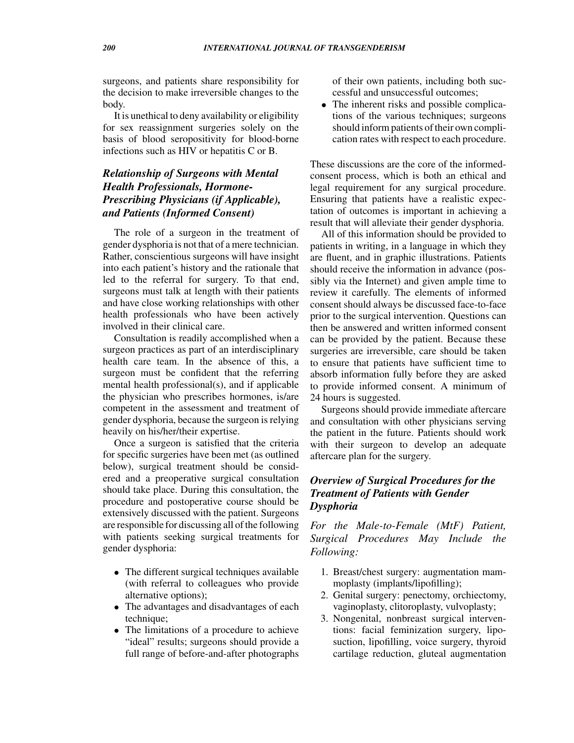surgeons, and patients share responsibility for the decision to make irreversible changes to the body.

It is unethical to deny availability or eligibility for sex reassignment surgeries solely on the basis of blood seropositivity for blood-borne infections such as HIV or hepatitis C or B.

### *Relationship of Surgeons with Mental Health Professionals, Hormone-Prescribing Physicians (if Applicable), and Patients (Informed Consent)*

The role of a surgeon in the treatment of gender dysphoria is not that of a mere technician. Rather, conscientious surgeons will have insight into each patient's history and the rationale that led to the referral for surgery. To that end, surgeons must talk at length with their patients and have close working relationships with other health professionals who have been actively involved in their clinical care.

Consultation is readily accomplished when a surgeon practices as part of an interdisciplinary health care team. In the absence of this, a surgeon must be confident that the referring mental health professional(s), and if applicable the physician who prescribes hormones, is/are competent in the assessment and treatment of gender dysphoria, because the surgeon is relying heavily on his/her/their expertise.

Once a surgeon is satisfied that the criteria for specific surgeries have been met (as outlined below), surgical treatment should be considered and a preoperative surgical consultation should take place. During this consultation, the procedure and postoperative course should be extensively discussed with the patient. Surgeons are responsible for discussing all of the following with patients seeking surgical treatments for gender dysphoria:

- The different surgical techniques available (with referral to colleagues who provide alternative options);
- The advantages and disadvantages of each technique;
- The limitations of a procedure to achieve "ideal" results; surgeons should provide a full range of before-and-after photographs of their own patients, including both successful and unsuccessful outcomes;
- The inherent risks and possible complications of the various techniques; surgeons should inform patients of their own complication rates with respect to each procedure.

These discussions are the core of the informed-consent process, which is both an ethical and legal requirement for any surgical procedure. Ensuring that patients have a realistic expectation of outcomes is important in achieving a result that will alleviate their gender dysphoria.

All of this information should be provided to patients in writing, in a language in which they are fluent, and in graphic illustrations. Patients should receive the information in advance (possibly via the Internet) and given ample time to review it carefully. The elements of informed consent should always be discussed face-to-face prior to the surgical intervention. Questions can then be answered and written informed consent can be provided by the patient. Because these surgeries are irreversible, care should be taken to ensure that patients have sufficient time to absorb information fully before they are asked to provide informed consent. A minimum of 24 hours is suggested.

Surgeons should provide immediate aftercare and consultation with other physicians serving the patient in the future. Patients should work with their surgeon to develop an adequate aftercare plan for the surgery.

### *Overview of Surgical Procedures for the Treatment of Patients with Gender Dysphoria*

*For the Male-to-Female (MtF) Patient, Surgical Procedures May Include the Following:*

1. Breast/chest surgery: augmentation mammoplasty (implants/lipofilling);
2. Genital surgery: penectomy, orchiectomy, vaginoplasty, clitoroplasty, vulvoplasty;
3. Nongenital, nonbreast surgical interventions: facial feminization surgery, liposuction, lipofilling, voice surgery, thyroid cartilage reduction, gluteal augmentation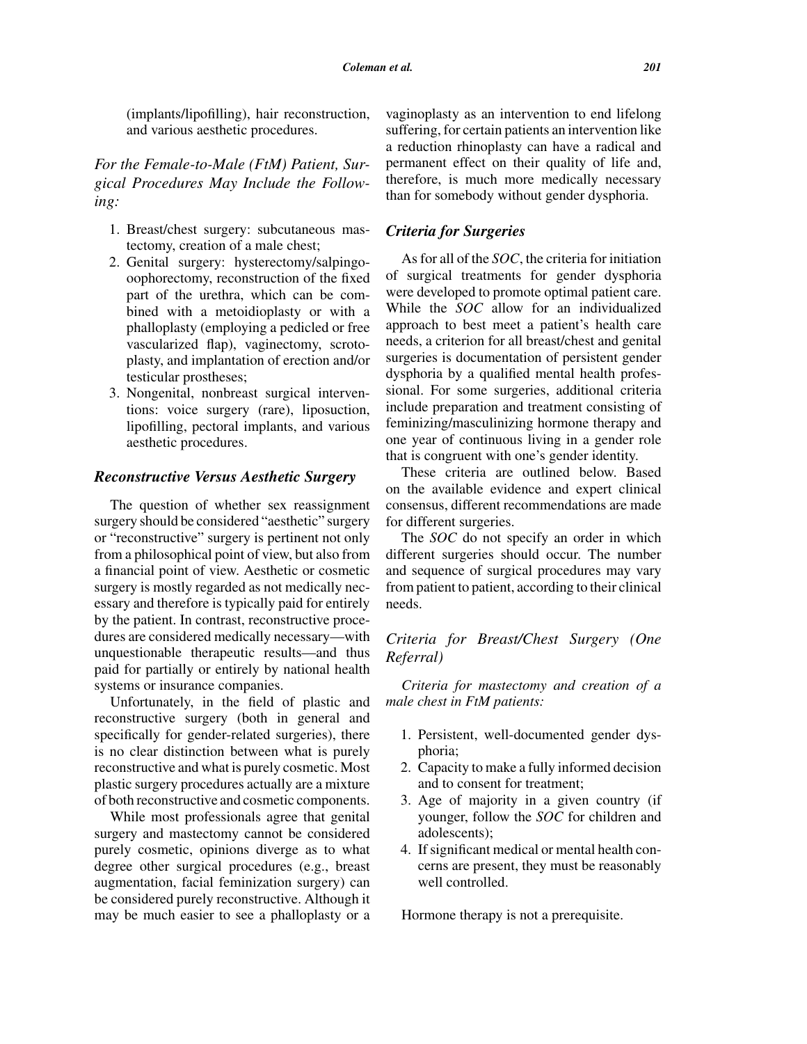(implants/lipofilling), hair reconstruction, and various aesthetic procedures.

*For the Female-to-Male (FtM) Patient, Surgical Procedures May Include the Following:*

1. Breast/chest surgery: subcutaneous mastectomy, creation of a male chest;
2. Genital surgery: hysterectomy/salpingo-oophorectomy, reconstruction of the fixed part of the urethra, which can be combined with a metoidioplasty or with a phalloplasty (employing a pedicled or free vascularized flap), vaginectomy, scrotoplasty, and implantation of erection and/or testicular prostheses;
3. Nongenital, nonbreast surgical interventions: voice surgery (rare), liposuction, lipofilling, pectoral implants, and various aesthetic procedures.

### *Reconstructive Versus Aesthetic Surgery*

The question of whether sex reassignment surgery should be considered "aesthetic" surgery or "reconstructive" surgery is pertinent not only from a philosophical point of view, but also from a financial point of view. Aesthetic or cosmetic surgery is mostly regarded as not medically necessary and therefore is typically paid for entirely by the patient. In contrast, reconstructive procedures are considered medically necessary—with unquestionable therapeutic results—and thus paid for partially or entirely by national health systems or insurance companies.

Unfortunately, in the field of plastic and reconstructive surgery (both in general and specifically for gender-related surgeries), there is no clear distinction between what is purely reconstructive and what is purely cosmetic. Most plastic surgery procedures actually are a mixture of both reconstructive and cosmetic components.

While most professionals agree that genital surgery and mastectomy cannot be considered purely cosmetic, opinions diverge as to what degree other surgical procedures (e.g., breast augmentation, facial feminization surgery) can be considered purely reconstructive. Although it may be much easier to see a phalloplasty or a vaginoplasty as an intervention to end lifelong suffering, for certain patients an intervention like a reduction rhinoplasty can have a radical and permanent effect on their quality of life and, therefore, is much more medically necessary than for somebody without gender dysphoria.

### *Criteria for Surgeries*

As for all of the *SOC*, the criteria for initiation of surgical treatments for gender dysphoria were developed to promote optimal patient care. While the *SOC* allow for an individualized approach to best meet a patient's health care needs, a criterion for all breast/chest and genital surgeries is documentation of persistent gender dysphoria by a qualified mental health professional. For some surgeries, additional criteria include preparation and treatment consisting of feminizing/masculinizing hormone therapy and one year of continuous living in a gender role that is congruent with one's gender identity.

These criteria are outlined below. Based on the available evidence and expert clinical consensus, different recommendations are made for different surgeries.

The *SOC* do not specify an order in which different surgeries should occur. The number and sequence of surgical procedures may vary from patient to patient, according to their clinical needs.

*Criteria for Breast/Chest Surgery (One Referral)*

*Criteria for mastectomy and creation of a male chest in FtM patients:*

1. Persistent, well-documented gender dysphoria;
2. Capacity to make a fully informed decision and to consent for treatment;
3. Age of majority in a given country (if younger, follow the *SOC* for children and adolescents);
4. If significant medical or mental health concerns are present, they must be reasonably well controlled.

Hormone therapy is not a prerequisite.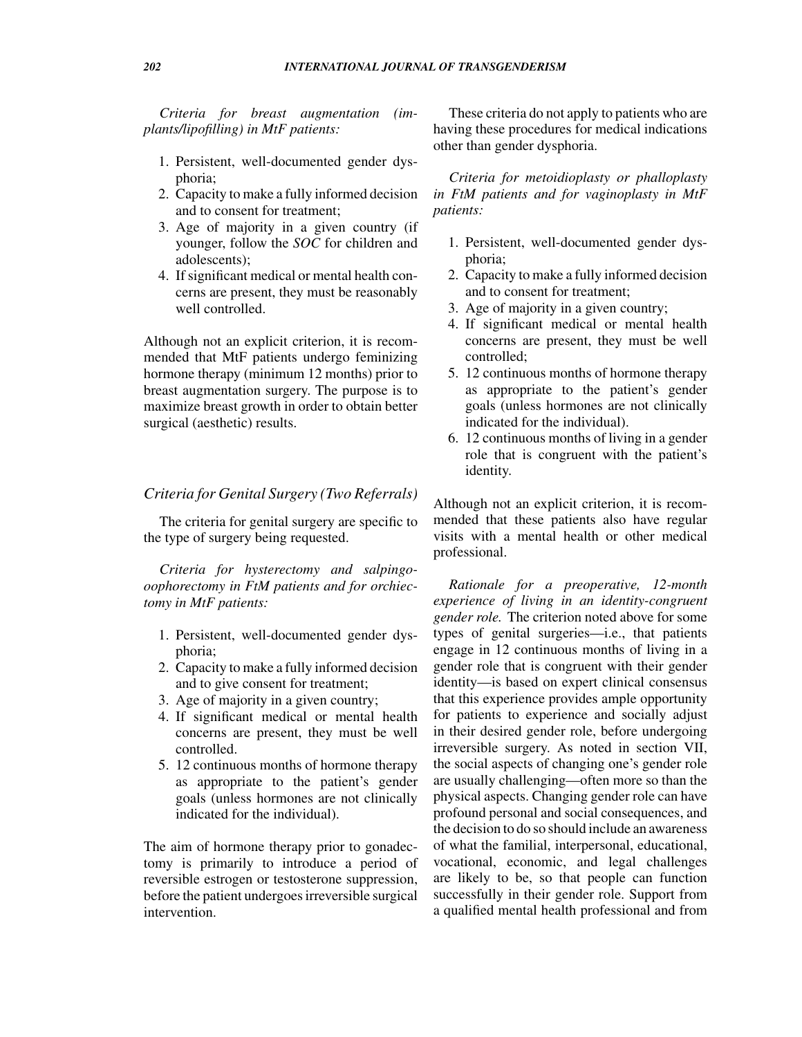*Criteria for breast augmentation (implants/lipofilling) in MtF patients:*

1. Persistent, well-documented gender dysphoria;
2. Capacity to make a fully informed decision and to consent for treatment;
3. Age of majority in a given country (if younger, follow the *SOC* for children and adolescents);
4. If significant medical or mental health concerns are present, they must be reasonably well controlled.

Although not an explicit criterion, it is recommended that MtF patients undergo feminizing hormone therapy (minimum 12 months) prior to breast augmentation surgery. The purpose is to maximize breast growth in order to obtain better surgical (aesthetic) results.

### *Criteria for Genital Surgery (Two Referrals)*

The criteria for genital surgery are specific to the type of surgery being requested.

*Criteria for hysterectomy and salpingo-oophorectomy in FtM patients and for orchiectomy in MtF patients:*

1. Persistent, well-documented gender dysphoria;
2. Capacity to make a fully informed decision and to give consent for treatment;
3. Age of majority in a given country;
4. If significant medical or mental health concerns are present, they must be well controlled.
5. 12 continuous months of hormone therapy as appropriate to the patient's gender goals (unless hormones are not clinically indicated for the individual).

The aim of hormone therapy prior to gonadectomy is primarily to introduce a period of reversible estrogen or testosterone suppression, before the patient undergoes irreversible surgical intervention.

These criteria do not apply to patients who are having these procedures for medical indications other than gender dysphoria.

*Criteria for metoidioplasty or phalloplasty in FtM patients and for vaginoplasty in MtF patients:*

1. Persistent, well-documented gender dysphoria;
2. Capacity to make a fully informed decision and to consent for treatment;
3. Age of majority in a given country;
4. If significant medical or mental health concerns are present, they must be well controlled;
5. 12 continuous months of hormone therapy as appropriate to the patient's gender goals (unless hormones are not clinically indicated for the individual).
6. 12 continuous months of living in a gender role that is congruent with the patient's identity.

Although not an explicit criterion, it is recommended that these patients also have regular visits with a mental health or other medical professional.

*Rationale for a preoperative, 12-month experience of living in an identity-congruent gender role.* The criterion noted above for some types of genital surgeries—i.e., that patients engage in 12 continuous months of living in a gender role that is congruent with their gender identity—is based on expert clinical consensus that this experience provides ample opportunity for patients to experience and socially adjust in their desired gender role, before undergoing irreversible surgery. As noted in section VII, the social aspects of changing one's gender role are usually challenging—often more so than the physical aspects. Changing gender role can have profound personal and social consequences, and the decision to do so should include an awareness of what the familial, interpersonal, educational, vocational, economic, and legal challenges are likely to be, so that people can function successfully in their gender role. Support from a qualified mental health professional and from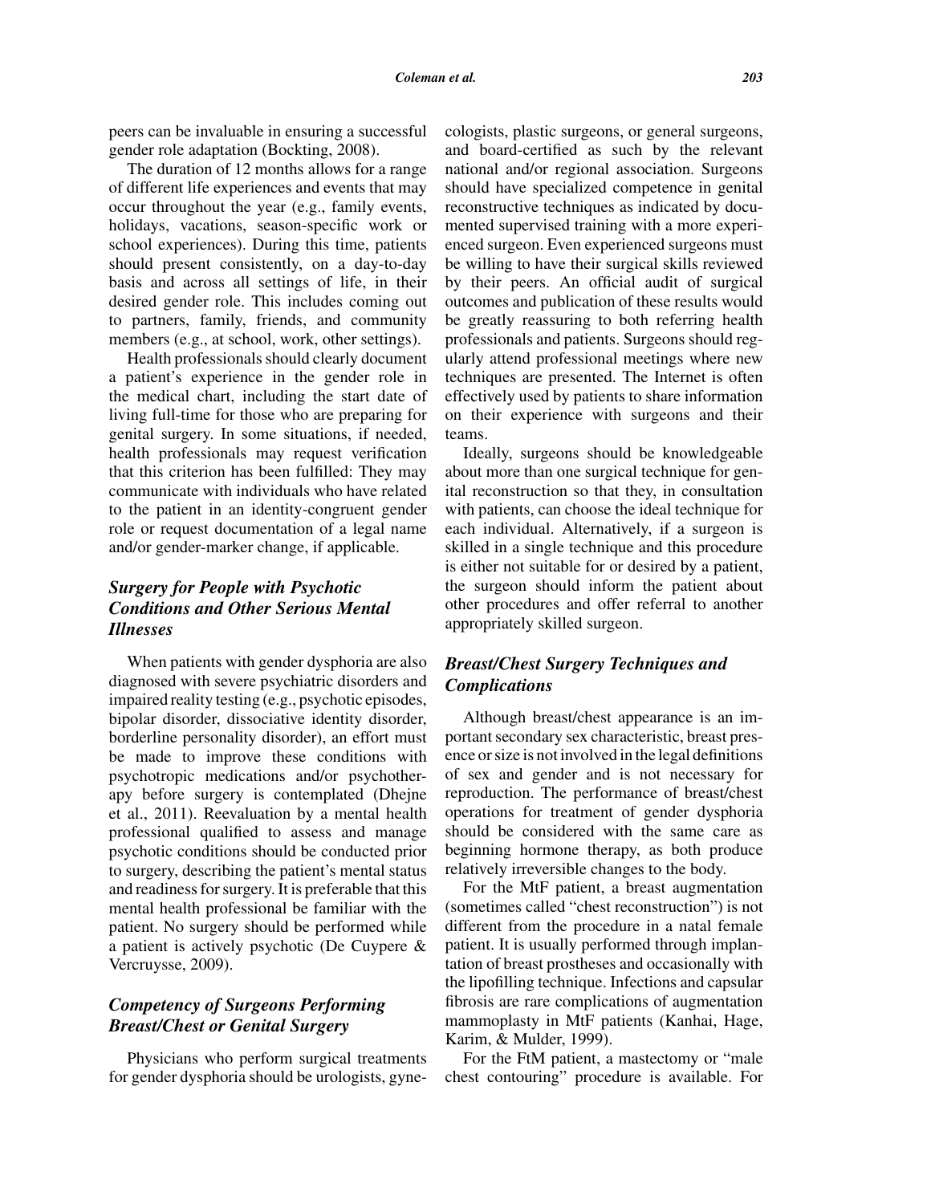peers can be invaluable in ensuring a successful gender role adaptation (Bockting, 2008).

The duration of 12 months allows for a range of different life experiences and events that may occur throughout the year (e.g., family events, holidays, vacations, season-specific work or school experiences). During this time, patients should present consistently, on a day-to-day basis and across all settings of life, in their desired gender role. This includes coming out to partners, family, friends, and community members (e.g., at school, work, other settings).

Health professionals should clearly document a patient's experience in the gender role in the medical chart, including the start date of living full-time for those who are preparing for genital surgery. In some situations, if needed, health professionals may request verification that this criterion has been fulfilled: They may communicate with individuals who have related to the patient in an identity-congruent gender role or request documentation of a legal name and/or gender-marker change, if applicable.

### *Surgery for People with Psychotic Conditions and Other Serious Mental Illnesses*

When patients with gender dysphoria are also diagnosed with severe psychiatric disorders and impaired reality testing (e.g., psychotic episodes, bipolar disorder, dissociative identity disorder, borderline personality disorder), an effort must be made to improve these conditions with psychotropic medications and/or psychotherapy before surgery is contemplated (Dhejne et al., 2011). Reevaluation by a mental health professional qualified to assess and manage psychotic conditions should be conducted prior to surgery, describing the patient's mental status and readiness for surgery. It is preferable that this mental health professional be familiar with the patient. No surgery should be performed while a patient is actively psychotic (De Cuypere & Vercruysse, 2009).

### *Competency of Surgeons Performing Breast/Chest or Genital Surgery*

Physicians who perform surgical treatments for gender dysphoria should be urologists, gynecologists, plastic surgeons, or general surgeons, and board-certified as such by the relevant national and/or regional association. Surgeons should have specialized competence in genital reconstructive techniques as indicated by documented supervised training with a more experienced surgeon. Even experienced surgeons must be willing to have their surgical skills reviewed by their peers. An official audit of surgical outcomes and publication of these results would be greatly reassuring to both referring health professionals and patients. Surgeons should regularly attend professional meetings where new techniques are presented. The Internet is often effectively used by patients to share information on their experience with surgeons and their teams.

Ideally, surgeons should be knowledgeable about more than one surgical technique for genital reconstruction so that they, in consultation with patients, can choose the ideal technique for each individual. Alternatively, if a surgeon is skilled in a single technique and this procedure is either not suitable for or desired by a patient, the surgeon should inform the patient about other procedures and offer referral to another appropriately skilled surgeon.

### *Breast/Chest Surgery Techniques and Complications*

Although breast/chest appearance is an important secondary sex characteristic, breast presence or size is not involved in the legal definitions of sex and gender and is not necessary for reproduction. The performance of breast/chest operations for treatment of gender dysphoria should be considered with the same care as beginning hormone therapy, as both produce relatively irreversible changes to the body.

For the MtF patient, a breast augmentation (sometimes called "chest reconstruction") is not different from the procedure in a natal female patient. It is usually performed through implantation of breast prostheses and occasionally with the lipofilling technique. Infections and capsular fibrosis are rare complications of augmentation mammoplasty in MtF patients (Kanhai, Hage, Karim, & Mulder, 1999).

For the FtM patient, a mastectomy or "male chest contouring" procedure is available. For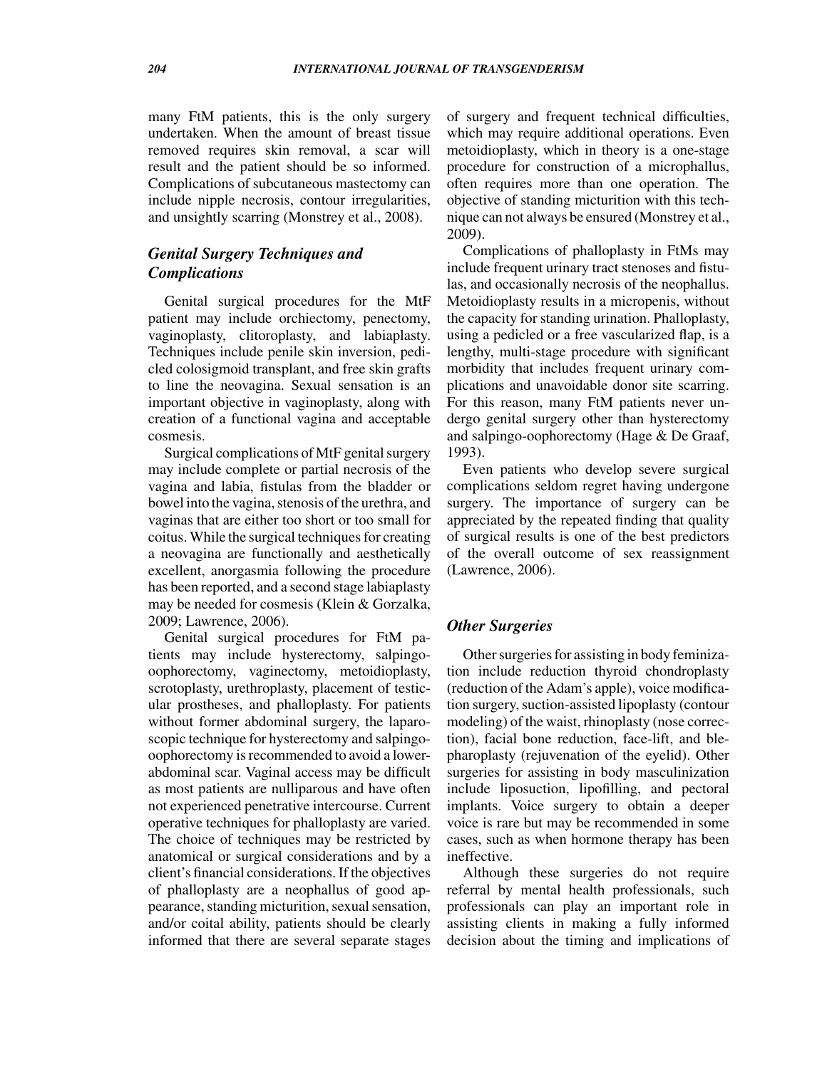many FtM patients, this is the only surgery undertaken. When the amount of breast tissue removed requires skin removal, a scar will result and the patient should be so informed. Complications of subcutaneous mastectomy can include nipple necrosis, contour irregularities, and unsightly scarring (Monstrey et al., 2008).

### *Genital Surgery Techniques and Complications*

Genital surgical procedures for the MtF patient may include orchiectomy, penectomy, vaginoplasty, clitoroplasty, and labiaplasty. Techniques include penile skin inversion, pedicled colosigmoid transplant, and free skin grafts to line the neovagina. Sexual sensation is an important objective in vaginoplasty, along with creation of a functional vagina and acceptable cosmesis.

Surgical complications of MtF genital surgery may include complete or partial necrosis of the vagina and labia, fistulas from the bladder or bowel into the vagina, stenosis of the urethra, and vaginas that are either too short or too small for coitus. While the surgical techniques for creating a neovagina are functionally and aesthetically excellent, anorgasmia following the procedure has been reported, and a second stage labiaplasty may be needed for cosmesis (Klein & Gorzalka, 2009; Lawrence, 2006).

Genital surgical procedures for FtM patients may include hysterectomy, salpingo-oophorectomy, vaginectomy, metoidioplasty, scrotoplasty, urethroplasty, placement of testicular prostheses, and phalloplasty. For patients without former abdominal surgery, the laparoscopic technique for hysterectomy and salpingo-oophorectomy is recommended to avoid a lower-abdominal scar. Vaginal access may be difficult as most patients are nulliparous and have often not experienced penetrative intercourse. Current operative techniques for phalloplasty are varied. The choice of techniques may be restricted by anatomical or surgical considerations and by a client's financial considerations. If the objectives of phalloplasty are a neophallus of good appearance, standing micturition, sexual sensation, and/or coital ability, patients should be clearly informed that there are several separate stages of surgery and frequent technical difficulties, which may require additional operations. Even metoidioplasty, which in theory is a one-stage procedure for construction of a microphallus, often requires more than one operation. The objective of standing micturition with this technique can not always be ensured (Monstrey et al., 2009).

Complications of phalloplasty in FtMs may include frequent urinary tract stenoses and fistulas, and occasionally necrosis of the neophallus. Metoidioplasty results in a micropenis, without the capacity for standing urination. Phalloplasty, using a pedicled or a free vascularized flap, is a lengthy, multi-stage procedure with significant morbidity that includes frequent urinary complications and unavoidable donor site scarring. For this reason, many FtM patients never undergo genital surgery other than hysterectomy and salpingo-oophorectomy (Hage & De Graaf, 1993).

Even patients who develop severe surgical complications seldom regret having undergone surgery. The importance of surgery can be appreciated by the repeated finding that quality of surgical results is one of the best predictors of the overall outcome of sex reassignment (Lawrence, 2006).

### *Other Surgeries*

Other surgeries for assisting in body feminization include reduction thyroid chondroplasty (reduction of the Adam's apple), voice modification surgery, suction-assisted lipoplasty (contour modeling) of the waist, rhinoplasty (nose correction), facial bone reduction, face-lift, and blepharoplasty (rejuvenation of the eyelid). Other surgeries for assisting in body masculinization include liposuction, lipofilling, and pectoral implants. Voice surgery to obtain a deeper voice is rare but may be recommended in some cases, such as when hormone therapy has been ineffective.

Although these surgeries do not require referral by mental health professionals, such professionals can play an important role in assisting clients in making a fully informed decision about the timing and implications of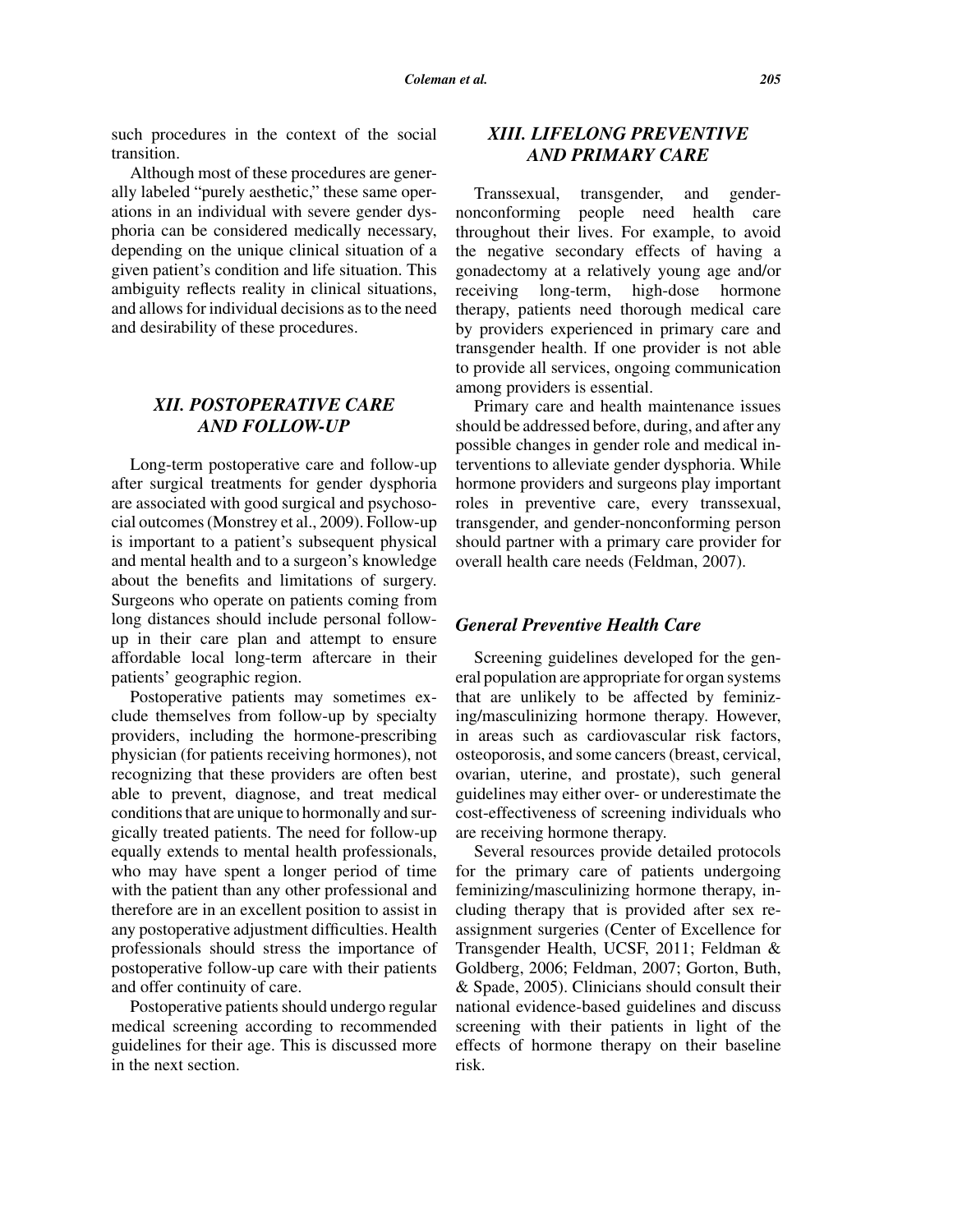such procedures in the context of the social transition.

Although most of these procedures are generally labeled "purely aesthetic," these same operations in an individual with severe gender dysphoria can be considered medically necessary, depending on the unique clinical situation of a given patient's condition and life situation. This ambiguity reflects reality in clinical situations, and allows for individual decisions as to the need and desirability of these procedures.

## *XII. POSTOPERATIVE CARE AND FOLLOW-UP*

Long-term postoperative care and follow-up after surgical treatments for gender dysphoria are associated with good surgical and psychosocial outcomes (Monstrey et al., 2009). Follow-up is important to a patient's subsequent physical and mental health and to a surgeon's knowledge about the benefits and limitations of surgery. Surgeons who operate on patients coming from long distances should include personal follow-up in their care plan and attempt to ensure affordable local long-term aftercare in their patients' geographic region.

Postoperative patients may sometimes exclude themselves from follow-up by specialty providers, including the hormone-prescribing physician (for patients receiving hormones), not recognizing that these providers are often best able to prevent, diagnose, and treat medical conditions that are unique to hormonally and surgically treated patients. The need for follow-up equally extends to mental health professionals, who may have spent a longer period of time with the patient than any other professional and therefore are in an excellent position to assist in any postoperative adjustment difficulties. Health professionals should stress the importance of postoperative follow-up care with their patients and offer continuity of care.

Postoperative patients should undergo regular medical screening according to recommended guidelines for their age. This is discussed more in the next section.

## *XIII. LIFELONG PREVENTIVE AND PRIMARY CARE*

Transsexual, transgender, and gender-nonconforming people need health care throughout their lives. For example, to avoid the negative secondary effects of having a gonadectomy at a relatively young age and/or receiving long-term, high-dose hormone therapy, patients need thorough medical care by providers experienced in primary care and transgender health. If one provider is not able to provide all services, ongoing communication among providers is essential.

Primary care and health maintenance issues should be addressed before, during, and after any possible changes in gender role and medical interventions to alleviate gender dysphoria. While hormone providers and surgeons play important roles in preventive care, every transsexual, transgender, and gender-nonconforming person should partner with a primary care provider for overall health care needs (Feldman, 2007).

### *General Preventive Health Care*

Screening guidelines developed for the general population are appropriate for organ systems that are unlikely to be affected by feminizing/masculinizing hormone therapy. However, in areas such as cardiovascular risk factors, osteoporosis, and some cancers (breast, cervical, ovarian, uterine, and prostate), such general guidelines may either over- or underestimate the cost-effectiveness of screening individuals who are receiving hormone therapy.

Several resources provide detailed protocols for the primary care of patients undergoing feminizing/masculinizing hormone therapy, including therapy that is provided after sex reassignment surgeries (Center of Excellence for Transgender Health, UCSF, 2011; Feldman & Goldberg, 2006; Feldman, 2007; Gorton, Buth, & Spade, 2005). Clinicians should consult their national evidence-based guidelines and discuss screening with their patients in light of the effects of hormone therapy on their baseline risk.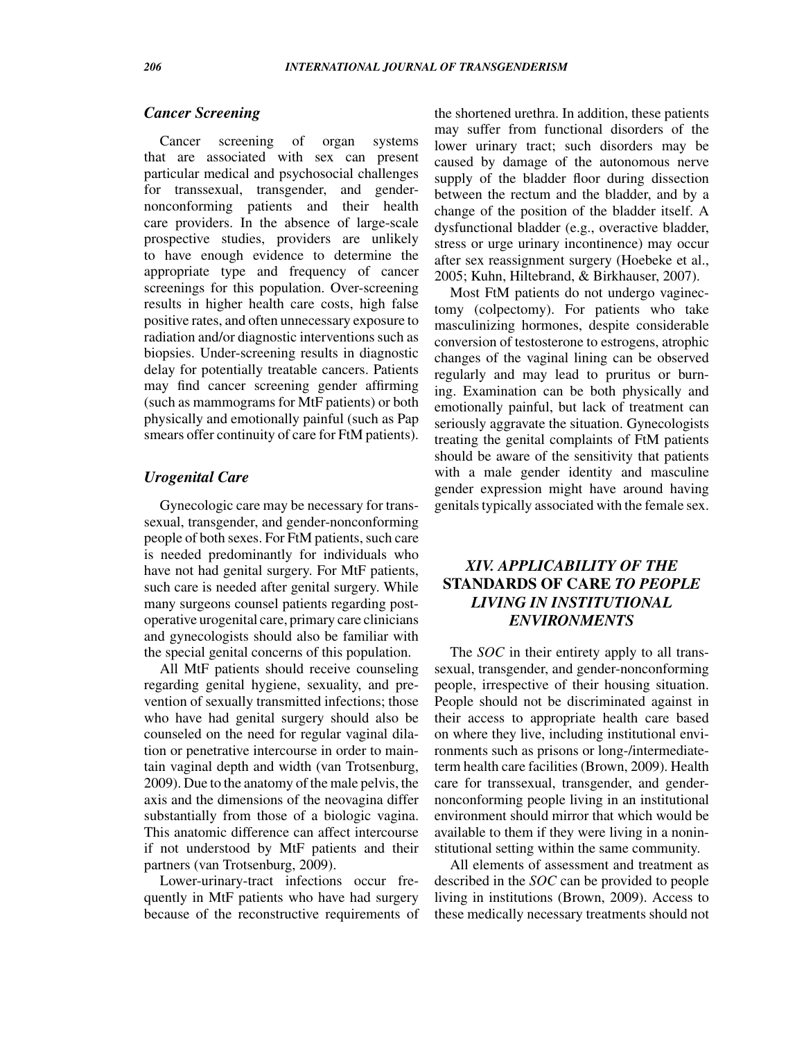### *Cancer Screening*

Cancer screening of organ systems that are associated with sex can present particular medical and psychosocial challenges for transsexual, transgender, and gender-nonconforming patients and their health care providers. In the absence of large-scale prospective studies, providers are unlikely to have enough evidence to determine the appropriate type and frequency of cancer screenings for this population. Over-screening results in higher health care costs, high false positive rates, and often unnecessary exposure to radiation and/or diagnostic interventions such as biopsies. Under-screening results in diagnostic delay for potentially treatable cancers. Patients may find cancer screening gender affirming (such as mammograms for MtF patients) or both physically and emotionally painful (such as Pap smears offer continuity of care for FtM patients).

### *Urogenital Care*

Gynecologic care may be necessary for transsexual, transgender, and gender-nonconforming people of both sexes. For FtM patients, such care is needed predominantly for individuals who have not had genital surgery. For MtF patients, such care is needed after genital surgery. While many surgeons counsel patients regarding post-operative urogenital care, primary care clinicians and gynecologists should also be familiar with the special genital concerns of this population.

All MtF patients should receive counseling regarding genital hygiene, sexuality, and prevention of sexually transmitted infections; those who have had genital surgery should also be counseled on the need for regular vaginal dilation or penetrative intercourse in order to maintain vaginal depth and width (van Trotsenburg, 2009). Due to the anatomy of the male pelvis, the axis and the dimensions of the neovagina differ substantially from those of a biologic vagina. This anatomic difference can affect intercourse if not understood by MtF patients and their partners (van Trotsenburg, 2009).

Lower-urinary-tract infections occur frequently in MtF patients who have had surgery because of the reconstructive requirements of the shortened urethra. In addition, these patients may suffer from functional disorders of the lower urinary tract; such disorders may be caused by damage of the autonomous nerve supply of the bladder floor during dissection between the rectum and the bladder, and by a change of the position of the bladder itself. A dysfunctional bladder (e.g., overactive bladder, stress or urge urinary incontinence) may occur after sex reassignment surgery (Hoebeke et al., 2005; Kuhn, Hiltebrand, & Birkhauser, 2007).

Most FtM patients do not undergo vaginectomy (colpectomy). For patients who take masculinizing hormones, despite considerable conversion of testosterone to estrogens, atrophic changes of the vaginal lining can be observed regularly and may lead to pruritus or burning. Examination can be both physically and emotionally painful, but lack of treatment can seriously aggravate the situation. Gynecologists treating the genital complaints of FtM patients should be aware of the sensitivity that patients with a male gender identity and masculine gender expression might have around having genitals typically associated with the female sex.

## *XIV. APPLICABILITY OF THE* **STANDARDS OF CARE** *TO PEOPLE LIVING IN INSTITUTIONAL ENVIRONMENTS*

The *SOC* in their entirety apply to all transsexual, transgender, and gender-nonconforming people, irrespective of their housing situation. People should not be discriminated against in their access to appropriate health care based on where they live, including institutional environments such as prisons or long-/intermediate-term health care facilities (Brown, 2009). Health care for transsexual, transgender, and gender-nonconforming people living in an institutional environment should mirror that which would be available to them if they were living in a noninstitutional setting within the same community.

All elements of assessment and treatment as described in the *SOC* can be provided to people living in institutions (Brown, 2009). Access to these medically necessary treatments should not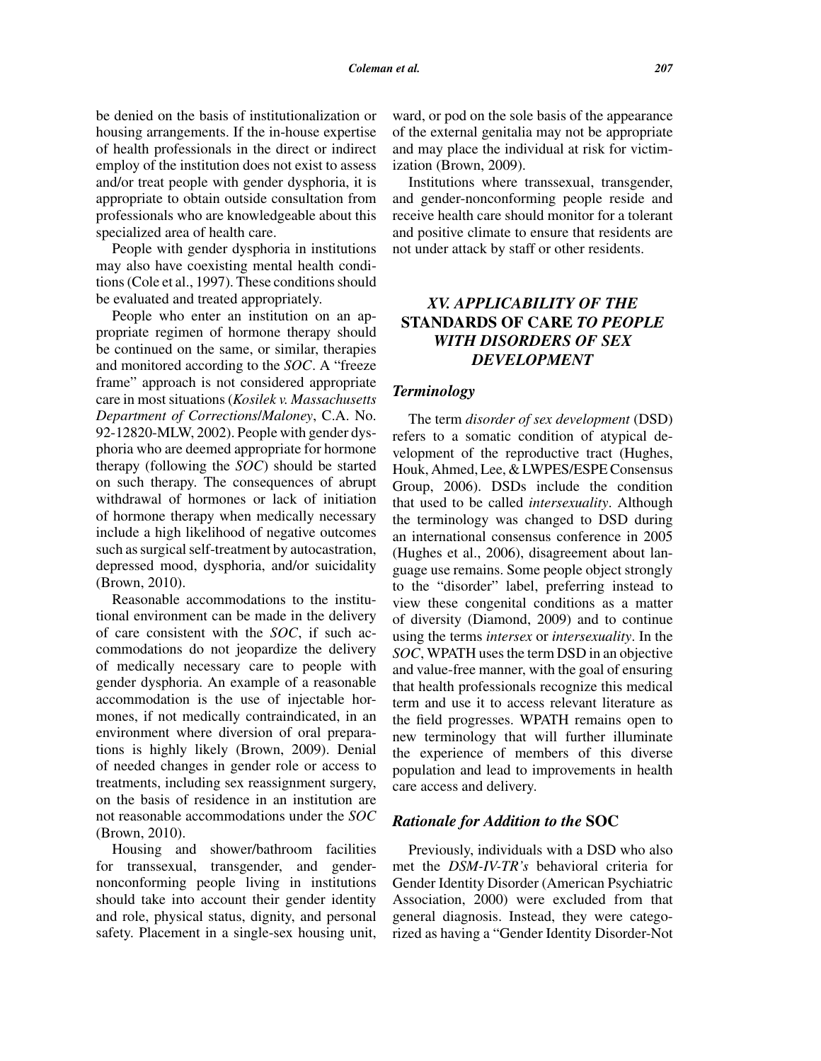be denied on the basis of institutionalization or housing arrangements. If the in-house expertise of health professionals in the direct or indirect employ of the institution does not exist to assess and/or treat people with gender dysphoria, it is appropriate to obtain outside consultation from professionals who are knowledgeable about this specialized area of health care.

People with gender dysphoria in institutions may also have coexisting mental health conditions (Cole et al., 1997). These conditions should be evaluated and treated appropriately.

People who enter an institution on an appropriate regimen of hormone therapy should be continued on the same, or similar, therapies and monitored according to the *SOC*. A "freeze frame" approach is not considered appropriate care in most situations (*Kosilek v. Massachusetts Department of Corrections/Maloney*, C.A. No. 92-12820-MLW, 2002). People with gender dysphoria who are deemed appropriate for hormone therapy (following the *SOC*) should be started on such therapy. The consequences of abrupt withdrawal of hormones or lack of initiation of hormone therapy when medically necessary include a high likelihood of negative outcomes such as surgical self-treatment by autocastration, depressed mood, dysphoria, and/or suicidality (Brown, 2010).

Reasonable accommodations to the institutional environment can be made in the delivery of care consistent with the *SOC*, if such accommodations do not jeopardize the delivery of medically necessary care to people with gender dysphoria. An example of a reasonable accommodation is the use of injectable hormones, if not medically contraindicated, in an environment where diversion of oral preparations is highly likely (Brown, 2009). Denial of needed changes in gender role or access to treatments, including sex reassignment surgery, on the basis of residence in an institution are not reasonable accommodations under the *SOC* (Brown, 2010).

Housing and shower/bathroom facilities for transsexual, transgender, and gender-nonconforming people living in institutions should take into account their gender identity and role, physical status, dignity, and personal safety. Placement in a single-sex housing unit, ward, or pod on the sole basis of the appearance of the external genitalia may not be appropriate and may place the individual at risk for victimization (Brown, 2009).

Institutions where transsexual, transgender, and gender-nonconforming people reside and receive health care should monitor for a tolerant and positive climate to ensure that residents are not under attack by staff or other residents.

## *XV. APPLICABILITY OF THE* STANDARDS OF CARE *TO PEOPLE WITH DISORDERS OF SEX DEVELOPMENT*

### *Terminology*

The term *disorder of sex development* (DSD) refers to a somatic condition of atypical development of the reproductive tract (Hughes, Houk, Ahmed, Lee, & LWPES/ESPE Consensus Group, 2006). DSDs include the condition that used to be called *intersexuality*. Although the terminology was changed to DSD during an international consensus conference in 2005 (Hughes et al., 2006), disagreement about language use remains. Some people object strongly to the "disorder" label, preferring instead to view these congenital conditions as a matter of diversity (Diamond, 2009) and to continue using the terms *intersex* or *intersexuality*. In the *SOC*, WPATH uses the term DSD in an objective and value-free manner, with the goal of ensuring that health professionals recognize this medical term and use it to access relevant literature as the field progresses. WPATH remains open to new terminology that will further illuminate the experience of members of this diverse population and lead to improvements in health care access and delivery.

### *Rationale for Addition to the* SOC

Previously, individuals with a DSD who also met the *DSM-IV-TR's* behavioral criteria for Gender Identity Disorder (American Psychiatric Association, 2000) were excluded from that general diagnosis. Instead, they were categorized as having a "Gender Identity Disorder-Not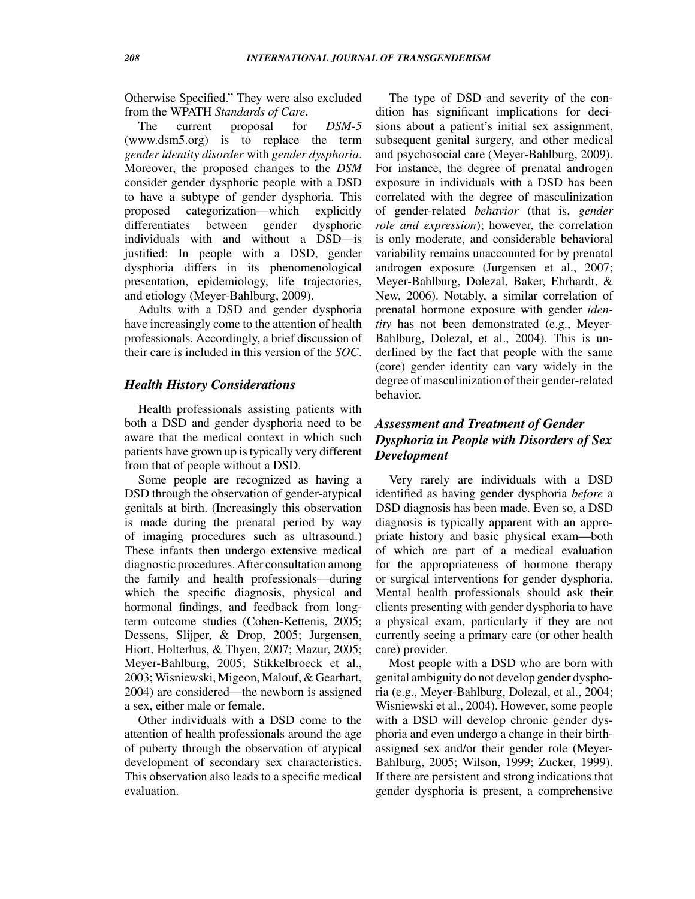Otherwise Specified." They were also excluded from the WPATH *Standards of Care*.

The current proposal for *DSM-5* (www.dsm5.org) is to replace the term *gender identity disorder* with *gender dysphoria*. Moreover, the proposed changes to the *DSM* consider gender dysphoric people with a DSD to have a subtype of gender dysphoria. This proposed categorization—which explicitly differentiates between gender dysphoric individuals with and without a DSD—is justified: In people with a DSD, gender dysphoria differs in its phenomenological presentation, epidemiology, life trajectories, and etiology (Meyer-Bahlburg, 2009).

Adults with a DSD and gender dysphoria have increasingly come to the attention of health professionals. Accordingly, a brief discussion of their care is included in this version of the *SOC*.

### Health History Considerations

Health professionals assisting patients with both a DSD and gender dysphoria need to be aware that the medical context in which such patients have grown up is typically very different from that of people without a DSD.

Some people are recognized as having a DSD through the observation of gender-atypical genitals at birth. (Increasingly this observation is made during the prenatal period by way of imaging procedures such as ultrasound.) These infants then undergo extensive medical diagnostic procedures. After consultation among the family and health professionals—during which the specific diagnosis, physical and hormonal findings, and feedback from long-term outcome studies (Cohen-Kettenis, 2005; Dessens, Slijper, & Drop, 2005; Jurgensen, Hiort, Holterhus, & Thyen, 2007; Mazur, 2005; Meyer-Bahlburg, 2005; Stikkelbroeck et al., 2003; Wisniewski, Migeon, Malouf, & Gearhart, 2004) are considered—the newborn is assigned a sex, either male or female.

Other individuals with a DSD come to the attention of health professionals around the age of puberty through the observation of atypical development of secondary sex characteristics. This observation also leads to a specific medical evaluation.

The type of DSD and severity of the condition has significant implications for decisions about a patient's initial sex assignment, subsequent genital surgery, and other medical and psychosocial care (Meyer-Bahlburg, 2009). For instance, the degree of prenatal androgen exposure in individuals with a DSD has been correlated with the degree of masculinization of gender-related *behavior* (that is, *gender role and expression*); however, the correlation is only moderate, and considerable behavioral variability remains unaccounted for by prenatal androgen exposure (Jurgensen et al., 2007; Meyer-Bahlburg, Dolezal, Baker, Ehrhardt, & New, 2006). Notably, a similar correlation of prenatal hormone exposure with gender *identity* has not been demonstrated (e.g., Meyer-Bahlburg, Dolezal, et al., 2004). This is underlined by the fact that people with the same (core) gender identity can vary widely in the degree of masculinization of their gender-related behavior.

### Assessment and Treatment of Gender Dysphoria in People with Disorders of Sex Development

Very rarely are individuals with a DSD identified as having gender dysphoria *before* a DSD diagnosis has been made. Even so, a DSD diagnosis is typically apparent with an appropriate history and basic physical exam—both of which are part of a medical evaluation for the appropriateness of hormone therapy or surgical interventions for gender dysphoria. Mental health professionals should ask their clients presenting with gender dysphoria to have a physical exam, particularly if they are not currently seeing a primary care (or other health care) provider.

Most people with a DSD who are born with genital ambiguity do not develop gender dysphoria (e.g., Meyer-Bahlburg, Dolezal, et al., 2004; Wisniewski et al., 2004). However, some people with a DSD will develop chronic gender dysphoria and even undergo a change in their birth-assigned sex and/or their gender role (Meyer-Bahlburg, 2005; Wilson, 1999; Zucker, 1999). If there are persistent and strong indications that gender dysphoria is present, a comprehensive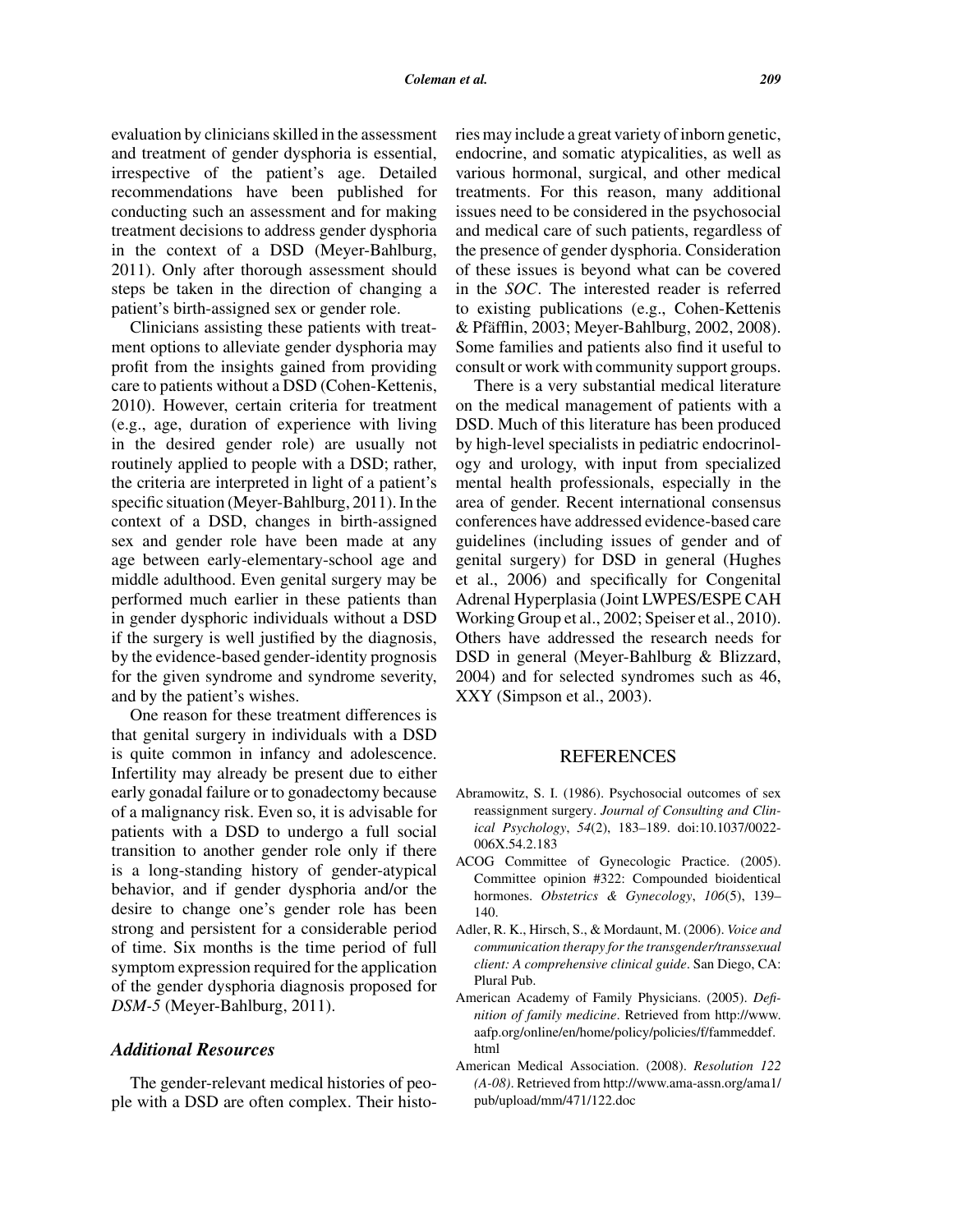evaluation by clinicians skilled in the assessment and treatment of gender dysphoria is essential, irrespective of the patient's age. Detailed recommendations have been published for conducting such an assessment and for making treatment decisions to address gender dysphoria in the context of a DSD (Meyer-Bahlburg, 2011). Only after thorough assessment should steps be taken in the direction of changing a patient's birth-assigned sex or gender role.

Clinicians assisting these patients with treatment options to alleviate gender dysphoria may profit from the insights gained from providing care to patients without a DSD (Cohen-Kettenis, 2010). However, certain criteria for treatment (e.g., age, duration of experience with living in the desired gender role) are usually not routinely applied to people with a DSD; rather, the criteria are interpreted in light of a patient's specific situation (Meyer-Bahlburg, 2011). In the context of a DSD, changes in birth-assigned sex and gender role have been made at any age between early-elementary-school age and middle adulthood. Even genital surgery may be performed much earlier in these patients than in gender dysphoric individuals without a DSD if the surgery is well justified by the diagnosis, by the evidence-based gender-identity prognosis for the given syndrome and syndrome severity, and by the patient's wishes.

One reason for these treatment differences is that genital surgery in individuals with a DSD is quite common in infancy and adolescence. Infertility may already be present due to either early gonadal failure or to gonadectomy because of a malignancy risk. Even so, it is advisable for patients with a DSD to undergo a full social transition to another gender role only if there is a long-standing history of gender-atypical behavior, and if gender dysphoria and/or the desire to change one's gender role has been strong and persistent for a considerable period of time. Six months is the time period of full symptom expression required for the application of the gender dysphoria diagnosis proposed for *DSM-5* (Meyer-Bahlburg, 2011).

### *Additional Resources*

The gender-relevant medical histories of people with a DSD are often complex. Their histories may include a great variety of inborn genetic, endocrine, and somatic atypicalities, as well as various hormonal, surgical, and other medical treatments. For this reason, many additional issues need to be considered in the psychosocial and medical care of such patients, regardless of the presence of gender dysphoria. Consideration of these issues is beyond what can be covered in the *SOC*. The interested reader is referred to existing publications (e.g., Cohen-Kettenis & Pfäfflin, 2003; Meyer-Bahlburg, 2002, 2008). Some families and patients also find it useful to consult or work with community support groups.

There is a very substantial medical literature on the medical management of patients with a DSD. Much of this literature has been produced by high-level specialists in pediatric endocrinology and urology, with input from specialized mental health professionals, especially in the area of gender. Recent international consensus conferences have addressed evidence-based care guidelines (including issues of gender and of genital surgery) for DSD in general (Hughes et al., 2006) and specifically for Congenital Adrenal Hyperplasia (Joint LWPES/ESPE CAH Working Group et al., 2002; Speiser et al., 2010). Others have addressed the research needs for DSD in general (Meyer-Bahlburg & Blizzard, 2004) and for selected syndromes such as 46, XXY (Simpson et al., 2003).

## REFERENCES

Abramowitz, S. I. (1986). Psychosocial outcomes of sex reassignment surgery. *Journal of Consulting and Clinical Psychology*, *54*(2), 183–189. doi:10.1037/0022-006X.54.2.183

ACOG Committee of Gynecologic Practice. (2005). Committee opinion #322: Compounded bioidentical hormones. *Obstetrics & Gynecology*, *106*(5), 139–140.

Adler, R. K., Hirsch, S., & Mordaunt, M. (2006). *Voice and communication therapy for the transgender/transsexual client: A comprehensive clinical guide*. San Diego, CA: Plural Pub.

American Academy of Family Physicians. (2005). *Definition of family medicine*. Retrieved from http://www.aafp.org/online/en/home/policy/policies/f/fammeddef.html

American Medical Association. (2008). *Resolution 122 (A-08)*. Retrieved from http://www.ama-assn.org/ama1/pub/upload/mm/471/122.doc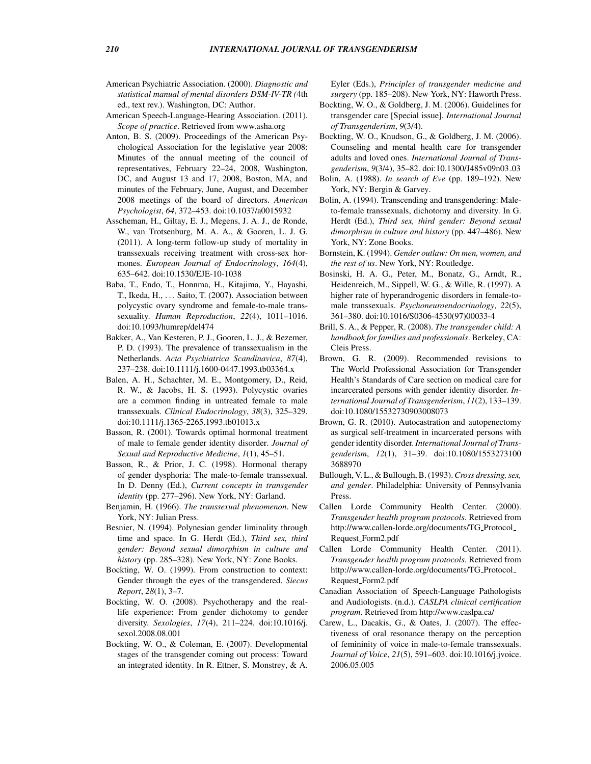American Psychiatric Association. (2000). *Diagnostic and statistical manual of mental disorders DSM-IV-TR (*4th ed., text rev.). Washington, DC: Author.

American Speech-Language-Hearing Association. (2011). *Scope of practice*. Retrieved from www.asha.org

Anton, B. S. (2009). Proceedings of the American Psychological Association for the legislative year 2008: Minutes of the annual meeting of the council of representatives, February 22–24, 2008, Washington, DC, and August 13 and 17, 2008, Boston, MA, and minutes of the February, June, August, and December 2008 meetings of the board of directors. *American Psychologist*, *64*, 372–453. doi:10.1037/a0015932

Asscheman, H., Giltay, E. J., Megens, J. A. J., de Ronde, W., van Trotsenburg, M. A. A., & Gooren, L. J. G. (2011). A long-term follow-up study of mortality in transsexuals receiving treatment with cross-sex hormones. *European Journal of Endocrinology*, *164*(4), 635–642. doi:10.1530/EJE-10-1038

Baba, T., Endo, T., Honnma, H., Kitajima, Y., Hayashi, T., Ikeda, H., . . . Saito, T. (2007). Association between polycystic ovary syndrome and female-to-male transsexuality. *Human Reproduction*, *22*(4), 1011–1016. doi:10.1093/humrep/del474

Bakker, A., Van Kesteren, P. J., Gooren, L. J., & Bezemer, P. D. (1993). The prevalence of transsexualism in the Netherlands. *Acta Psychiatrica Scandinavica*, *87*(4), 237–238. doi:10.1111/j.1600-0447.1993.tb03364.x

Balen, A. H., Schachter, M. E., Montgomery, D., Reid, R. W., & Jacobs, H. S. (1993). Polycystic ovaries are a common finding in untreated female to male transsexuals. *Clinical Endocrinology*, *38*(3), 325–329. doi:10.1111/j.1365-2265.1993.tb01013.x

Basson, R. (2001). Towards optimal hormonal treatment of male to female gender identity disorder. *Journal of Sexual and Reproductive Medicine*, *1*(1), 45–51.

Basson, R., & Prior, J. C. (1998). Hormonal therapy of gender dysphoria: The male-to-female transsexual. In D. Denny (Ed.), *Current concepts in transgender identity* (pp. 277–296). New York, NY: Garland.

Benjamin, H. (1966). *The transsexual phenomenon*. New York, NY: Julian Press.

Besnier, N. (1994). Polynesian gender liminality through time and space. In G. Herdt (Ed.), *Third sex, third gender: Beyond sexual dimorphism in culture and history* (pp. 285–328). New York, NY: Zone Books.

Bockting, W. O. (1999). From construction to context: Gender through the eyes of the transgendered. *Siecus Report*, *28*(1), 3–7.

Bockting, W. O. (2008). Psychotherapy and the real-life experience: From gender dichotomy to gender diversity. *Sexologies*, *17*(4), 211–224. doi:10.1016/j.sexol.2008.08.001

Bockting, W. O., & Coleman, E. (2007). Developmental stages of the transgender coming out process: Toward an integrated identity. In R. Ettner, S. Monstrey, & A. Eyler (Eds.), *Principles of transgender medicine and surgery* (pp. 185–208). New York, NY: Haworth Press.

Bockting, W. O., & Goldberg, J. M. (2006). Guidelines for transgender care [Special issue]. *International Journal of Transgenderism*, *9*(3/4).

Bockting, W. O., Knudson, G., & Goldberg, J. M. (2006). Counseling and mental health care for transgender adults and loved ones. *International Journal of Transgenderism*, *9*(3/4), 35–82. doi:10.1300/J485v09n03_03

Bolin, A. (1988). *In search of Eve* (pp. 189–192). New York, NY: Bergin & Garvey.

Bolin, A. (1994). Transcending and transgendering: Male-to-female transsexuals, dichotomy and diversity. In G. Herdt (Ed.), *Third sex, third gender: Beyond sexual dimorphism in culture and history* (pp. 447–486). New York, NY: Zone Books.

Bornstein, K. (1994). *Gender outlaw: On men, women, and the rest of us*. New York, NY: Routledge.

Bosinski, H. A. G., Peter, M., Bonatz, G., Arndt, R., Heidenreich, M., Sippell, W. G., & Wille, R. (1997). A higher rate of hyperandrogenic disorders in female-to-male transsexuals. *Psychoneuroendocrinology*, *22*(5), 361–380. doi:10.1016/S0306-4530(97)00033-4

Brill, S. A., & Pepper, R. (2008). *The transgender child: A handbook for families and professionals*. Berkeley, CA: Cleis Press.

Brown, G. R. (2009). Recommended revisions to The World Professional Association for Transgender Health's Standards of Care section on medical care for incarcerated persons with gender identity disorder. *International Journal of Transgenderism*, *11*(2), 133–139. doi:10.1080/15532730903008073

Brown, G. R. (2010). Autocastration and autopenectomy as surgical self-treatment in incarcerated persons with gender identity disorder. *International Journal of Transgenderism*, *12*(1), 31–39. doi:10.1080/15532731003688970

Bullough, V. L., & Bullough, B. (1993). *Cross dressing, sex, and gender*. Philadelphia: University of Pennsylvania Press.

Callen Lorde Community Health Center. (2000). *Transgender health program protocols*. Retrieved from http://www.callen-lorde.org/documents/TG_Protocol_Request_Form2.pdf

Callen Lorde Community Health Center. (2011). *Transgender health program protocols*. Retrieved from http://www.callen-lorde.org/documents/TG_Protocol_Request_Form2.pdf

Canadian Association of Speech-Language Pathologists and Audiologists. (n.d.). *CASLPA clinical certification program*. Retrieved from http://www.caslpa.ca/

Carew, L., Dacakis, G., & Oates, J. (2007). The effectiveness of oral resonance therapy on the perception of femininity of voice in male-to-female transsexuals. *Journal of Voice*, *21*(5), 591–603. doi:10.1016/j.jvoice.2006.05.005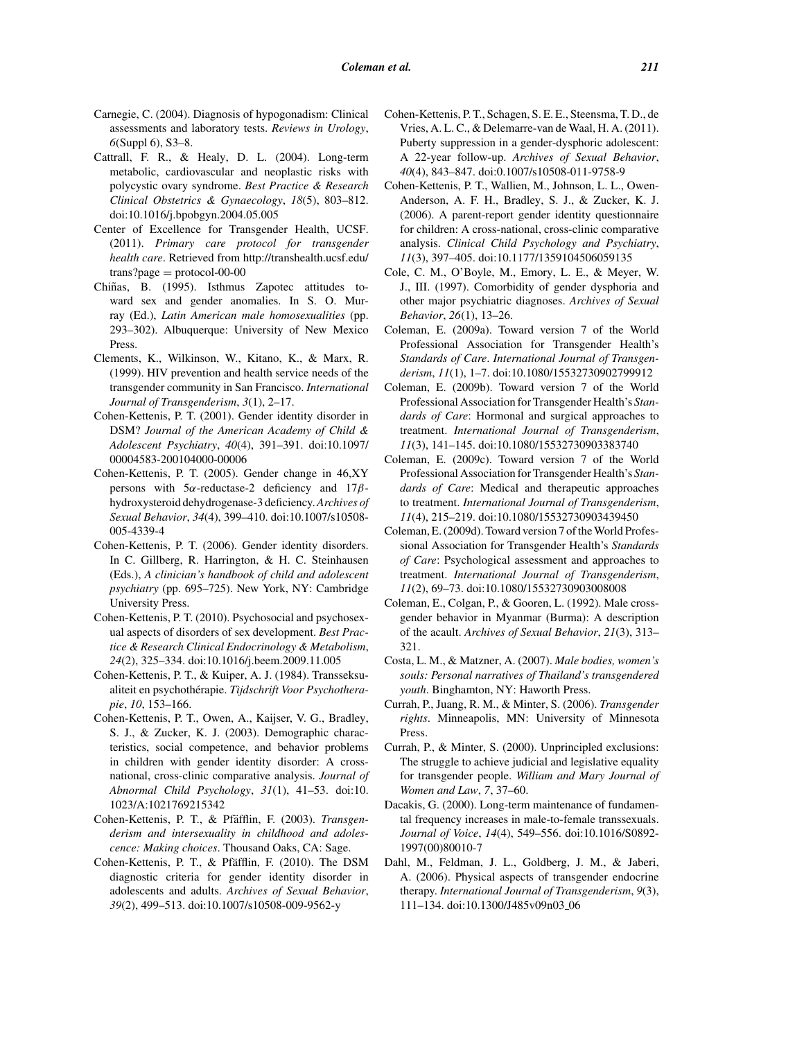Carnegie, C. (2004). Diagnosis of hypogonadism: Clinical assessments and laboratory tests. *Reviews in Urology*, *6*(Suppl 6), S3–8.

Cattrall, F. R., & Healy, D. L. (2004). Long-term metabolic, cardiovascular and neoplastic risks with polycystic ovary syndrome. *Best Practice & Research Clinical Obstetrics & Gynaecology*, *18*(5), 803–812. doi:10.1016/j.bpobgyn.2004.05.005

Center of Excellence for Transgender Health, UCSF. (2011). *Primary care protocol for transgender health care*. Retrieved from http://transhealth.ucsf.edu/trans?page = protocol-00-00

Chiñas, B. (1995). Isthmus Zapotec attitudes toward sex and gender anomalies. In S. O. Murray (Ed.), *Latin American male homosexualities* (pp. 293–302). Albuquerque: University of New Mexico Press.

Clements, K., Wilkinson, W., Kitano, K., & Marx, R. (1999). HIV prevention and health service needs of the transgender community in San Francisco. *International Journal of Transgenderism*, *3*(1), 2–17.

Cohen-Kettenis, P. T. (2001). Gender identity disorder in DSM? *Journal of the American Academy of Child & Adolescent Psychiatry*, *40*(4), 391–391. doi:10.1097/00004583-200104000-00006

Cohen-Kettenis, P. T. (2005). Gender change in 46,XY persons with $5\alpha$-reductase-2 deficiency and $17\beta$-hydroxysteroid dehydrogenase-3 deficiency. *Archives of Sexual Behavior*, *34*(4), 399–410. doi:10.1007/s10508-005-4339-4

Cohen-Kettenis, P. T. (2006). Gender identity disorders. In C. Gillberg, R. Harrington, & H. C. Steinhausen (Eds.), *A clinician's handbook of child and adolescent psychiatry* (pp. 695–725). New York, NY: Cambridge University Press.

Cohen-Kettenis, P. T. (2010). Psychosocial and psychosexual aspects of disorders of sex development. *Best Practice & Research Clinical Endocrinology & Metabolism*, *24*(2), 325–334. doi:10.1016/j.beem.2009.11.005

Cohen-Kettenis, P. T., & Kuiper, A. J. (1984). Transseksualiteit en psychothérapie. *Tijdschrift Voor Psychotherapie*, *10*, 153–166.

Cohen-Kettenis, P. T., Owen, A., Kaijser, V. G., Bradley, S. J., & Zucker, K. J. (2003). Demographic characteristics, social competence, and behavior problems in children with gender identity disorder: A cross-national, cross-clinic comparative analysis. *Journal of Abnormal Child Psychology*, *31*(1), 41–53. doi:10.1023/A:1021769215342

Cohen-Kettenis, P. T., & Pfäfflin, F. (2003). *Transgenderism and intersexuality in childhood and adolescence: Making choices*. Thousand Oaks, CA: Sage.

Cohen-Kettenis, P. T., & Pfäfflin, F. (2010). The DSM diagnostic criteria for gender identity disorder in adolescents and adults. *Archives of Sexual Behavior*, *39*(2), 499–513. doi:10.1007/s10508-009-9562-y

Cohen-Kettenis, P. T., Schagen, S. E. E., Steensma, T. D., de Vries, A. L. C., & Delemarre-van de Waal, H. A. (2011). Puberty suppression in a gender-dysphoric adolescent: A 22-year follow-up. *Archives of Sexual Behavior*, *40*(4), 843–847. doi:0.1007/s10508-011-9758-9

Cohen-Kettenis, P. T., Wallien, M., Johnson, L. L., Owen-Anderson, A. F. H., Bradley, S. J., & Zucker, K. J. (2006). A parent-report gender identity questionnaire for children: A cross-national, cross-clinic comparative analysis. *Clinical Child Psychology and Psychiatry*, *11*(3), 397–405. doi:10.1177/1359104506059135

Cole, C. M., O'Boyle, M., Emory, L. E., & Meyer, W. J., III. (1997). Comorbidity of gender dysphoria and other major psychiatric diagnoses. *Archives of Sexual Behavior*, *26*(1), 13–26.

Coleman, E. (2009a). Toward version 7 of the World Professional Association for Transgender Health's *Standards of Care*. *International Journal of Transgenderism*, *11*(1), 1–7. doi:10.1080/15532730902799912

Coleman, E. (2009b). Toward version 7 of the World Professional Association for Transgender Health's *Standards of Care*: Hormonal and surgical approaches to treatment. *International Journal of Transgenderism*, *11*(3), 141–145. doi:10.1080/15532730903383740

Coleman, E. (2009c). Toward version 7 of the World Professional Association for Transgender Health's *Standards of Care*: Medical and therapeutic approaches to treatment. *International Journal of Transgenderism*, *11*(4), 215–219. doi:10.1080/15532730903439450

Coleman, E. (2009d). Toward version 7 of the World Professional Association for Transgender Health's *Standards of Care*: Psychological assessment and approaches to treatment. *International Journal of Transgenderism*, *11*(2), 69–73. doi:10.1080/15532730903008008

Coleman, E., Colgan, P., & Gooren, L. (1992). Male cross-gender behavior in Myanmar (Burma): A description of the acault. *Archives of Sexual Behavior*, *21*(3), 313–321.

Costa, L. M., & Matzner, A. (2007). *Male bodies, women's souls: Personal narratives of Thailand's transgendered youth*. Binghamton, NY: Haworth Press.

Currah, P., Juang, R. M., & Minter, S. (2006). *Transgender rights*. Minneapolis, MN: University of Minnesota Press.

Currah, P., & Minter, S. (2000). Unprincipled exclusions: The struggle to achieve judicial and legislative equality for transgender people. *William and Mary Journal of Women and Law*, *7*, 37–60.

Dacakis, G. (2000). Long-term maintenance of fundamental frequency increases in male-to-female transsexuals. *Journal of Voice*, *14*(4), 549–556. doi:10.1016/S0892-1997(00)80010-7

Dahl, M., Feldman, J. L., Goldberg, J. M., & Jaberi, A. (2006). Physical aspects of transgender endocrine therapy. *International Journal of Transgenderism*, *9*(3), 111–134. doi:10.1300/J485v09n03_06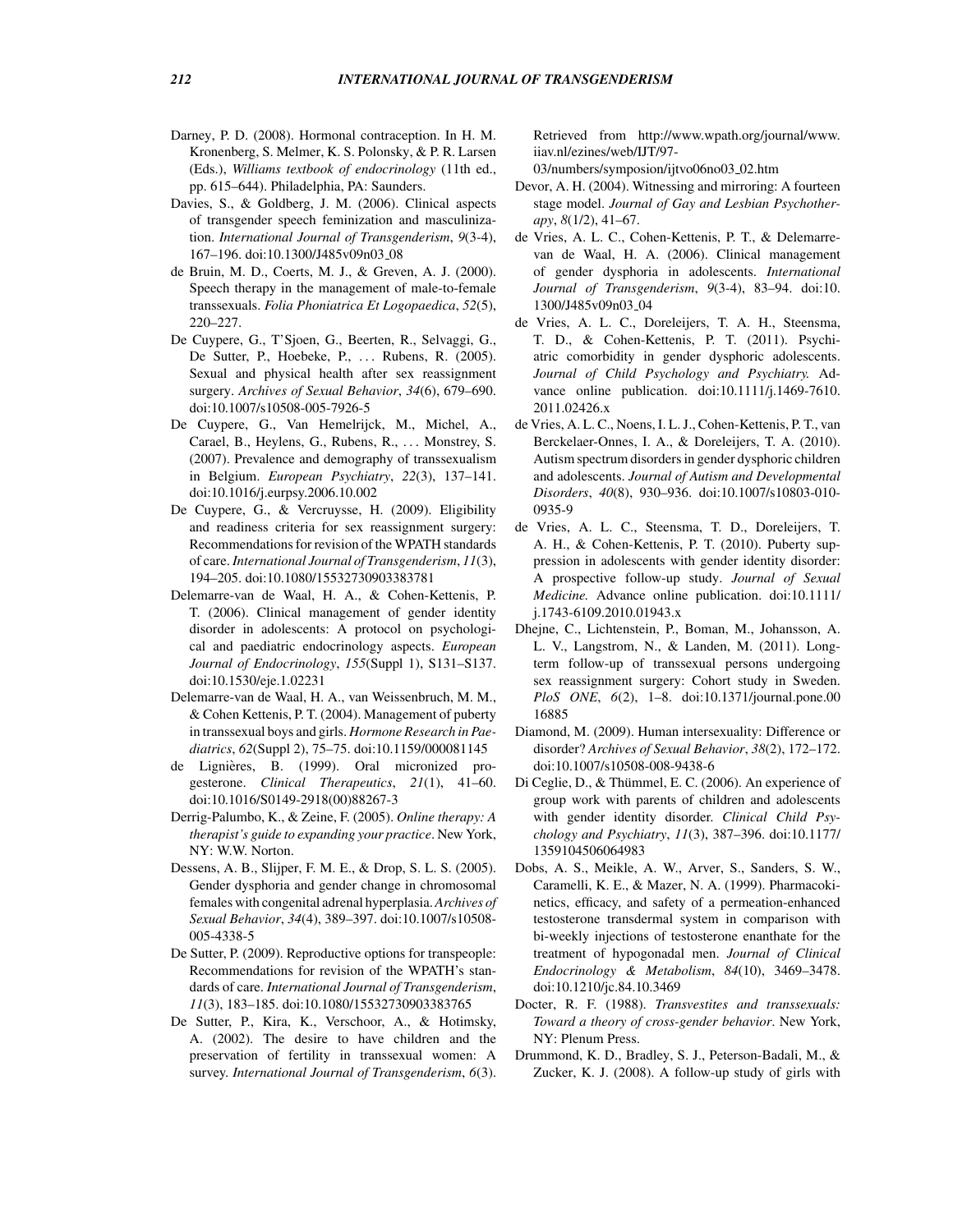Darney, P. D. (2008). Hormonal contraception. In H. M. Kronenberg, S. Melmer, K. S. Polonsky, & P. R. Larsen (Eds.), *Williams textbook of endocrinology* (11th ed., pp. 615–644). Philadelphia, PA: Saunders.

Davies, S., & Goldberg, J. M. (2006). Clinical aspects of transgender speech feminization and masculinization. *International Journal of Transgenderism*, *9*(3-4), 167–196. doi:10.1300/J485v09n03_08

de Bruin, M. D., Coerts, M. J., & Greven, A. J. (2000). Speech therapy in the management of male-to-female transsexuals. *Folia Phoniatrica Et Logopaedica*, *52*(5), 220–227.

De Cuypere, G., T'Sjoen, G., Beerten, R., Selvaggi, G., De Sutter, P., Hoebeke, P., ... Rubens, R. (2005). Sexual and physical health after sex reassignment surgery. *Archives of Sexual Behavior*, *34*(6), 679–690. doi:10.1007/s10508-005-7926-5

De Cuypere, G., Van Hemelrijck, M., Michel, A., Carael, B., Heylens, G., Rubens, R., ... Monstrey, S. (2007). Prevalence and demography of transsexualism in Belgium. *European Psychiatry*, *22*(3), 137–141. doi:10.1016/j.eurpsy.2006.10.002

De Cuypere, G., & Vercruysse, H. (2009). Eligibility and readiness criteria for sex reassignment surgery: Recommendations for revision of the WPATH standards of care. *International Journal of Transgenderism*, *11*(3), 194–205. doi:10.1080/15532730903383781

Delemarre-van de Waal, H. A., & Cohen-Kettenis, P. T. (2006). Clinical management of gender identity disorder in adolescents: A protocol on psychological and paediatric endocrinology aspects. *European Journal of Endocrinology*, *155*(Suppl 1), S131–S137. doi:10.1530/eje.1.02231

Delemarre-van de Waal, H. A., van Weissenbruch, M. M., & Cohen Kettenis, P. T. (2004). Management of puberty in transsexual boys and girls. *Hormone Research in Paediatrics*, *62*(Suppl 2), 75–75. doi:10.1159/000081145

de Lignières, B. (1999). Oral micronized progesterone. *Clinical Therapeutics*, *21*(1), 41–60. doi:10.1016/S0149-2918(00)88267-3

Derrig-Palumbo, K., & Zeine, F. (2005). *Online therapy: A therapist's guide to expanding your practice*. New York, NY: W.W. Norton.

Dessens, A. B., Slijper, F. M. E., & Drop, S. L. S. (2005). Gender dysphoria and gender change in chromosomal females with congenital adrenal hyperplasia. *Archives of Sexual Behavior*, *34*(4), 389–397. doi:10.1007/s10508-005-4338-5

De Sutter, P. (2009). Reproductive options for transpeople: Recommendations for revision of the WPATH's standards of care. *International Journal of Transgenderism*, *11*(3), 183–185. doi:10.1080/15532730903383765

De Sutter, P., Kira, K., Verschoor, A., & Hotimsky, A. (2002). The desire to have children and the preservation of fertility in transsexual women: A survey. *International Journal of Transgenderism*, *6*(3). Retrieved from http://www.wpath.org/journal/www.iiav.nl/ezines/web/IJT/97-03/numbers/symposion/ijtvo06no03_02.htm

Devor, A. H. (2004). Witnessing and mirroring: A fourteen stage model. *Journal of Gay and Lesbian Psychotherapy*, *8*(1/2), 41–67.

de Vries, A. L. C., Cohen-Kettenis, P. T., & Delemarre-van de Waal, H. A. (2006). Clinical management of gender dysphoria in adolescents. *International Journal of Transgenderism*, *9*(3-4), 83–94. doi:10.1300/J485v09n03_04

de Vries, A. L. C., Doreleijers, T. A. H., Steensma, T. D., & Cohen-Kettenis, P. T. (2011). Psychiatric comorbidity in gender dysphoric adolescents. *Journal of Child Psychology and Psychiatry.* Advance online publication. doi:10.1111/j.1469-7610.2011.02426.x

de Vries, A. L. C., Noens, I. L. J., Cohen-Kettenis, P. T., van Berckelaer-Onnes, I. A., & Doreleijers, T. A. (2010). Autism spectrum disorders in gender dysphoric children and adolescents. *Journal of Autism and Developmental Disorders*, *40*(8), 930–936. doi:10.1007/s10803-010-0935-9

de Vries, A. L. C., Steensma, T. D., Doreleijers, T. A. H., & Cohen-Kettenis, P. T. (2010). Puberty suppression in adolescents with gender identity disorder: A prospective follow-up study. *Journal of Sexual Medicine.* Advance online publication. doi:10.1111/j.1743-6109.2010.01943.x

Dhejne, C., Lichtenstein, P., Boman, M., Johansson, A. L. V., Langstrom, N., & Landen, M. (2011). Long-term follow-up of transsexual persons undergoing sex reassignment surgery: Cohort study in Sweden. *PloS ONE*, *6*(2), 1–8. doi:10.1371/journal.pone.0016885

Diamond, M. (2009). Human intersexuality: Difference or disorder? *Archives of Sexual Behavior*, *38*(2), 172–172. doi:10.1007/s10508-008-9438-6

Di Ceglie, D., & Thümmel, E. C. (2006). An experience of group work with parents of children and adolescents with gender identity disorder. *Clinical Child Psychology and Psychiatry*, *11*(3), 387–396. doi:10.1177/1359104506064983

Dobs, A. S., Meikle, A. W., Arver, S., Sanders, S. W., Caramelli, K. E., & Mazer, N. A. (1999). Pharmacokinetics, efficacy, and safety of a permeation-enhanced testosterone transdermal system in comparison with bi-weekly injections of testosterone enanthate for the treatment of hypogonadal men. *Journal of Clinical Endocrinology & Metabolism*, *84*(10), 3469–3478. doi:10.1210/jc.84.10.3469

Docter, R. F. (1988). *Transvestites and transsexuals: Toward a theory of cross-gender behavior*. New York, NY: Plenum Press.

Drummond, K. D., Bradley, S. J., Peterson-Badali, M., & Zucker, K. J. (2008). A follow-up study of girls with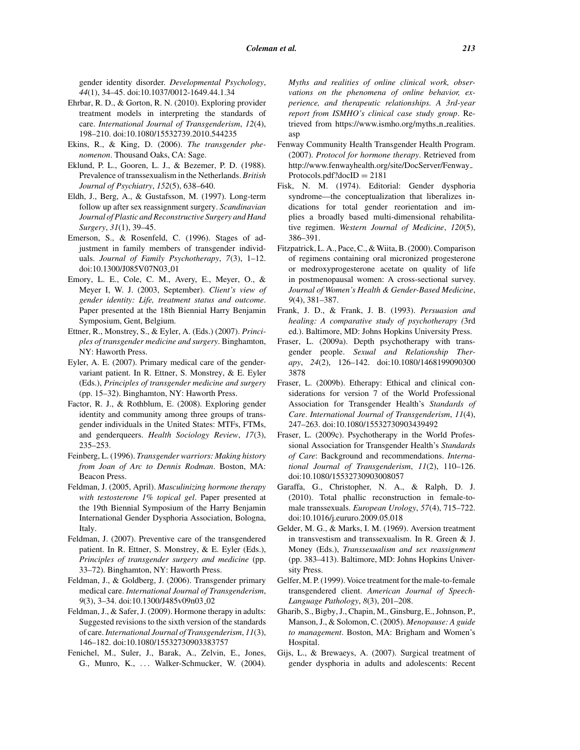gender identity disorder. *Developmental Psychology*, *44*(1), 34–45. doi:10.1037/0012-1649.44.1.34

Ehrbar, R. D., & Gorton, R. N. (2010). Exploring provider treatment models in interpreting the standards of care. *International Journal of Transgenderism*, *12*(4), 198–210. doi:10.1080/15532739.2010.544235

Ekins, R., & King, D. (2006). *The transgender phenomenon*. Thousand Oaks, CA: Sage.

Eklund, P. L., Gooren, L. J., & Bezemer, P. D. (1988). Prevalence of transsexualism in the Netherlands. *British Journal of Psychiatry*, *152*(5), 638–640.

Eldh, J., Berg, A., & Gustafsson, M. (1997). Long-term follow up after sex reassignment surgery. *Scandinavian Journal of Plastic and Reconstructive Surgery and Hand Surgery*, *31*(1), 39–45.

Emerson, S., & Rosenfeld, C. (1996). Stages of adjustment in family members of transgender individuals. *Journal of Family Psychotherapy*, *7*(3), 1–12. doi:10.1300/J085V07N03_01

Emory, L. E., Cole, C. M., Avery, E., Meyer, O., & Meyer I, W. J. (2003, September). *Client's view of gender identity: Life, treatment status and outcome*. Paper presented at the 18th Biennial Harry Benjamin Symposium, Gent, Belgium.

Ettner, R., Monstrey, S., & Eyler, A. (Eds.) (2007). *Principles of transgender medicine and surgery*. Binghamton, NY: Haworth Press.

Eyler, A. E. (2007). Primary medical care of the gender-variant patient. In R. Ettner, S. Monstrey, & E. Eyler (Eds.), *Principles of transgender medicine and surgery* (pp. 15–32). Binghamton, NY: Haworth Press.

Factor, R. J., & Rothblum, E. (2008). Exploring gender identity and community among three groups of transgender individuals in the United States: MTFs, FTMs, and genderqueers. *Health Sociology Review*, *17*(3), 235–253.

Feinberg, L. (1996). *Transgender warriors: Making history from Joan of Arc to Dennis Rodman*. Boston, MA: Beacon Press.

Feldman, J. (2005, April). *Masculinizing hormone therapy with testosterone 1% topical gel*. Paper presented at the 19th Biennial Symposium of the Harry Benjamin International Gender Dysphoria Association, Bologna, Italy.

Feldman, J. (2007). Preventive care of the transgendered patient. In R. Ettner, S. Monstrey, & E. Eyler (Eds.), *Principles of transgender surgery and medicine* (pp. 33–72). Binghamton, NY: Haworth Press.

Feldman, J., & Goldberg, J. (2006). Transgender primary medical care. *International Journal of Transgenderism*, *9*(3), 3–34. doi:10.1300/J485v09n03_02

Feldman, J., & Safer, J. (2009). Hormone therapy in adults: Suggested revisions to the sixth version of the standards of care. *International Journal of Transgenderism*, *11*(3), 146–182. doi:10.1080/15532730903383757

Fenichel, M., Suler, J., Barak, A., Zelvin, E., Jones, G., Munro, K., ... Walker-Schmucker, W. (2004). *Myths and realities of online clinical work, observations on the phenomena of online behavior, experience, and therapeutic relationships. A 3rd-year report from ISMHO's clinical case study group*. Retrieved from https://www.ismho.org/myths_n_realities.asp

Fenway Community Health Transgender Health Program. (2007). *Protocol for hormone therapy*. Retrieved from http://www.fenwayhealth.org/site/DocServer/Fenway_Protocols.pdf?docID = 2181

Fisk, N. M. (1974). Editorial: Gender dysphoria syndrome—the conceptualization that liberalizes indications for total gender reorientation and implies a broadly based multi-dimensional rehabilitative regimen. *Western Journal of Medicine*, *120*(5), 386–391.

Fitzpatrick, L. A., Pace, C., & Wiita, B. (2000). Comparison of regimens containing oral micronized progesterone or medroxyprogesterone acetate on quality of life in postmenopausal women: A cross-sectional survey. *Journal of Women's Health & Gender-Based Medicine*, *9*(4), 381–387.

Frank, J. D., & Frank, J. B. (1993). *Persuasion and healing: A comparative study of psychotherapy (*3rd ed.). Baltimore, MD: Johns Hopkins University Press.

Fraser, L. (2009a). Depth psychotherapy with transgender people. *Sexual and Relationship Therapy*, *24*(2), 126–142. doi:10.1080/14681990903003878

Fraser, L. (2009b). Etherapy: Ethical and clinical considerations for version 7 of the World Professional Association for Transgender Health's *Standards of Care*. *International Journal of Transgenderism*, *11*(4), 247–263. doi:10.1080/15532730903439492

Fraser, L. (2009c). Psychotherapy in the World Professional Association for Transgender Health's *Standards of Care*: Background and recommendations. *International Journal of Transgenderism*, *11*(2), 110–126. doi:10.1080/15532730903008057

Garaffa, G., Christopher, N. A., & Ralph, D. J. (2010). Total phallic reconstruction in female-to-male transsexuals. *European Urology*, *57*(4), 715–722. doi:10.1016/j.eururo.2009.05.018

Gelder, M. G., & Marks, I. M. (1969). Aversion treatment in transvestism and transsexualism. In R. Green & J. Money (Eds.), *Transsexualism and sex reassignment* (pp. 383–413). Baltimore, MD: Johns Hopkins University Press.

Gelfer, M. P. (1999). Voice treatment for the male-to-female transgendered client. *American Journal of Speech-Language Pathology*, *8*(3), 201–208.

Gharib, S., Bigby, J., Chapin, M., Ginsburg, E., Johnson, P., Manson, J., & Solomon, C. (2005). *Menopause: A guide to management*. Boston, MA: Brigham and Women's Hospital.

Gijs, L., & Brewaeys, A. (2007). Surgical treatment of gender dysphoria in adults and adolescents: Recent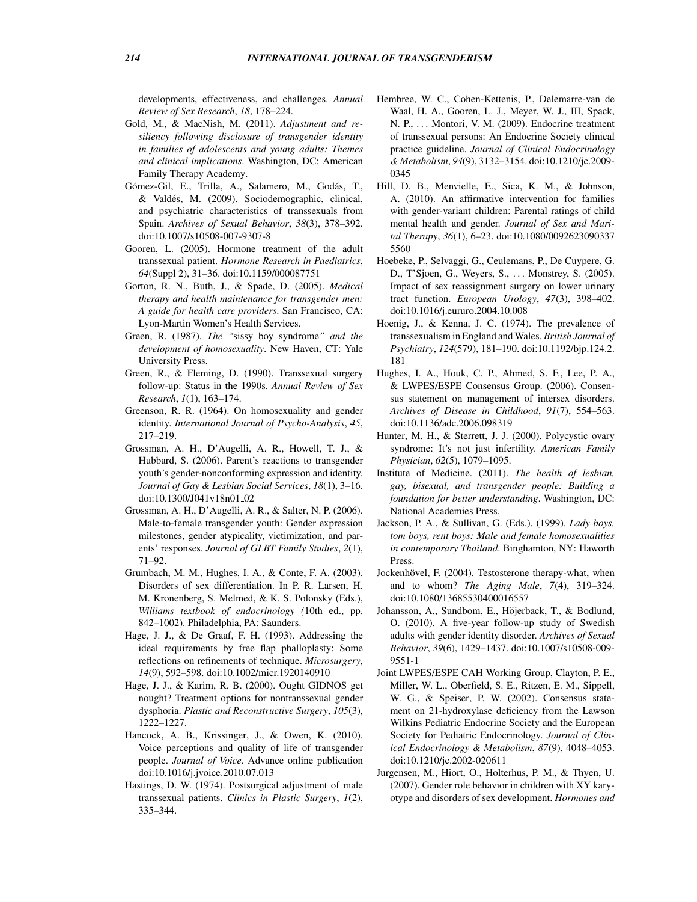developments, effectiveness, and challenges. *Annual Review of Sex Research*, *18*, 178–224.

Gold, M., & MacNish, M. (2011). *Adjustment and resiliency following disclosure of transgender identity in families of adolescents and young adults: Themes and clinical implications*. Washington, DC: American Family Therapy Academy.

Gómez-Gil, E., Trilla, A., Salamero, M., Godás, T., & Valdés, M. (2009). Sociodemographic, clinical, and psychiatric characteristics of transsexuals from Spain. *Archives of Sexual Behavior*, *38*(3), 378–392. doi:10.1007/s10508-007-9307-8

Gooren, L. (2005). Hormone treatment of the adult transsexual patient. *Hormone Research in Paediatrics*, *64*(Suppl 2), 31–36. doi:10.1159/000087751

Gorton, R. N., Buth, J., & Spade, D. (2005). *Medical therapy and health maintenance for transgender men: A guide for health care providers*. San Francisco, CA: Lyon-Martin Women's Health Services.

Green, R. (1987). *The "*sissy boy syndrome*" and the development of homosexuality*. New Haven, CT: Yale University Press.

Green, R., & Fleming, D. (1990). Transsexual surgery follow-up: Status in the 1990s. *Annual Review of Sex Research*, *1*(1), 163–174.

Greenson, R. R. (1964). On homosexuality and gender identity. *International Journal of Psycho-Analysis*, *45*, 217–219.

Grossman, A. H., D'Augelli, A. R., Howell, T. J., & Hubbard, S. (2006). Parent's reactions to transgender youth's gender-nonconforming expression and identity. *Journal of Gay & Lesbian Social Services*, *18*(1), 3–16. doi:10.1300/J041v18n01_02

Grossman, A. H., D'Augelli, A. R., & Salter, N. P. (2006). Male-to-female transgender youth: Gender expression milestones, gender atypicality, victimization, and parents' responses. *Journal of GLBT Family Studies*, *2*(1), 71–92.

Grumbach, M. M., Hughes, I. A., & Conte, F. A. (2003). Disorders of sex differentiation. In P. R. Larsen, H. M. Kronenberg, S. Melmed, & K. S. Polonsky (Eds.), *Williams textbook of endocrinology (*10th ed., pp. 842–1002). Philadelphia, PA: Saunders.

Hage, J. J., & De Graaf, F. H. (1993). Addressing the ideal requirements by free flap phalloplasty: Some reflections on refinements of technique. *Microsurgery*, *14*(9), 592–598. doi:10.1002/micr.1920140910

Hage, J. J., & Karim, R. B. (2000). Ought GIDNOS get nought? Treatment options for nontranssexual gender dysphoria. *Plastic and Reconstructive Surgery*, *105*(3), 1222–1227.

Hancock, A. B., Krissinger, J., & Owen, K. (2010). Voice perceptions and quality of life of transgender people. *Journal of Voice*. Advance online publication doi:10.1016/j.jvoice.2010.07.013

Hastings, D. W. (1974). Postsurgical adjustment of male transsexual patients. *Clinics in Plastic Surgery*, *1*(2), 335–344.

Hembree, W. C., Cohen-Kettenis, P., Delemarre-van de Waal, H. A., Gooren, L. J., Meyer, W. J., III, Spack, N. P., . . . Montori, V. M. (2009). Endocrine treatment of transsexual persons: An Endocrine Society clinical practice guideline. *Journal of Clinical Endocrinology & Metabolism*, *94*(9), 3132–3154. doi:10.1210/jc.2009-0345

Hill, D. B., Menvielle, E., Sica, K. M., & Johnson, A. (2010). An affirmative intervention for families with gender-variant children: Parental ratings of child mental health and gender. *Journal of Sex and Marital Therapy*, *36*(1), 6–23. doi:10.1080/00926230903375560

Hoebeke, P., Selvaggi, G., Ceulemans, P., De Cuypere, G. D., T'Sjoen, G., Weyers, S., . . . Monstrey, S. (2005). Impact of sex reassignment surgery on lower urinary tract function. *European Urology*, *47*(3), 398–402. doi:10.1016/j.eururo.2004.10.008

Hoenig, J., & Kenna, J. C. (1974). The prevalence of transsexualism in England and Wales. *British Journal of Psychiatry*, *124*(579), 181–190. doi:10.1192/bjp.124.2.181

Hughes, I. A., Houk, C. P., Ahmed, S. F., Lee, P. A., & LWPES/ESPE Consensus Group. (2006). Consensus statement on management of intersex disorders. *Archives of Disease in Childhood*, *91*(7), 554–563. doi:10.1136/adc.2006.098319

Hunter, M. H., & Sterrett, J. J. (2000). Polycystic ovary syndrome: It's not just infertility. *American Family Physician*, *62*(5), 1079–1095.

Institute of Medicine. (2011). *The health of lesbian, gay, bisexual, and transgender people: Building a foundation for better understanding*. Washington, DC: National Academies Press.

Jackson, P. A., & Sullivan, G. (Eds.). (1999). *Lady boys, tom boys, rent boys: Male and female homosexualities in contemporary Thailand*. Binghamton, NY: Haworth Press.

Jockenhövel, F. (2004). Testosterone therapy-what, when and to whom? *The Aging Male*, *7*(4), 319–324. doi:10.1080/13685530400016557

Johansson, A., Sundbom, E., Höjerback, T., & Bodlund, O. (2010). A five-year follow-up study of Swedish adults with gender identity disorder. *Archives of Sexual Behavior*, *39*(6), 1429–1437. doi:10.1007/s10508-009-9551-1

Joint LWPES/ESPE CAH Working Group, Clayton, P. E., Miller, W. L., Oberfield, S. E., Ritzen, E. M., Sippell, W. G., & Speiser, P. W. (2002). Consensus statement on 21-hydroxylase deficiency from the Lawson Wilkins Pediatric Endocrine Society and the European Society for Pediatric Endocrinology. *Journal of Clinical Endocrinology & Metabolism*, *87*(9), 4048–4053. doi:10.1210/jc.2002-020611

Jurgensen, M., Hiort, O., Holterhus, P. M., & Thyen, U. (2007). Gender role behavior in children with XY karyotype and disorders of sex development. *Hormones and*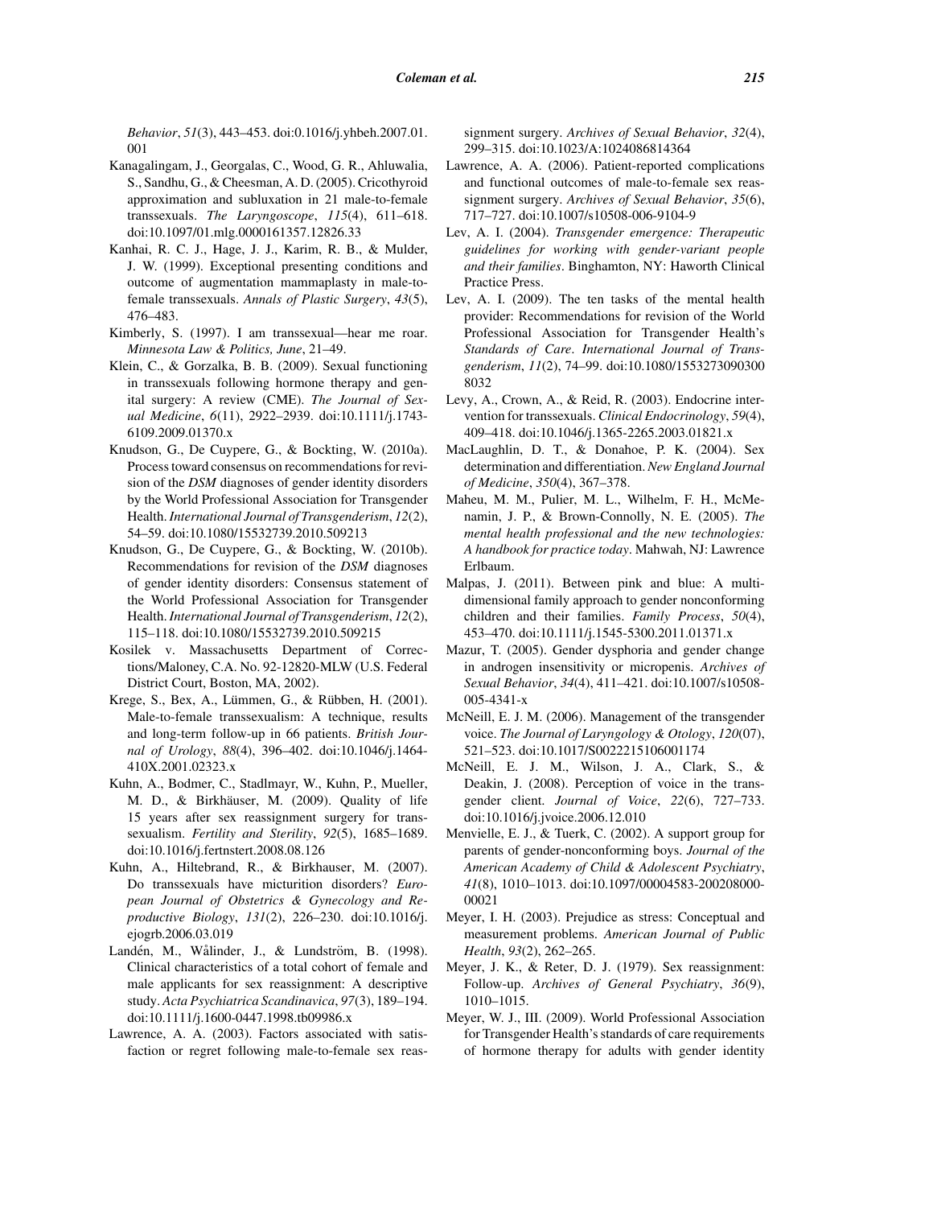*Behavior*, *51*(3), 443–453. doi:0.1016/j.yhbeh.2007.01.001

Kanagalingam, J., Georgalas, C., Wood, G. R., Ahluwalia, S., Sandhu, G., & Cheesman, A. D. (2005). Cricothyroid approximation and subluxation in 21 male-to-female transsexuals. *The Laryngoscope*, *115*(4), 611–618. doi:10.1097/01.mlg.0000161357.12826.33

Kanhai, R. C. J., Hage, J. J., Karim, R. B., & Mulder, J. W. (1999). Exceptional presenting conditions and outcome of augmentation mammaplasty in male-to-female transsexuals. *Annals of Plastic Surgery*, *43*(5), 476–483.

Kimberly, S. (1997). I am transsexual—hear me roar. *Minnesota Law & Politics, June*, 21–49.

Klein, C., & Gorzalka, B. B. (2009). Sexual functioning in transsexuals following hormone therapy and genital surgery: A review (CME). *The Journal of Sexual Medicine*, *6*(11), 2922–2939. doi:10.1111/j.1743-6109.2009.01370.x

Knudson, G., De Cuypere, G., & Bockting, W. (2010a). Process toward consensus on recommendations for revision of the *DSM* diagnoses of gender identity disorders by the World Professional Association for Transgender Health. *International Journal of Transgenderism*, *12*(2), 54–59. doi:10.1080/15532739.2010.509213

Knudson, G., De Cuypere, G., & Bockting, W. (2010b). Recommendations for revision of the *DSM* diagnoses of gender identity disorders: Consensus statement of the World Professional Association for Transgender Health. *International Journal of Transgenderism*, *12*(2), 115–118. doi:10.1080/15532739.2010.509215

Kosilek v. Massachusetts Department of Corrections/Maloney, C.A. No. 92-12820-MLW (U.S. Federal District Court, Boston, MA, 2002).

Krege, S., Bex, A., Lümmen, G., & Rübben, H. (2001). Male-to-female transsexualism: A technique, results and long-term follow-up in 66 patients. *British Journal of Urology*, *88*(4), 396–402. doi:10.1046/j.1464-410X.2001.02323.x

Kuhn, A., Bodmer, C., Stadlmayr, W., Kuhn, P., Mueller, M. D., & Birkhäuser, M. (2009). Quality of life 15 years after sex reassignment surgery for transsexualism. *Fertility and Sterility*, *92*(5), 1685–1689. doi:10.1016/j.fertnstert.2008.08.126

Kuhn, A., Hiltebrand, R., & Birkhauser, M. (2007). Do transsexuals have micturition disorders? *European Journal of Obstetrics & Gynecology and Reproductive Biology*, *131*(2), 226–230. doi:10.1016/j.ejogrb.2006.03.019

Landén, M., Wålinder, J., & Lundström, B. (1998). Clinical characteristics of a total cohort of female and male applicants for sex reassignment: A descriptive study. *Acta Psychiatrica Scandinavica*, *97*(3), 189–194. doi:10.1111/j.1600-0447.1998.tb09986.x

Lawrence, A. A. (2003). Factors associated with satisfaction or regret following male-to-female sex reassignment surgery. *Archives of Sexual Behavior*, *32*(4), 299–315. doi:10.1023/A:1024086814364

Lawrence, A. A. (2006). Patient-reported complications and functional outcomes of male-to-female sex reassignment surgery. *Archives of Sexual Behavior*, *35*(6), 717–727. doi:10.1007/s10508-006-9104-9

Lev, A. I. (2004). *Transgender emergence: Therapeutic guidelines for working with gender-variant people and their families*. Binghamton, NY: Haworth Clinical Practice Press.

Lev, A. I. (2009). The ten tasks of the mental health provider: Recommendations for revision of the World Professional Association for Transgender Health's *Standards of Care*. *International Journal of Transgenderism*, *11*(2), 74–99. doi:10.1080/15532730903008032

Levy, A., Crown, A., & Reid, R. (2003). Endocrine intervention for transsexuals. *Clinical Endocrinology*, *59*(4), 409–418. doi:10.1046/j.1365-2265.2003.01821.x

MacLaughlin, D. T., & Donahoe, P. K. (2004). Sex determination and differentiation. *New England Journal of Medicine*, *350*(4), 367–378.

Maheu, M. M., Pulier, M. L., Wilhelm, F. H., McMenamin, J. P., & Brown-Connolly, N. E. (2005). *The mental health professional and the new technologies: A handbook for practice today*. Mahwah, NJ: Lawrence Erlbaum.

Malpas, J. (2011). Between pink and blue: A multi-dimensional family approach to gender nonconforming children and their families. *Family Process*, *50*(4), 453–470. doi:10.1111/j.1545-5300.2011.01371.x

Mazur, T. (2005). Gender dysphoria and gender change in androgen insensitivity or micropenis. *Archives of Sexual Behavior*, *34*(4), 411–421. doi:10.1007/s10508-005-4341-x

McNeill, E. J. M. (2006). Management of the transgender voice. *The Journal of Laryngology & Otology*, *120*(07), 521–523. doi:10.1017/S0022215106001174

McNeill, E. J. M., Wilson, J. A., Clark, S., & Deakin, J. (2008). Perception of voice in the transgender client. *Journal of Voice*, *22*(6), 727–733. doi:10.1016/j.jvoice.2006.12.010

Menvielle, E. J., & Tuerk, C. (2002). A support group for parents of gender-nonconforming boys. *Journal of the American Academy of Child & Adolescent Psychiatry*, *41*(8), 1010–1013. doi:10.1097/00004583-200208000-00021

Meyer, I. H. (2003). Prejudice as stress: Conceptual and measurement problems. *American Journal of Public Health*, *93*(2), 262–265.

Meyer, J. K., & Reter, D. J. (1979). Sex reassignment: Follow-up. *Archives of General Psychiatry*, *36*(9), 1010–1015.

Meyer, W. J., III. (2009). World Professional Association for Transgender Health's standards of care requirements of hormone therapy for adults with gender identity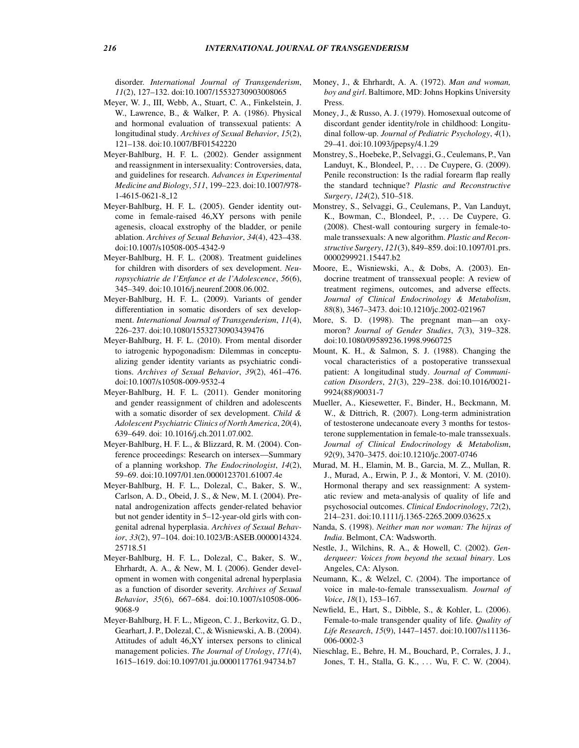disorder. *International Journal of Transgenderism*, *11*(2), 127–132. doi:10.1007/15532730903008065

Meyer, W. J., III, Webb, A., Stuart, C. A., Finkelstein, J. W., Lawrence, B., & Walker, P. A. (1986). Physical and hormonal evaluation of transsexual patients: A longitudinal study. *Archives of Sexual Behavior*, *15*(2), 121–138. doi:10.1007/BF01542220

Meyer-Bahlburg, H. F. L. (2002). Gender assignment and reassignment in intersexuality: Controversies, data, and guidelines for research. *Advances in Experimental Medicine and Biology*, *511*, 199–223. doi:10.1007/978-1-4615-0621-8_12

Meyer-Bahlburg, H. F. L. (2005). Gender identity outcome in female-raised 46,XY persons with penile agenesis, cloacal exstrophy of the bladder, or penile ablation. *Archives of Sexual Behavior*, *34*(4), 423–438. doi:10.1007/s10508-005-4342-9

Meyer-Bahlburg, H. F. L. (2008). Treatment guidelines for children with disorders of sex development. *Neuropsychiatrie de l'Enfance et de l'Adolescence*, *56*(6), 345–349. doi:10.1016/j.neurenf.2008.06.002.

Meyer-Bahlburg, H. F. L. (2009). Variants of gender differentiation in somatic disorders of sex development. *International Journal of Transgenderism*, *11*(4), 226–237. doi:10.1080/15532730903439476

Meyer-Bahlburg, H. F. L. (2010). From mental disorder to iatrogenic hypogonadism: Dilemmas in conceptualizing gender identity variants as psychiatric conditions. *Archives of Sexual Behavior*, *39*(2), 461–476. doi:10.1007/s10508-009-9532-4

Meyer-Bahlburg, H. F. L. (2011). Gender monitoring and gender reassignment of children and adolescents with a somatic disorder of sex development. *Child & Adolescent Psychiatric Clinics of North America*, *20*(4), 639–649. doi: 10.1016/j.ch.2011.07.002.

Meyer-Bahlburg, H. F. L., & Blizzard, R. M. (2004). Conference proceedings: Research on intersex—Summary of a planning workshop. *The Endocrinologist*, *14*(2), 59–69. doi:10.1097/01.ten.0000123701.61007.4e

Meyer-Bahlburg, H. F. L., Dolezal, C., Baker, S. W., Carlson, A. D., Obeid, J. S., & New, M. I. (2004). Prenatal androgenization affects gender-related behavior but not gender identity in 5–12-year-old girls with congenital adrenal hyperplasia. *Archives of Sexual Behavior*, *33*(2), 97–104. doi:10.1023/B:ASEB.0000014324.25718.51

Meyer-Bahlburg, H. F. L., Dolezal, C., Baker, S. W., Ehrhardt, A. A., & New, M. I. (2006). Gender development in women with congenital adrenal hyperplasia as a function of disorder severity. *Archives of Sexual Behavior*, *35*(6), 667–684. doi:10.1007/s10508-006-9068-9

Meyer-Bahlburg, H. F. L., Migeon, C. J., Berkovitz, G. D., Gearhart, J. P., Dolezal, C., & Wisniewski, A. B. (2004). Attitudes of adult 46,XY intersex persons to clinical management policies. *The Journal of Urology*, *171*(4), 1615–1619. doi:10.1097/01.ju.0000117761.94734.b7

Money, J., & Ehrhardt, A. A. (1972). *Man and woman, boy and girl*. Baltimore, MD: Johns Hopkins University Press.

Money, J., & Russo, A. J. (1979). Homosexual outcome of discordant gender identity/role in childhood: Longitudinal follow-up. *Journal of Pediatric Psychology*, *4*(1), 29–41. doi:10.1093/jpepsy/4.1.29

Monstrey, S., Hoebeke, P., Selvaggi, G., Ceulemans, P., Van Landuyt, K., Blondeel, P., ... De Cuypere, G. (2009). Penile reconstruction: Is the radial forearm flap really the standard technique? *Plastic and Reconstructive Surgery*, *124*(2), 510–518.

Monstrey, S., Selvaggi, G., Ceulemans, P., Van Landuyt, K., Bowman, C., Blondeel, P., ... De Cuypere, G. (2008). Chest-wall contouring surgery in female-to-male transsexuals: A new algorithm. *Plastic and Reconstructive Surgery*, *121*(3), 849–859. doi:10.1097/01.prs.0000299921.15447.b2

Moore, E., Wisniewski, A., & Dobs, A. (2003). Endocrine treatment of transsexual people: A review of treatment regimens, outcomes, and adverse effects. *Journal of Clinical Endocrinology & Metabolism*, *88*(8), 3467–3473. doi:10.1210/jc.2002-021967

More, S. D. (1998). The pregnant man—an oxymoron? *Journal of Gender Studies*, *7*(3), 319–328. doi:10.1080/09589236.1998.9960725

Mount, K. H., & Salmon, S. J. (1988). Changing the vocal characteristics of a postoperative transsexual patient: A longitudinal study. *Journal of Communication Disorders*, *21*(3), 229–238. doi:10.1016/0021-9924(88)90031-7

Mueller, A., Kiesewetter, F., Binder, H., Beckmann, M. W., & Dittrich, R. (2007). Long-term administration of testosterone undecanoate every 3 months for testosterone supplementation in female-to-male transsexuals. *Journal of Clinical Endocrinology & Metabolism*, *92*(9), 3470–3475. doi:10.1210/jc.2007-0746

Murad, M. H., Elamin, M. B., Garcia, M. Z., Mullan, R. J., Murad, A., Erwin, P. J., & Montori, V. M. (2010). Hormonal therapy and sex reassignment: A systematic review and meta-analysis of quality of life and psychosocial outcomes. *Clinical Endocrinology*, *72*(2), 214–231. doi:10.1111/j.1365-2265.2009.03625.x

Nanda, S. (1998). *Neither man nor woman: The hijras of India*. Belmont, CA: Wadsworth.

Nestle, J., Wilchins, R. A., & Howell, C. (2002). *Genderqueer: Voices from beyond the sexual binary*. Los Angeles, CA: Alyson.

Neumann, K., & Welzel, C. (2004). The importance of voice in male-to-female transsexualism. *Journal of Voice*, *18*(1), 153–167.

Newfield, E., Hart, S., Dibble, S., & Kohler, L. (2006). Female-to-male transgender quality of life. *Quality of Life Research*, *15*(9), 1447–1457. doi:10.1007/s11136-006-0002-3

Nieschlag, E., Behre, H. M., Bouchard, P., Corrales, J. J., Jones, T. H., Stalla, G. K., ... Wu, F. C. W. (2004).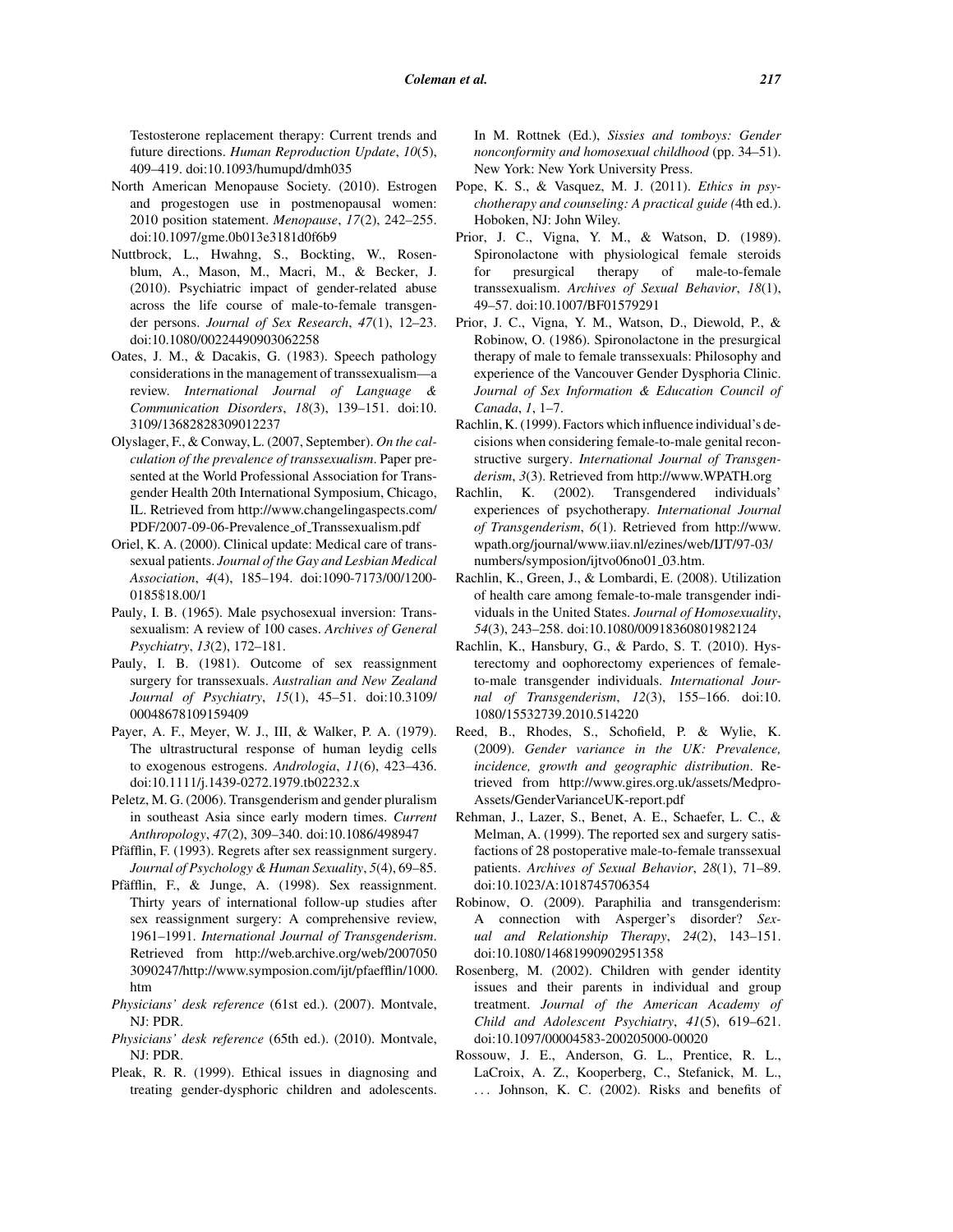Testosterone replacement therapy: Current trends and future directions. *Human Reproduction Update*, *10*(5), 409–419. doi:10.1093/humupd/dmh035

North American Menopause Society. (2010). Estrogen and progestogen use in postmenopausal women: 2010 position statement. *Menopause*, *17*(2), 242–255. doi:10.1097/gme.0b013e3181d0f6b9

Nuttbrock, L., Hwahng, S., Bockting, W., Rosenblum, A., Mason, M., Macri, M., & Becker, J. (2010). Psychiatric impact of gender-related abuse across the life course of male-to-female transgender persons. *Journal of Sex Research*, *47*(1), 12–23. doi:10.1080/00224490903062258

Oates, J. M., & Dacakis, G. (1983). Speech pathology considerations in the management of transsexualism—a review. *International Journal of Language & Communication Disorders*, *18*(3), 139–151. doi:10.3109/13682828309012237

Olyslager, F., & Conway, L. (2007, September). *On the calculation of the prevalence of transsexualism*. Paper presented at the World Professional Association for Transgender Health 20th International Symposium, Chicago, IL. Retrieved from http://www.changelingaspects.com/PDF/2007-09-06-Prevalence_of_Transsexualism.pdf

Oriel, K. A. (2000). Clinical update: Medical care of transsexual patients. *Journal of the Gay and Lesbian Medical Association*, *4*(4), 185–194. doi:1090-7173/00/1200-0185$18.00/1

Pauly, I. B. (1965). Male psychosexual inversion: Transsexualism: A review of 100 cases. *Archives of General Psychiatry*, *13*(2), 172–181.

Pauly, I. B. (1981). Outcome of sex reassignment surgery for transsexuals. *Australian and New Zealand Journal of Psychiatry*, *15*(1), 45–51. doi:10.3109/00048678109159409

Payer, A. F., Meyer, W. J., III, & Walker, P. A. (1979). The ultrastructural response of human leydig cells to exogenous estrogens. *Andrologia*, *11*(6), 423–436. doi:10.1111/j.1439-0272.1979.tb02232.x

Peletz, M. G. (2006). Transgenderism and gender pluralism in southeast Asia since early modern times. *Current Anthropology*, *47*(2), 309–340. doi:10.1086/498947

Pfäfflin, F. (1993). Regrets after sex reassignment surgery. *Journal of Psychology & Human Sexuality*, *5*(4), 69–85.

Pfäfflin, F., & Junge, A. (1998). Sex reassignment. Thirty years of international follow-up studies after sex reassignment surgery: A comprehensive review, 1961–1991. *International Journal of Transgenderism*. Retrieved from http://web.archive.org/web/20070503090247/http://www.symposion.com/ijt/pfaefflin/1000.htm

*Physicians' desk reference* (61st ed.). (2007). Montvale, NJ: PDR.

*Physicians' desk reference* (65th ed.). (2010). Montvale, NJ: PDR.

Pleak, R. R. (1999). Ethical issues in diagnosing and treating gender-dysphoric children and adolescents. In M. Rottnek (Ed.), *Sissies and tomboys: Gender nonconformity and homosexual childhood* (pp. 34–51). New York: New York University Press.

Pope, K. S., & Vasquez, M. J. (2011). *Ethics in psychotherapy and counseling: A practical guide (*4th ed.). Hoboken, NJ: John Wiley.

Prior, J. C., Vigna, Y. M., & Watson, D. (1989). Spironolactone with physiological female steroids for presurgical therapy of male-to-female transsexualism. *Archives of Sexual Behavior*, *18*(1), 49–57. doi:10.1007/BF01579291

Prior, J. C., Vigna, Y. M., Watson, D., Diewold, P., & Robinow, O. (1986). Spironolactone in the presurgical therapy of male to female transsexuals: Philosophy and experience of the Vancouver Gender Dysphoria Clinic. *Journal of Sex Information & Education Council of Canada*, *1*, 1–7.

Rachlin, K. (1999). Factors which influence individual's decisions when considering female-to-male genital reconstructive surgery. *International Journal of Transgenderism*, *3*(3). Retrieved from http://www.WPATH.org

Rachlin, K. (2002). Transgendered individuals' experiences of psychotherapy. *International Journal of Transgenderism*, *6*(1). Retrieved from http://www.wpath.org/journal/www.iiav.nl/ezines/web/IJT/97-03/numbers/symposion/ijtvo06no01_03.htm.

Rachlin, K., Green, J., & Lombardi, E. (2008). Utilization of health care among female-to-male transgender individuals in the United States. *Journal of Homosexuality*, *54*(3), 243–258. doi:10.1080/00918360801982124

Rachlin, K., Hansbury, G., & Pardo, S. T. (2010). Hysterectomy and oophorectomy experiences of female-to-male transgender individuals. *International Journal of Transgenderism*, *12*(3), 155–166. doi:10.1080/15532739.2010.514220

Reed, B., Rhodes, S., Schofield, P. & Wylie, K. (2009). *Gender variance in the UK: Prevalence, incidence, growth and geographic distribution*. Retrieved from http://www.gires.org.uk/assets/Medpro-Assets/GenderVarianceUK-report.pdf

Rehman, J., Lazer, S., Benet, A. E., Schaefer, L. C., & Melman, A. (1999). The reported sex and surgery satisfactions of 28 postoperative male-to-female transsexual patients. *Archives of Sexual Behavior*, *28*(1), 71–89. doi:10.1023/A:1018745706354

Robinow, O. (2009). Paraphilia and transgenderism: A connection with Asperger's disorder? *Sexual and Relationship Therapy*, *24*(2), 143–151. doi:10.1080/14681990902951358

Rosenberg, M. (2002). Children with gender identity issues and their parents in individual and group treatment. *Journal of the American Academy of Child and Adolescent Psychiatry*, *41*(5), 619–621. doi:10.1097/00004583-200205000-00020

Rossouw, J. E., Anderson, G. L., Prentice, R. L., LaCroix, A. Z., Kooperberg, C., Stefanick, M. L., ... Johnson, K. C. (2002). Risks and benefits of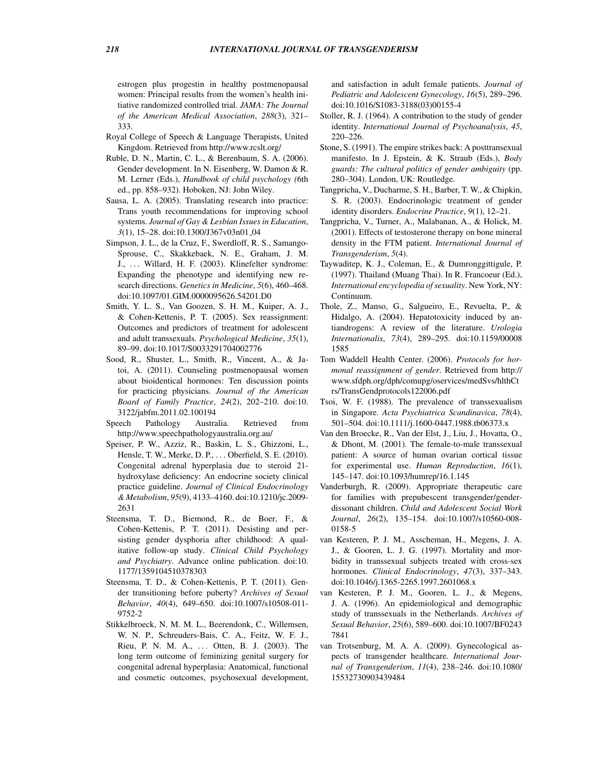estrogen plus progestin in healthy postmenopausal women: Principal results from the women's health initiative randomized controlled trial. *JAMA: The Journal of the American Medical Association*, *288*(3), 321–333.

Royal College of Speech & Language Therapists, United Kingdom. Retrieved from http://www.rcslt.org/

Ruble, D. N., Martin, C. L., & Berenbaum, S. A. (2006). Gender development. In N. Eisenberg, W. Damon & R. M. Lerner (Eds.), *Handbook of child psychology (*6th ed., pp. 858–932). Hoboken, NJ: John Wiley.

Sausa, L. A. (2005). Translating research into practice: Trans youth recommendations for improving school systems. *Journal of Gay & Lesbian Issues in Education*, *3*(1), 15–28. doi:10.1300/J367v03n01_04

Simpson, J. L., de la Cruz, F., Swerdloff, R. S., Samango-Sprouse, C., Skakkebaek, N. E., Graham, J. M. J., ... Willard, H. F. (2003). Klinefelter syndrome: Expanding the phenotype and identifying new research directions. *Genetics in Medicine*, *5*(6), 460–468. doi:10.1097/01.GIM.0000095626.54201.D0

Smith, Y. L. S., Van Goozen, S. H. M., Kuiper, A. J., & Cohen-Kettenis, P. T. (2005). Sex reassignment: Outcomes and predictors of treatment for adolescent and adult transsexuals. *Psychological Medicine*, *35*(1), 89–99. doi:10.1017/S0033291704002776

Sood, R., Shuster, L., Smith, R., Vincent, A., & Jatoi, A. (2011). Counseling postmenopausal women about bioidentical hormones: Ten discussion points for practicing physicians. *Journal of the American Board of Family Practice*, *24*(2), 202–210. doi:10.3122/jabfm.2011.02.100194

Speech Pathology Australia. Retrieved from http://www.speechpathologyaustralia.org.au/

Speiser, P. W., Azziz, R., Baskin, L. S., Ghizzoni, L., Hensle, T. W., Merke, D. P., ... Oberfield, S. E. (2010). Congenital adrenal hyperplasia due to steroid 21-hydroxylase deficiency: An endocrine society clinical practice guideline. *Journal of Clinical Endocrinology & Metabolism*, *95*(9), 4133–4160. doi:10.1210/jc.2009-2631

Steensma, T. D., Biemond, R., de Boer, F., & Cohen-Kettenis, P. T. (2011). Desisting and persisting gender dysphoria after childhood: A qualitative follow-up study. *Clinical Child Psychology and Psychiatry*. Advance online publication. doi:10.1177/1359104510378303

Steensma, T. D., & Cohen-Kettenis, P. T. (2011). Gender transitioning before puberty? *Archives of Sexual Behavior*, *40*(4), 649–650. doi:10.1007/s10508-011-9752-2

Stikkelbroeck, N. M. M. L., Beerendonk, C., Willemsen, W. N. P., Schreuders-Bais, C. A., Feitz, W. F. J., Rieu, P. N. M. A., ... Otten, B. J. (2003). The long term outcome of feminizing genital surgery for congenital adrenal hyperplasia: Anatomical, functional and cosmetic outcomes, psychosexual development, and satisfaction in adult female patients. *Journal of Pediatric and Adolescent Gynecology*, *16*(5), 289–296. doi:10.1016/S1083-3188(03)00155-4

Stoller, R. J. (1964). A contribution to the study of gender identity. *International Journal of Psychoanalysis*, *45*, 220–226.

Stone, S. (1991). The empire strikes back: A posttransexual manifesto. In J. Epstein, & K. Straub (Eds.), *Body guards: The cultural politics of gender ambiguity* (pp. 280–304). London, UK: Routledge.

Tangpricha, V., Ducharme, S. H., Barber, T. W., & Chipkin, S. R. (2003). Endocrinologic treatment of gender identity disorders. *Endocrine Practice*, *9*(1), 12–21.

Tangpricha, V., Turner, A., Malabanan, A., & Holick, M. (2001). Effects of testosterone therapy on bone mineral density in the FTM patient. *International Journal of Transgenderism*, *5*(4).

Taywaditep, K. J., Coleman, E., & Dumronggittigule, P. (1997). Thailand (Muang Thai). In R. Francoeur (Ed.), *International encyclopedia of sexuality*. New York, NY: Continuum.

Thole, Z., Manso, G., Salgueiro, E., Revuelta, P., & Hidalgo, A. (2004). Hepatotoxicity induced by antiandrogens: A review of the literature. *Urologia Internationalis*, *73*(4), 289–295. doi:10.1159/000081585

Tom Waddell Health Center. (2006). *Protocols for hormonal reassignment of gender*. Retrieved from http://www.sfdph.org/dph/comupg/oservices/medSvs/hlthCtrs/TransGendprotocols122006.pdf

Tsoi, W. F. (1988). The prevalence of transsexualism in Singapore. *Acta Psychiatrica Scandinavica*, *78*(4), 501–504. doi:10.1111/j.1600-0447.1988.tb06373.x

Van den Broecke, R., Van der Elst, J., Liu, J., Hovatta, O., & Dhont, M. (2001). The female-to-male transsexual patient: A source of human ovarian cortical tissue for experimental use. *Human Reproduction*, *16*(1), 145–147. doi:10.1093/humrep/16.1.145

Vanderburgh, R. (2009). Appropriate therapeutic care for families with prepubescent transgender/gender-dissonant children. *Child and Adolescent Social Work Journal*, *26*(2), 135–154. doi:10.1007/s10560-008-0158-5

van Kesteren, P. J. M., Asscheman, H., Megens, J. A. J., & Gooren, L. J. G. (1997). Mortality and morbidity in transsexual subjects treated with cross-sex hormones. *Clinical Endocrinology*, *47*(3), 337–343. doi:10.1046/j.1365-2265.1997.2601068.x

van Kesteren, P. J. M., Gooren, L. J., & Megens, J. A. (1996). An epidemiological and demographic study of transsexuals in the Netherlands. *Archives of Sexual Behavior*, *25*(6), 589–600. doi:10.1007/BF02437841

van Trotsenburg, M. A. A. (2009). Gynecological aspects of transgender healthcare. *International Journal of Transgenderism*, *11*(4), 238–246. doi:10.1080/15532730903439484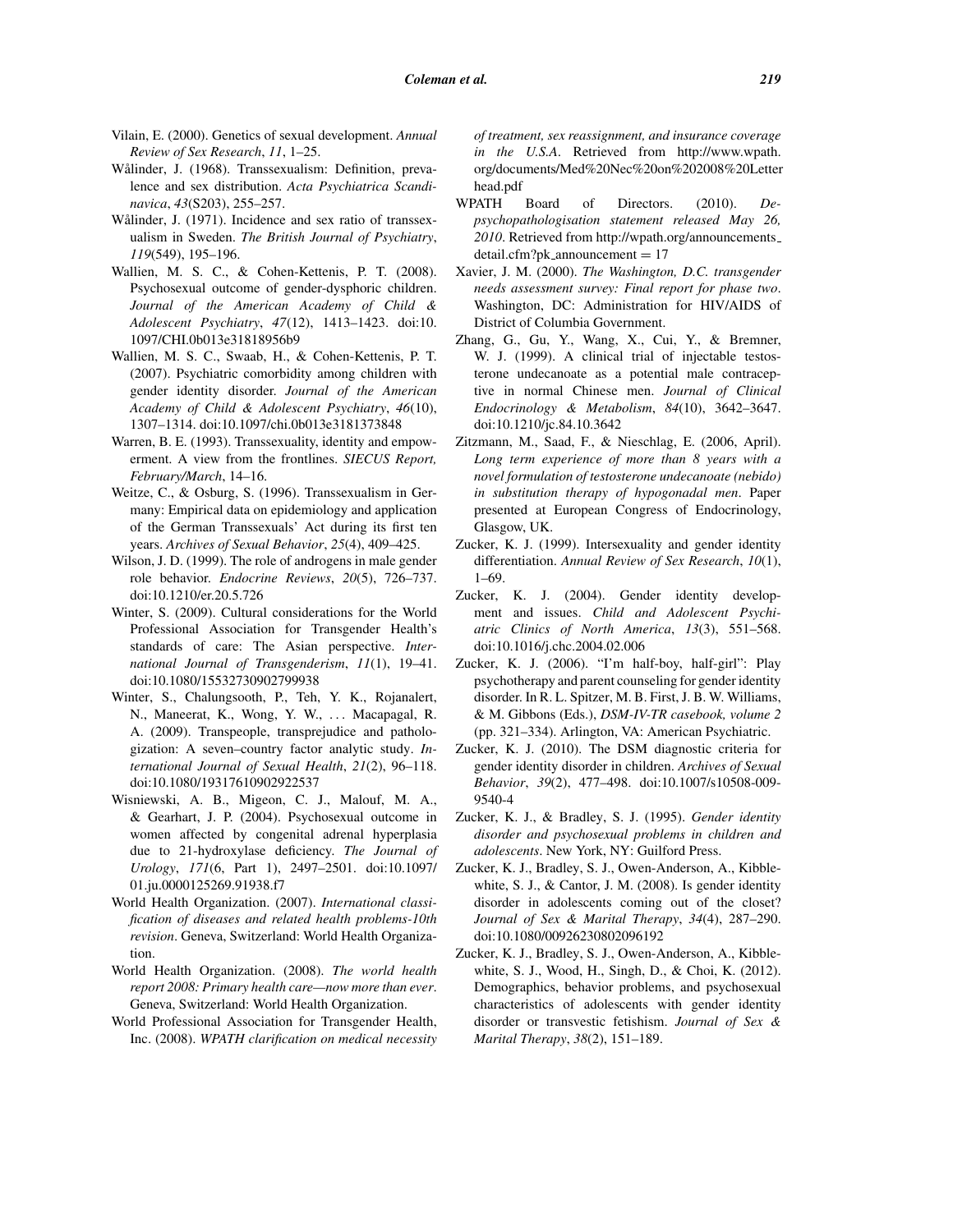Vilain, E. (2000). Genetics of sexual development. *Annual Review of Sex Research*, *11*, 1–25.

Wålinder, J. (1968). Transsexualism: Definition, prevalence and sex distribution. *Acta Psychiatrica Scandinavica*, *43*(S203), 255–257.

Wålinder, J. (1971). Incidence and sex ratio of transsexualism in Sweden. *The British Journal of Psychiatry*, *119*(549), 195–196.

Wallien, M. S. C., & Cohen-Kettenis, P. T. (2008). Psychosexual outcome of gender-dysphoric children. *Journal of the American Academy of Child & Adolescent Psychiatry*, *47*(12), 1413–1423. doi:10.1097/CHI.0b013e31818956b9

Wallien, M. S. C., Swaab, H., & Cohen-Kettenis, P. T. (2007). Psychiatric comorbidity among children with gender identity disorder. *Journal of the American Academy of Child & Adolescent Psychiatry*, *46*(10), 1307–1314. doi:10.1097/chi.0b013e3181373848

Warren, B. E. (1993). Transsexuality, identity and empowerment. A view from the frontlines. *SIECUS Report, February/March*, 14–16.

Weitze, C., & Osburg, S. (1996). Transsexualism in Germany: Empirical data on epidemiology and application of the German Transsexuals' Act during its first ten years. *Archives of Sexual Behavior*, *25*(4), 409–425.

Wilson, J. D. (1999). The role of androgens in male gender role behavior. *Endocrine Reviews*, *20*(5), 726–737. doi:10.1210/er.20.5.726

Winter, S. (2009). Cultural considerations for the World Professional Association for Transgender Health's standards of care: The Asian perspective. *International Journal of Transgenderism*, *11*(1), 19–41. doi:10.1080/15532730902799938

Winter, S., Chalungsooth, P., Teh, Y. K., Rojanalert, N., Maneerat, K., Wong, Y. W., ... Macapagal, R. A. (2009). Transpeople, transprejudice and pathologization: A seven–country factor analytic study. *International Journal of Sexual Health*, *21*(2), 96–118. doi:10.1080/19317610902922537

Wisniewski, A. B., Migeon, C. J., Malouf, M. A., & Gearhart, J. P. (2004). Psychosexual outcome in women affected by congenital adrenal hyperplasia due to 21-hydroxylase deficiency. *The Journal of Urology*, *171*(6, Part 1), 2497–2501. doi:10.1097/01.ju.0000125269.91938.f7

World Health Organization. (2007). *International classification of diseases and related health problems-10th revision*. Geneva, Switzerland: World Health Organization.

World Health Organization. (2008). *The world health report 2008: Primary health care—now more than ever*. Geneva, Switzerland: World Health Organization.

World Professional Association for Transgender Health, Inc. (2008). *WPATH clarification on medical necessity of treatment, sex reassignment, and insurance coverage in the U.S.A*. Retrieved from http://www.wpath.org/documents/Med%20Nec%20on%202008%20Letterhead.pdf

WPATH Board of Directors. (2010). *De-psychopathologisation statement released May 26, 2010*. Retrieved from http://wpath.org/announcements_detail.cfm?pk_announcement = 17

Xavier, J. M. (2000). *The Washington, D.C. transgender needs assessment survey: Final report for phase two*. Washington, DC: Administration for HIV/AIDS of District of Columbia Government.

Zhang, G., Gu, Y., Wang, X., Cui, Y., & Bremner, W. J. (1999). A clinical trial of injectable testosterone undecanoate as a potential male contraceptive in normal Chinese men. *Journal of Clinical Endocrinology & Metabolism*, *84*(10), 3642–3647. doi:10.1210/jc.84.10.3642

Zitzmann, M., Saad, F., & Nieschlag, E. (2006, April). *Long term experience of more than 8 years with a novel formulation of testosterone undecanoate (nebido) in substitution therapy of hypogonadal men*. Paper presented at European Congress of Endocrinology, Glasgow, UK.

Zucker, K. J. (1999). Intersexuality and gender identity differentiation. *Annual Review of Sex Research*, *10*(1), 1–69.

Zucker, K. J. (2004). Gender identity development and issues. *Child and Adolescent Psychiatric Clinics of North America*, *13*(3), 551–568. doi:10.1016/j.chc.2004.02.006

Zucker, K. J. (2006). "I'm half-boy, half-girl": Play psychotherapy and parent counseling for gender identity disorder. In R. L. Spitzer, M. B. First, J. B. W. Williams, & M. Gibbons (Eds.), *DSM-IV-TR casebook, volume 2* (pp. 321–334). Arlington, VA: American Psychiatric.

Zucker, K. J. (2010). The DSM diagnostic criteria for gender identity disorder in children. *Archives of Sexual Behavior*, *39*(2), 477–498. doi:10.1007/s10508-009-9540-4

Zucker, K. J., & Bradley, S. J. (1995). *Gender identity disorder and psychosexual problems in children and adolescents*. New York, NY: Guilford Press.

Zucker, K. J., Bradley, S. J., Owen-Anderson, A., Kibblewhite, S. J., & Cantor, J. M. (2008). Is gender identity disorder in adolescents coming out of the closet? *Journal of Sex & Marital Therapy*, *34*(4), 287–290. doi:10.1080/00926230802096192

Zucker, K. J., Bradley, S. J., Owen-Anderson, A., Kibblewhite, S. J., Wood, H., Singh, D., & Choi, K. (2012). Demographics, behavior problems, and psychosexual characteristics of adolescents with gender identity disorder or transvestic fetishism. *Journal of Sex & Marital Therapy*, *38*(2), 151–189.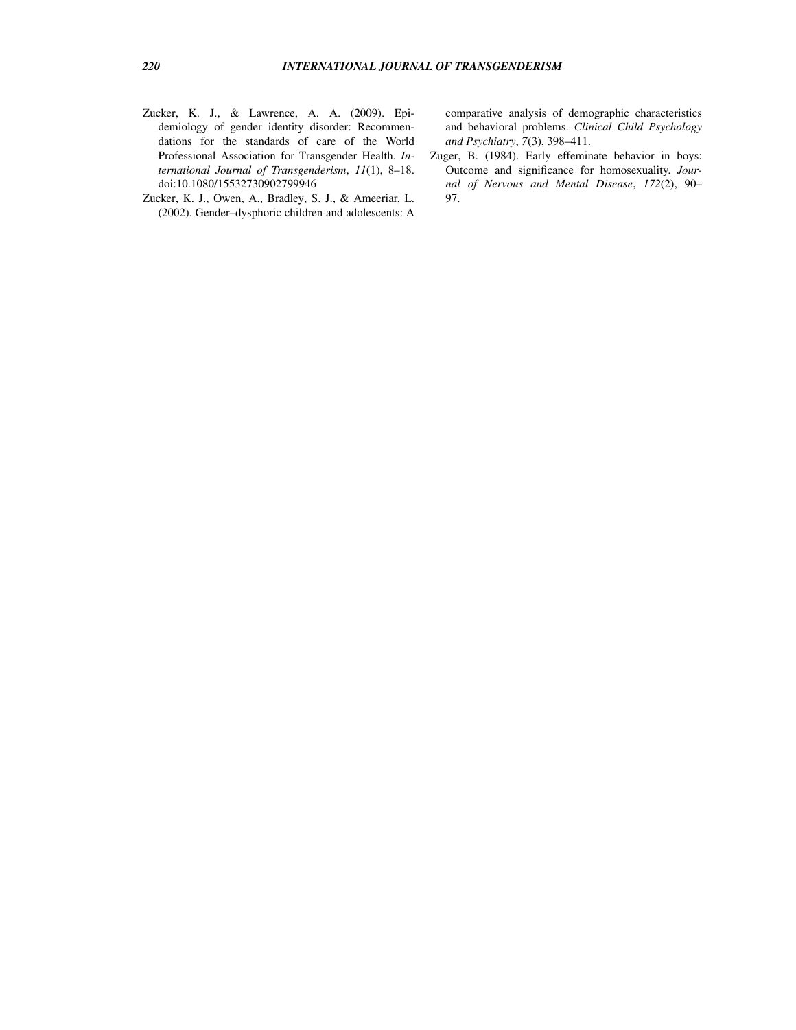Zucker, K. J., & Lawrence, A. A. (2009). Epidemiology of gender identity disorder: Recommendations for the standards of care of the World Professional Association for Transgender Health. *International Journal of Transgenderism*, *11*(1), 8–18. doi:10.1080/15532730902799946

Zucker, K. J., Owen, A., Bradley, S. J., & Ameeriar, L. (2002). Gender–dysphoric children and adolescents: A comparative analysis of demographic characteristics and behavioral problems. *Clinical Child Psychology and Psychiatry*, *7*(3), 398–411.

Zuger, B. (1984). Early effeminate behavior in boys: Outcome and significance for homosexuality. *Journal of Nervous and Mental Disease*, *172*(2), 90–97.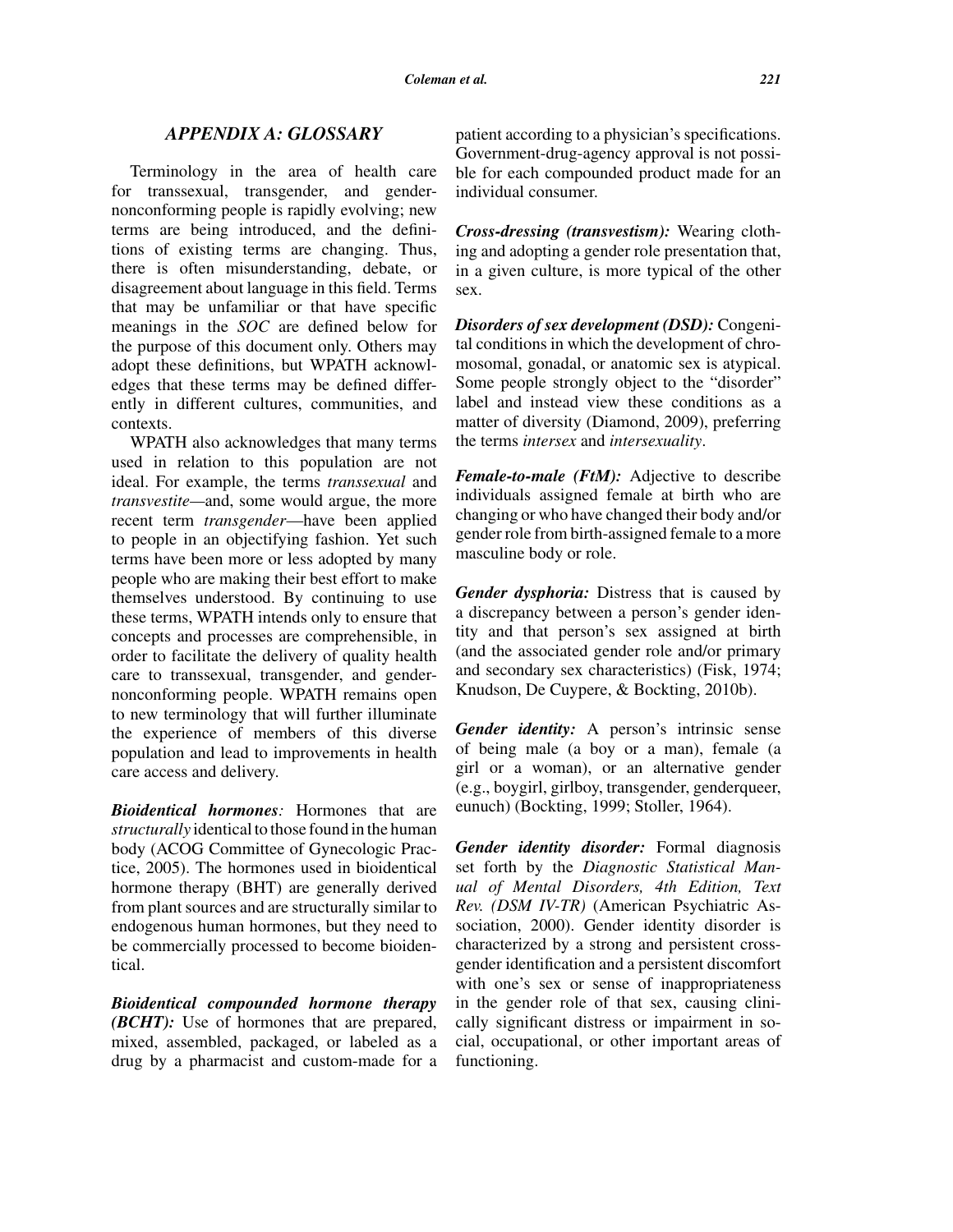## APPENDIX A: GLOSSARY

Terminology in the area of health care for transsexual, transgender, and gender-nonconforming people is rapidly evolving; new terms are being introduced, and the definitions of existing terms are changing. Thus, there is often misunderstanding, debate, or disagreement about language in this field. Terms that may be unfamiliar or that have specific meanings in the *SOC* are defined below for the purpose of this document only. Others may adopt these definitions, but WPATH acknowledges that these terms may be defined differently in different cultures, communities, and contexts.

WPATH also acknowledges that many terms used in relation to this population are not ideal. For example, the terms *transsexual* and *transvestite*—and, some would argue, the more recent term *transgender*—have been applied to people in an objectifying fashion. Yet such terms have been more or less adopted by many people who are making their best effort to make themselves understood. By continuing to use these terms, WPATH intends only to ensure that concepts and processes are comprehensible, in order to facilitate the delivery of quality health care to transsexual, transgender, and gender-nonconforming people. WPATH remains open to new terminology that will further illuminate the experience of members of this diverse population and lead to improvements in health care access and delivery.

***Bioidentical hormones****:* Hormones that are *structurally* identical to those found in the human body (ACOG Committee of Gynecologic Practice, 2005). The hormones used in bioidentical hormone therapy (BHT) are generally derived from plant sources and are structurally similar to endogenous human hormones, but they need to be commercially processed to become bioidentical.

***Bioidentical compounded hormone therapy (BCHT):*** Use of hormones that are prepared, mixed, assembled, packaged, or labeled as a drug by a pharmacist and custom-made for a patient according to a physician's specifications. Government-drug-agency approval is not possible for each compounded product made for an individual consumer.

***Cross-dressing (transvestism):*** Wearing clothing and adopting a gender role presentation that, in a given culture, is more typical of the other sex.

***Disorders of sex development (DSD):*** Congenital conditions in which the development of chromosomal, gonadal, or anatomic sex is atypical. Some people strongly object to the "disorder" label and instead view these conditions as a matter of diversity (Diamond, 2009), preferring the terms *intersex* and *intersexuality*.

***Female-to-male (FtM):*** Adjective to describe individuals assigned female at birth who are changing or who have changed their body and/or gender role from birth-assigned female to a more masculine body or role.

***Gender dysphoria:*** Distress that is caused by a discrepancy between a person's gender identity and that person's sex assigned at birth (and the associated gender role and/or primary and secondary sex characteristics) (Fisk, 1974; Knudson, De Cuypere, & Bockting, 2010b).

***Gender identity:*** A person's intrinsic sense of being male (a boy or a man), female (a girl or a woman), or an alternative gender (e.g., boygirl, girlboy, transgender, genderqueer, eunuch) (Bockting, 1999; Stoller, 1964).

***Gender identity disorder:*** Formal diagnosis set forth by the *Diagnostic Statistical Manual of Mental Disorders, 4th Edition, Text Rev. (DSM IV-TR)* (American Psychiatric Association, 2000). Gender identity disorder is characterized by a strong and persistent cross-gender identification and a persistent discomfort with one's sex or sense of inappropriateness in the gender role of that sex, causing clinically significant distress or impairment in social, occupational, or other important areas of functioning.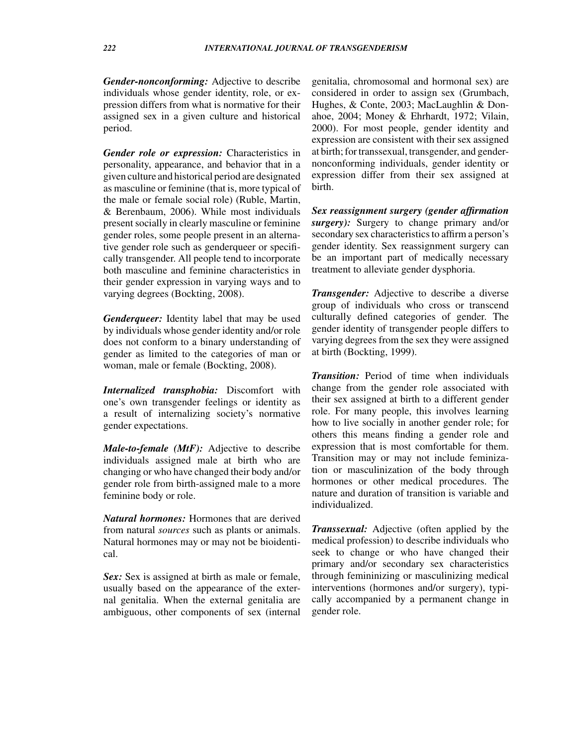***Gender-nonconforming:*** Adjective to describe individuals whose gender identity, role, or expression differs from what is normative for their assigned sex in a given culture and historical period.

***Gender role or expression:*** Characteristics in personality, appearance, and behavior that in a given culture and historical period are designated as masculine or feminine (that is, more typical of the male or female social role) (Ruble, Martin, & Berenbaum, 2006). While most individuals present socially in clearly masculine or feminine gender roles, some people present in an alternative gender role such as genderqueer or specifically transgender. All people tend to incorporate both masculine and feminine characteristics in their gender expression in varying ways and to varying degrees (Bockting, 2008).

***Genderqueer:*** Identity label that may be used by individuals whose gender identity and/or role does not conform to a binary understanding of gender as limited to the categories of man or woman, male or female (Bockting, 2008).

***Internalized transphobia:*** Discomfort with one's own transgender feelings or identity as a result of internalizing society's normative gender expectations.

***Male-to-female (MtF):*** Adjective to describe individuals assigned male at birth who are changing or who have changed their body and/or gender role from birth-assigned male to a more feminine body or role.

***Natural hormones:*** Hormones that are derived from natural *sources* such as plants or animals. Natural hormones may or may not be bioidentical.

***Sex:*** Sex is assigned at birth as male or female, usually based on the appearance of the external genitalia. When the external genitalia are ambiguous, other components of sex (internal genitalia, chromosomal and hormonal sex) are considered in order to assign sex (Grumbach, Hughes, & Conte, 2003; MacLaughlin & Donahoe, 2004; Money & Ehrhardt, 1972; Vilain, 2000). For most people, gender identity and expression are consistent with their sex assigned at birth; for transsexual, transgender, and gender-nonconforming individuals, gender identity or expression differ from their sex assigned at birth.

***Sex reassignment surgery (gender affirmation surgery):*** Surgery to change primary and/or secondary sex characteristics to affirm a person's gender identity. Sex reassignment surgery can be an important part of medically necessary treatment to alleviate gender dysphoria.

***Transgender:*** Adjective to describe a diverse group of individuals who cross or transcend culturally defined categories of gender. The gender identity of transgender people differs to varying degrees from the sex they were assigned at birth (Bockting, 1999).

***Transition:*** Period of time when individuals change from the gender role associated with their sex assigned at birth to a different gender role. For many people, this involves learning how to live socially in another gender role; for others this means finding a gender role and expression that is most comfortable for them. Transition may or may not include feminization or masculinization of the body through hormones or other medical procedures. The nature and duration of transition is variable and individualized.

***Transsexual:*** Adjective (often applied by the medical profession) to describe individuals who seek to change or who have changed their primary and/or secondary sex characteristics through femininizing or masculinizing medical interventions (hormones and/or surgery), typically accompanied by a permanent change in gender role.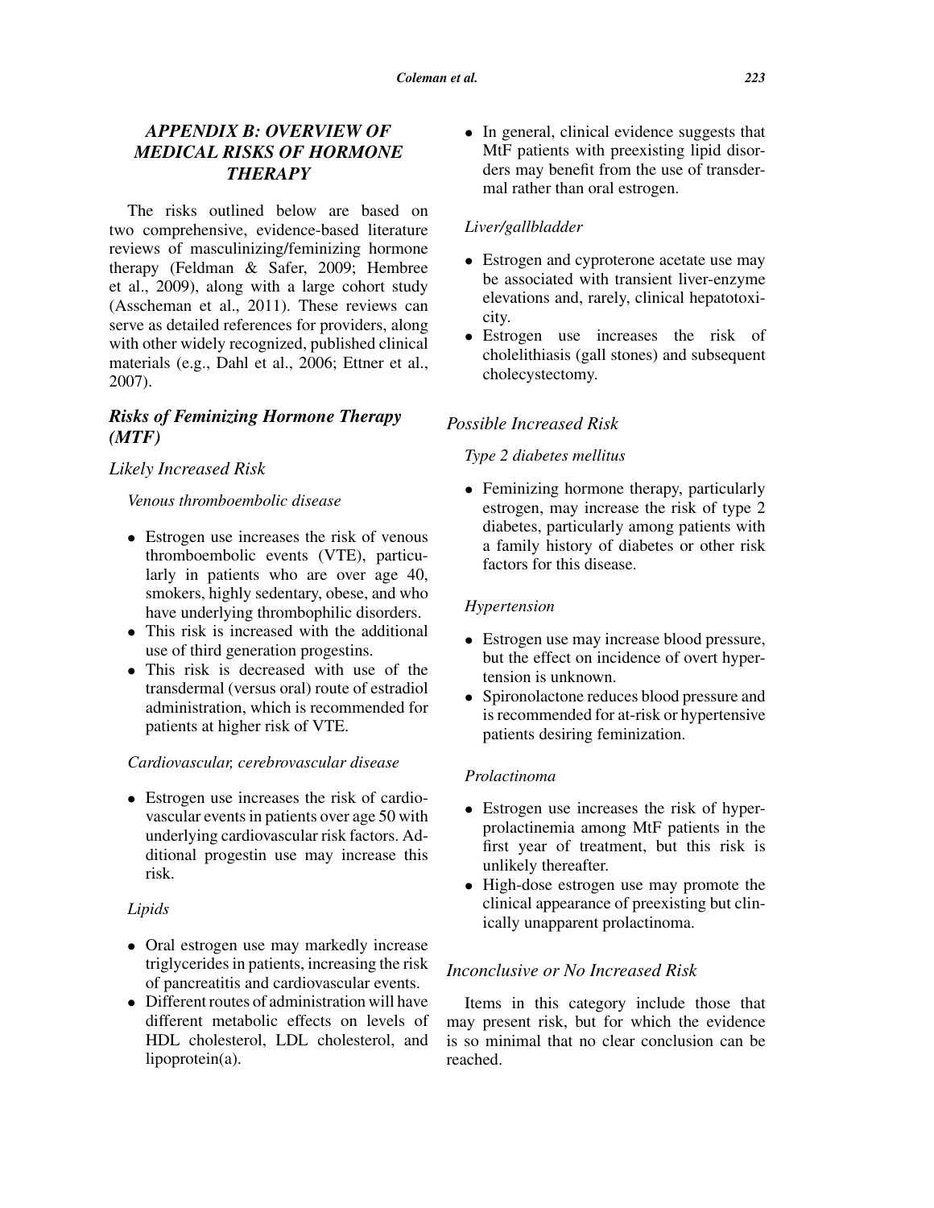## *APPENDIX B: OVERVIEW OF MEDICAL RISKS OF HORMONE THERAPY*

The risks outlined below are based on two comprehensive, evidence-based literature reviews of masculinizing/feminizing hormone therapy (Feldman & Safer, 2009; Hembree et al., 2009), along with a large cohort study (Asscheman et al., 2011). These reviews can serve as detailed references for providers, along with other widely recognized, published clinical materials (e.g., Dahl et al., 2006; Ettner et al., 2007).

### *Risks of Feminizing Hormone Therapy (MTF)*

#### *Likely Increased Risk*

##### *Venous thromboembolic disease*

- Estrogen use increases the risk of venous thromboembolic events (VTE), particularly in patients who are over age 40, smokers, highly sedentary, obese, and who have underlying thrombophilic disorders.
- This risk is increased with the additional use of third generation progestins.
- This risk is decreased with use of the transdermal (versus oral) route of estradiol administration, which is recommended for patients at higher risk of VTE.

##### *Cardiovascular, cerebrovascular disease*

- Estrogen use increases the risk of cardiovascular events in patients over age 50 with underlying cardiovascular risk factors. Additional progestin use may increase this risk.

##### *Lipids*

- Oral estrogen use may markedly increase triglycerides in patients, increasing the risk of pancreatitis and cardiovascular events.
- Different routes of administration will have different metabolic effects on levels of HDL cholesterol, LDL cholesterol, and lipoprotein(a).
- In general, clinical evidence suggests that MtF patients with preexisting lipid disorders may benefit from the use of transdermal rather than oral estrogen.

##### *Liver/gallbladder*

- Estrogen and cyproterone acetate use may be associated with transient liver-enzyme elevations and, rarely, clinical hepatotoxicity.
- Estrogen use increases the risk of cholelithiasis (gall stones) and subsequent cholecystectomy.

#### *Possible Increased Risk*

##### *Type 2 diabetes mellitus*

- Feminizing hormone therapy, particularly estrogen, may increase the risk of type 2 diabetes, particularly among patients with a family history of diabetes or other risk factors for this disease.

##### *Hypertension*

- Estrogen use may increase blood pressure, but the effect on incidence of overt hypertension is unknown.
- Spironolactone reduces blood pressure and is recommended for at-risk or hypertensive patients desiring feminization.

##### *Prolactinoma*

- Estrogen use increases the risk of hyperprolactinemia among MtF patients in the first year of treatment, but this risk is unlikely thereafter.
- High-dose estrogen use may promote the clinical appearance of preexisting but clinically unapparent prolactinoma.

#### *Inconclusive or No Increased Risk*

Items in this category include those that may present risk, but for which the evidence is so minimal that no clear conclusion can be reached.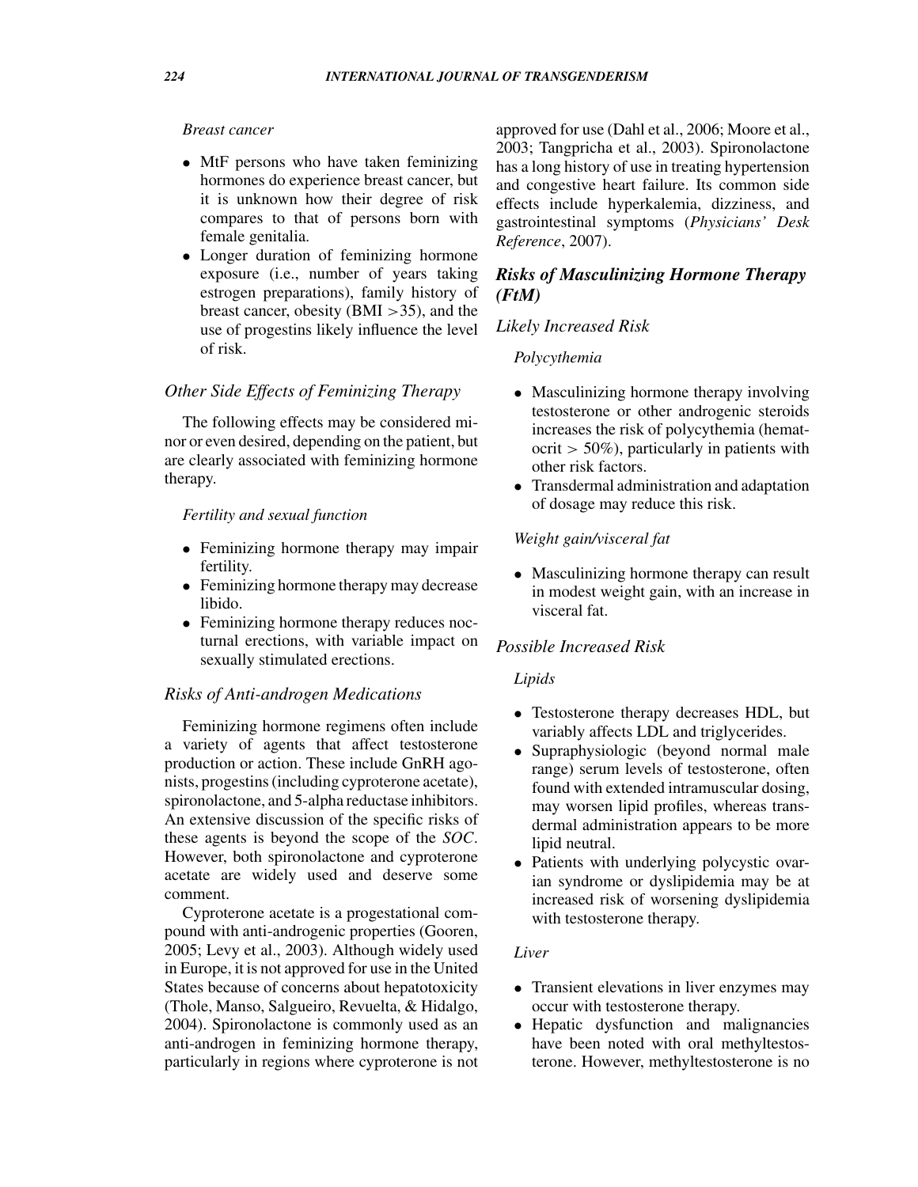*Breast cancer*

- MtF persons who have taken feminizing hormones do experience breast cancer, but it is unknown how their degree of risk compares to that of persons born with female genitalia.
- Longer duration of feminizing hormone exposure (i.e., number of years taking estrogen preparations), family history of breast cancer, obesity (BMI >35), and the use of progestins likely influence the level of risk.

### *Other Side Effects of Feminizing Therapy*

The following effects may be considered minor or even desired, depending on the patient, but are clearly associated with feminizing hormone therapy.

*Fertility and sexual function*

- Feminizing hormone therapy may impair fertility.
- Feminizing hormone therapy may decrease libido.
- Feminizing hormone therapy reduces nocturnal erections, with variable impact on sexually stimulated erections.

### *Risks of Anti-androgen Medications*

Feminizing hormone regimens often include a variety of agents that affect testosterone production or action. These include GnRH agonists, progestins (including cyproterone acetate), spironolactone, and 5-alpha reductase inhibitors. An extensive discussion of the specific risks of these agents is beyond the scope of the *SOC*. However, both spironolactone and cyproterone acetate are widely used and deserve some comment.

Cyproterone acetate is a progestational compound with anti-androgenic properties (Gooren, 2005; Levy et al., 2003). Although widely used in Europe, it is not approved for use in the United States because of concerns about hepatotoxicity (Thole, Manso, Salgueiro, Revuelta, & Hidalgo, 2004). Spironolactone is commonly used as an anti-androgen in feminizing hormone therapy, particularly in regions where cyproterone is not approved for use (Dahl et al., 2006; Moore et al., 2003; Tangpricha et al., 2003). Spironolactone has a long history of use in treating hypertension and congestive heart failure. Its common side effects include hyperkalemia, dizziness, and gastrointestinal symptoms (*Physicians' Desk Reference*, 2007).

## *Risks of Masculinizing Hormone Therapy (FtM)*

### *Likely Increased Risk*

*Polycythemia*

- Masculinizing hormone therapy involving testosterone or other androgenic steroids increases the risk of polycythemia (hematocrit > 50%), particularly in patients with other risk factors.
- Transdermal administration and adaptation of dosage may reduce this risk.

*Weight gain/visceral fat*

- Masculinizing hormone therapy can result in modest weight gain, with an increase in visceral fat.

### *Possible Increased Risk*

*Lipids*

- Testosterone therapy decreases HDL, but variably affects LDL and triglycerides.
- Supraphysiologic (beyond normal male range) serum levels of testosterone, often found with extended intramuscular dosing, may worsen lipid profiles, whereas transdermal administration appears to be more lipid neutral.
- Patients with underlying polycystic ovarian syndrome or dyslipidemia may be at increased risk of worsening dyslipidemia with testosterone therapy.

*Liver*

- Transient elevations in liver enzymes may occur with testosterone therapy.
- Hepatic dysfunction and malignancies have been noted with oral methyltestosterone. However, methyltestosterone is no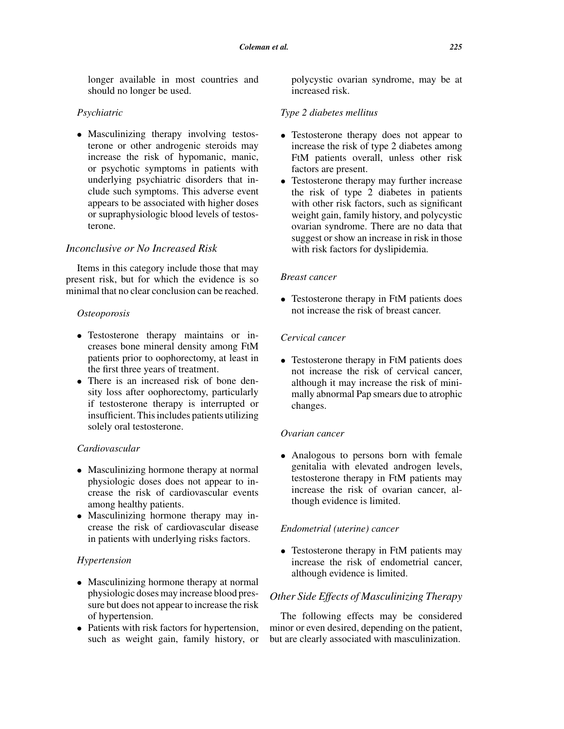longer available in most countries and should no longer be used.

*Psychiatric*

- Masculinizing therapy involving testosterone or other androgenic steroids may increase the risk of hypomanic, manic, or psychotic symptoms in patients with underlying psychiatric disorders that include such symptoms. This adverse event appears to be associated with higher doses or supraphysiologic blood levels of testosterone.

### *Inconclusive or No Increased Risk*

Items in this category include those that may present risk, but for which the evidence is so minimal that no clear conclusion can be reached.

*Osteoporosis*

- Testosterone therapy maintains or increases bone mineral density among FtM patients prior to oophorectomy, at least in the first three years of treatment.
- There is an increased risk of bone density loss after oophorectomy, particularly if testosterone therapy is interrupted or insufficient. This includes patients utilizing solely oral testosterone.

*Cardiovascular*

- Masculinizing hormone therapy at normal physiologic doses does not appear to increase the risk of cardiovascular events among healthy patients.
- Masculinizing hormone therapy may increase the risk of cardiovascular disease in patients with underlying risks factors.

*Hypertension*

- Masculinizing hormone therapy at normal physiologic doses may increase blood pressure but does not appear to increase the risk of hypertension.
- Patients with risk factors for hypertension, such as weight gain, family history, or polycystic ovarian syndrome, may be at increased risk.

*Type 2 diabetes mellitus*

- Testosterone therapy does not appear to increase the risk of type 2 diabetes among FtM patients overall, unless other risk factors are present.
- Testosterone therapy may further increase the risk of type 2 diabetes in patients with other risk factors, such as significant weight gain, family history, and polycystic ovarian syndrome. There are no data that suggest or show an increase in risk in those with risk factors for dyslipidemia.

*Breast cancer*

- Testosterone therapy in FtM patients does not increase the risk of breast cancer.

*Cervical cancer*

- Testosterone therapy in FtM patients does not increase the risk of cervical cancer, although it may increase the risk of minimally abnormal Pap smears due to atrophic changes.

*Ovarian cancer*

- Analogous to persons born with female genitalia with elevated androgen levels, testosterone therapy in FtM patients may increase the risk of ovarian cancer, although evidence is limited.

*Endometrial (uterine) cancer*

- Testosterone therapy in FtM patients may increase the risk of endometrial cancer, although evidence is limited.

### *Other Side Effects of Masculinizing Therapy*

The following effects may be considered minor or even desired, depending on the patient, but are clearly associated with masculinization.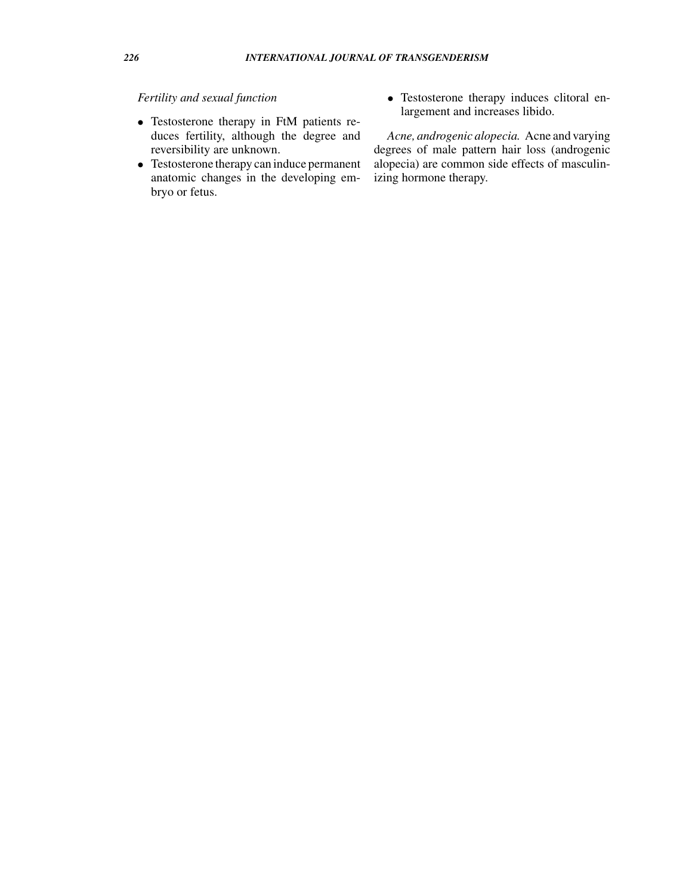*Fertility and sexual function*

- Testosterone therapy in FtM patients reduces fertility, although the degree and reversibility are unknown.
- Testosterone therapy can induce permanent anatomic changes in the developing embryo or fetus.
- Testosterone therapy induces clitoral enlargement and increases libido.

*Acne, androgenic alopecia.* Acne and varying degrees of male pattern hair loss (androgenic alopecia) are common side effects of masculinizing hormone therapy.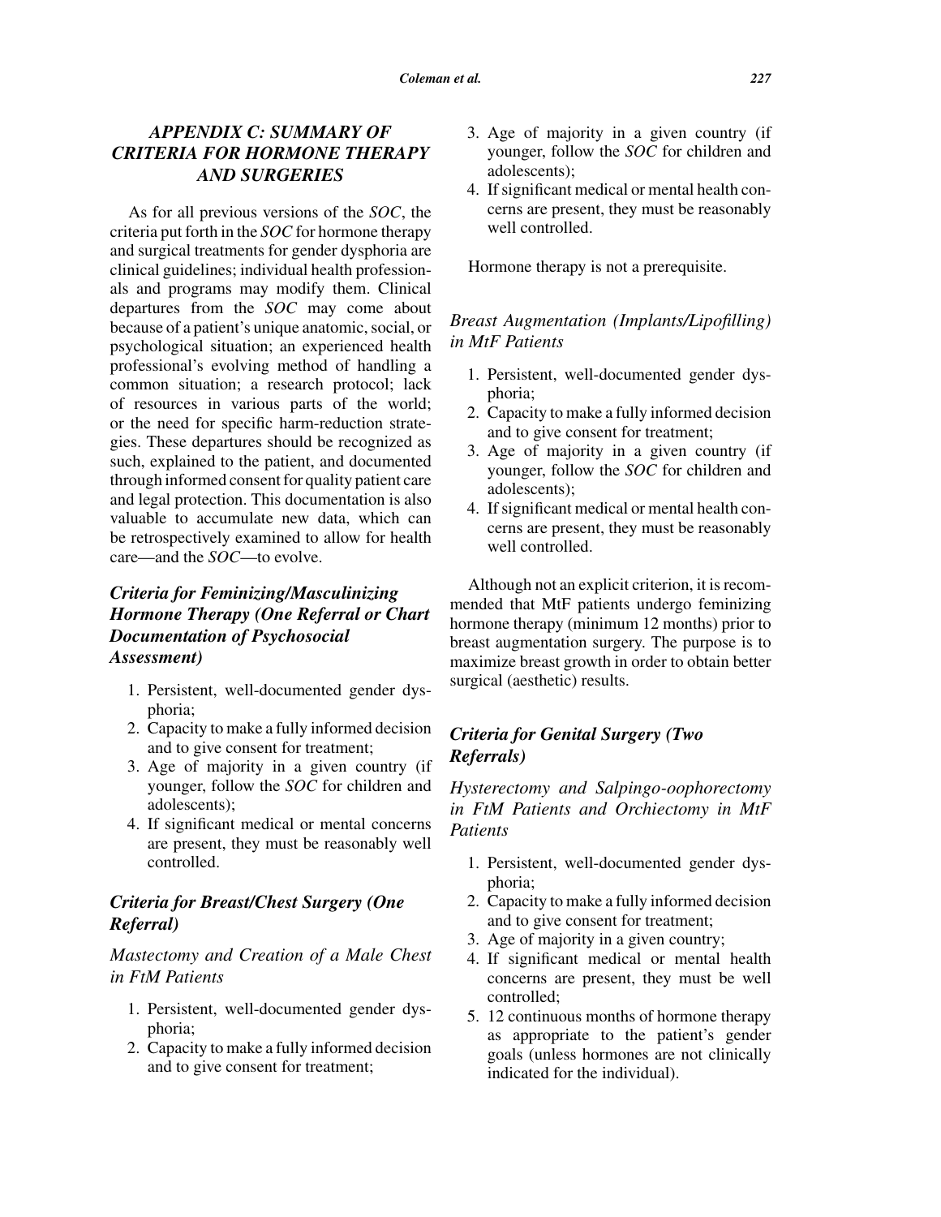## *APPENDIX C: SUMMARY OF CRITERIA FOR HORMONE THERAPY AND SURGERIES*

As for all previous versions of the *SOC*, the criteria put forth in the *SOC* for hormone therapy and surgical treatments for gender dysphoria are clinical guidelines; individual health professionals and programs may modify them. Clinical departures from the *SOC* may come about because of a patient's unique anatomic, social, or psychological situation; an experienced health professional's evolving method of handling a common situation; a research protocol; lack of resources in various parts of the world; or the need for specific harm-reduction strategies. These departures should be recognized as such, explained to the patient, and documented through informed consent for quality patient care and legal protection. This documentation is also valuable to accumulate new data, which can be retrospectively examined to allow for health care—and the *SOC*—to evolve.

### *Criteria for Feminizing/Masculinizing Hormone Therapy (One Referral or Chart Documentation of Psychosocial Assessment)*

1. Persistent, well-documented gender dysphoria;
2. Capacity to make a fully informed decision and to give consent for treatment;
3. Age of majority in a given country (if younger, follow the *SOC* for children and adolescents);
4. If significant medical or mental concerns are present, they must be reasonably well controlled.

### *Criteria for Breast/Chest Surgery (One Referral)*

#### *Mastectomy and Creation of a Male Chest in FtM Patients*

1. Persistent, well-documented gender dysphoria;
2. Capacity to make a fully informed decision and to give consent for treatment;
3. Age of majority in a given country (if younger, follow the *SOC* for children and adolescents);
4. If significant medical or mental health concerns are present, they must be reasonably well controlled.

Hormone therapy is not a prerequisite.

#### *Breast Augmentation (Implants/Lipofilling) in MtF Patients*

1. Persistent, well-documented gender dysphoria;
2. Capacity to make a fully informed decision and to give consent for treatment;
3. Age of majority in a given country (if younger, follow the *SOC* for children and adolescents);
4. If significant medical or mental health concerns are present, they must be reasonably well controlled.

Although not an explicit criterion, it is recommended that MtF patients undergo feminizing hormone therapy (minimum 12 months) prior to breast augmentation surgery. The purpose is to maximize breast growth in order to obtain better surgical (aesthetic) results.

### *Criteria for Genital Surgery (Two Referrals)*

#### *Hysterectomy and Salpingo-oophorectomy in FtM Patients and Orchiectomy in MtF Patients*

1. Persistent, well-documented gender dysphoria;
2. Capacity to make a fully informed decision and to give consent for treatment;
3. Age of majority in a given country;
4. If significant medical or mental health concerns are present, they must be well controlled;
5. 12 continuous months of hormone therapy as appropriate to the patient's gender goals (unless hormones are not clinically indicated for the individual).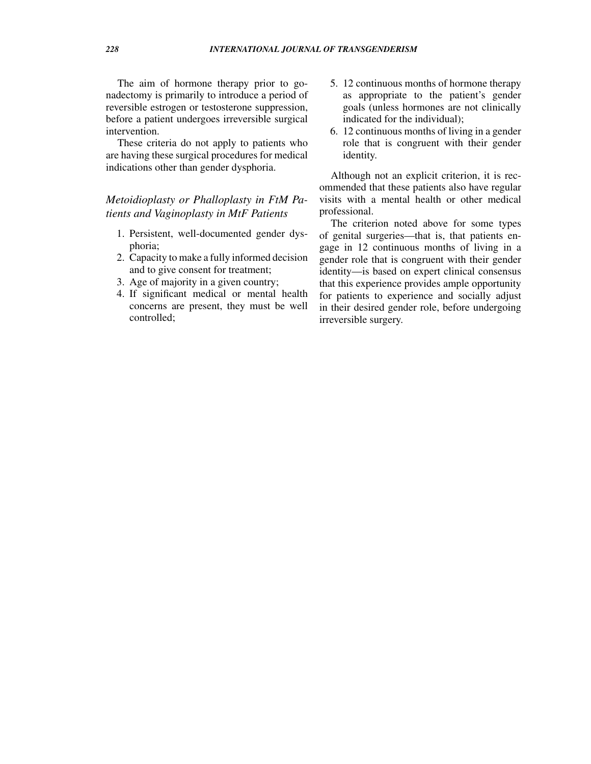The aim of hormone therapy prior to gonadectomy is primarily to introduce a period of reversible estrogen or testosterone suppression, before a patient undergoes irreversible surgical intervention.

These criteria do not apply to patients who are having these surgical procedures for medical indications other than gender dysphoria.

### *Metoidioplasty or Phalloplasty in FtM Patients and Vaginoplasty in MtF Patients*

1. Persistent, well-documented gender dysphoria;
2. Capacity to make a fully informed decision and to give consent for treatment;
3. Age of majority in a given country;
4. If significant medical or mental health concerns are present, they must be well controlled;
5. 12 continuous months of hormone therapy as appropriate to the patient's gender goals (unless hormones are not clinically indicated for the individual);
6. 12 continuous months of living in a gender role that is congruent with their gender identity.

Although not an explicit criterion, it is recommended that these patients also have regular visits with a mental health or other medical professional.

The criterion noted above for some types of genital surgeries—that is, that patients engage in 12 continuous months of living in a gender role that is congruent with their gender identity—is based on expert clinical consensus that this experience provides ample opportunity for patients to experience and socially adjust in their desired gender role, before undergoing irreversible surgery.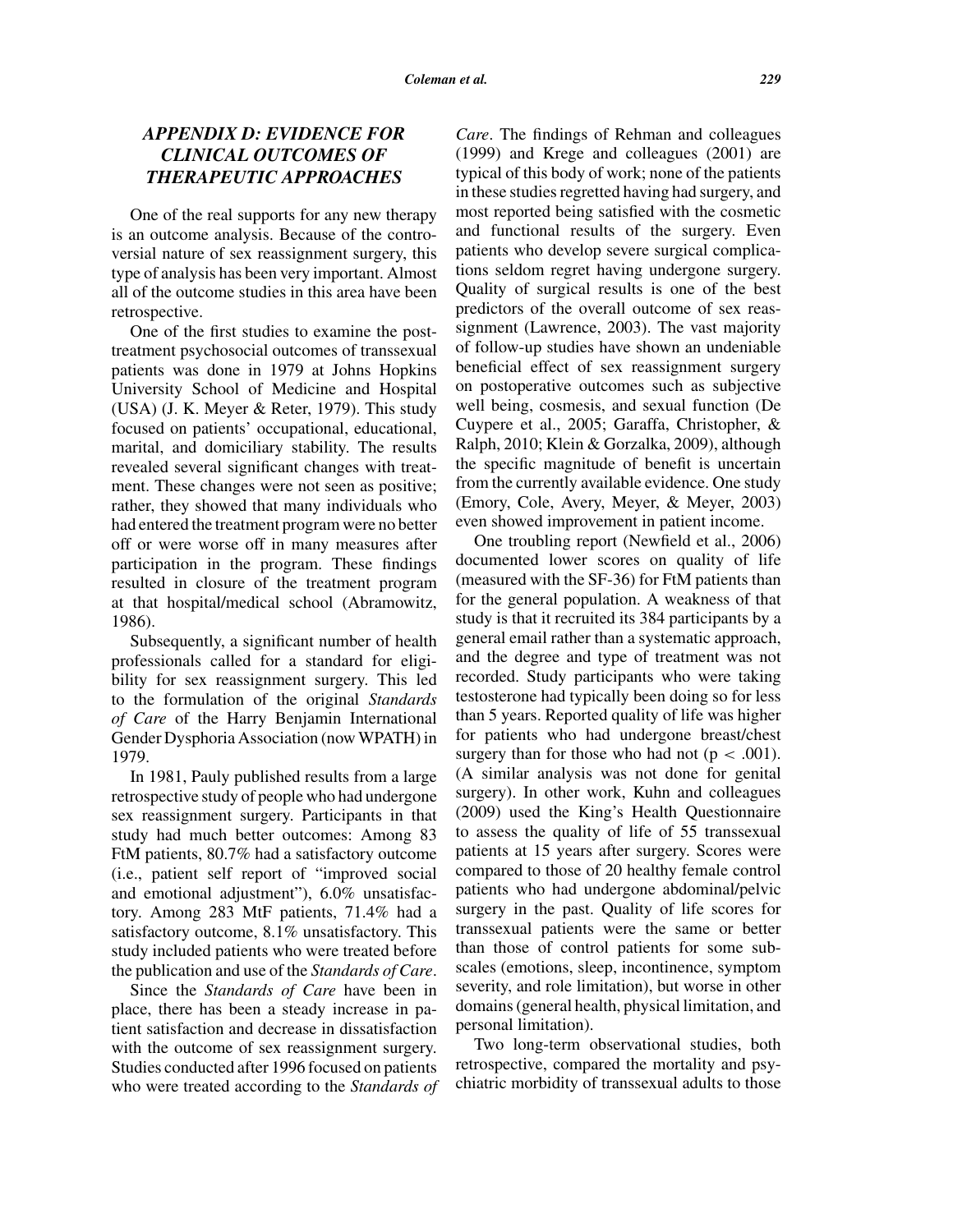## APPENDIX D: EVIDENCE FOR CLINICAL OUTCOMES OF THERAPEUTIC APPROACHES

One of the real supports for any new therapy is an outcome analysis. Because of the controversial nature of sex reassignment surgery, this type of analysis has been very important. Almost all of the outcome studies in this area have been retrospective.

One of the first studies to examine the post-treatment psychosocial outcomes of transsexual patients was done in 1979 at Johns Hopkins University School of Medicine and Hospital (USA) (J. K. Meyer & Reter, 1979). This study focused on patients' occupational, educational, marital, and domiciliary stability. The results revealed several significant changes with treatment. These changes were not seen as positive; rather, they showed that many individuals who had entered the treatment program were no better off or were worse off in many measures after participation in the program. These findings resulted in closure of the treatment program at that hospital/medical school (Abramowitz, 1986).

Subsequently, a significant number of health professionals called for a standard for eligibility for sex reassignment surgery. This led to the formulation of the original *Standards of Care* of the Harry Benjamin International Gender Dysphoria Association (now WPATH) in 1979.

In 1981, Pauly published results from a large retrospective study of people who had undergone sex reassignment surgery. Participants in that study had much better outcomes: Among 83 FtM patients, 80.7% had a satisfactory outcome (i.e., patient self report of "improved social and emotional adjustment"), 6.0% unsatisfactory. Among 283 MtF patients, 71.4% had a satisfactory outcome, 8.1% unsatisfactory. This study included patients who were treated before the publication and use of the *Standards of Care*.

Since the *Standards of Care* have been in place, there has been a steady increase in patient satisfaction and decrease in dissatisfaction with the outcome of sex reassignment surgery. Studies conducted after 1996 focused on patients who were treated according to the *Standards of Care*. The findings of Rehman and colleagues (1999) and Krege and colleagues (2001) are typical of this body of work; none of the patients in these studies regretted having had surgery, and most reported being satisfied with the cosmetic and functional results of the surgery. Even patients who develop severe surgical complications seldom regret having undergone surgery. Quality of surgical results is one of the best predictors of the overall outcome of sex reassignment (Lawrence, 2003). The vast majority of follow-up studies have shown an undeniable beneficial effect of sex reassignment surgery on postoperative outcomes such as subjective well being, cosmesis, and sexual function (De Cuypere et al., 2005; Garaffa, Christopher, & Ralph, 2010; Klein & Gorzalka, 2009), although the specific magnitude of benefit is uncertain from the currently available evidence. One study (Emory, Cole, Avery, Meyer, & Meyer, 2003) even showed improvement in patient income.

One troubling report (Newfield et al., 2006) documented lower scores on quality of life (measured with the SF-36) for FtM patients than for the general population. A weakness of that study is that it recruited its 384 participants by a general email rather than a systematic approach, and the degree and type of treatment was not recorded. Study participants who were taking testosterone had typically been doing so for less than 5 years. Reported quality of life was higher for patients who had undergone breast/chest surgery than for those who had not ($p < .001$). (A similar analysis was not done for genital surgery). In other work, Kuhn and colleagues (2009) used the King's Health Questionnaire to assess the quality of life of 55 transsexual patients at 15 years after surgery. Scores were compared to those of 20 healthy female control patients who had undergone abdominal/pelvic surgery in the past. Quality of life scores for transsexual patients were the same or better than those of control patients for some subscales (emotions, sleep, incontinence, symptom severity, and role limitation), but worse in other domains (general health, physical limitation, and personal limitation).

Two long-term observational studies, both retrospective, compared the mortality and psychiatric morbidity of transsexual adults to those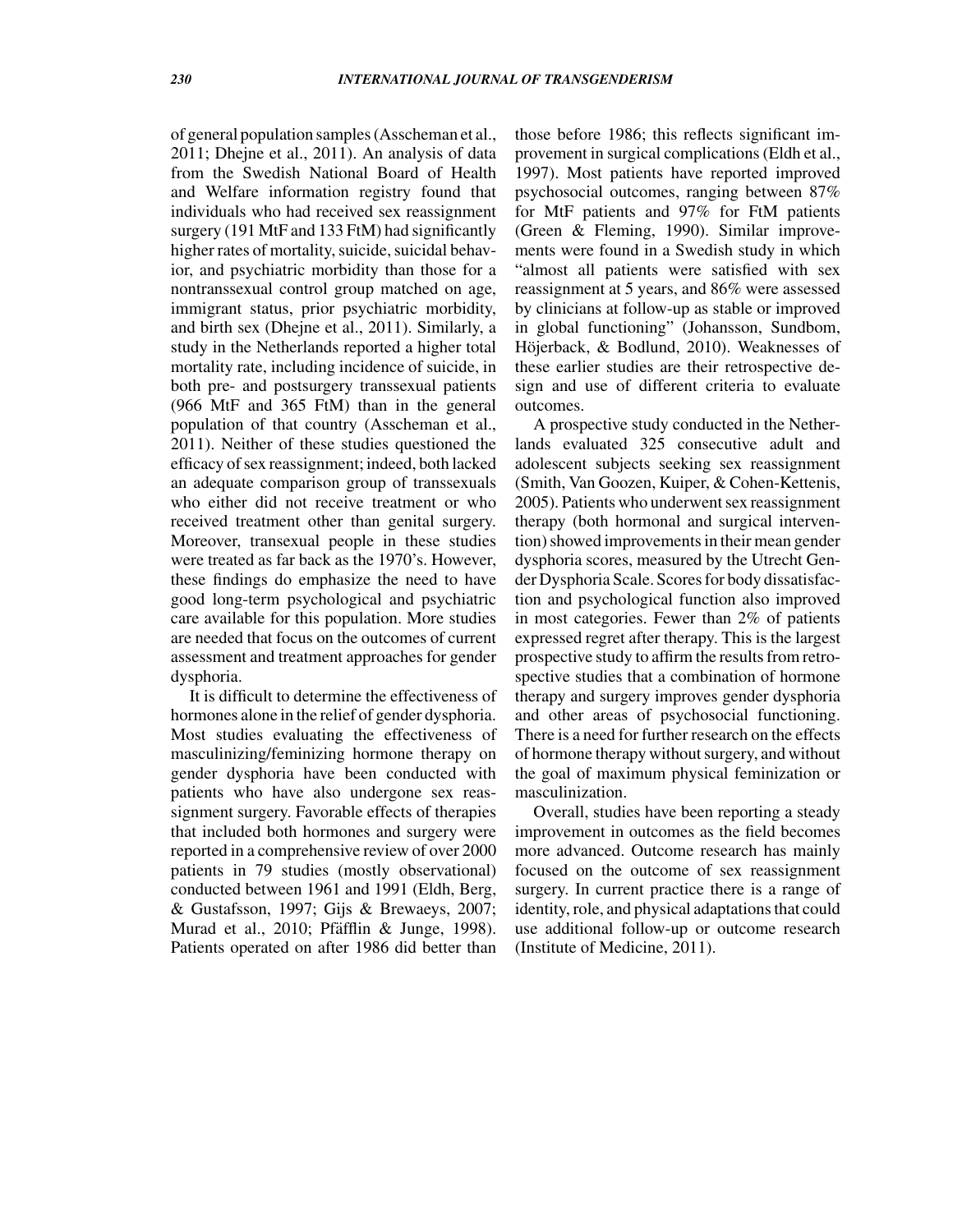of general population samples (Asscheman et al., 2011; Dhejne et al., 2011). An analysis of data from the Swedish National Board of Health and Welfare information registry found that individuals who had received sex reassignment surgery (191 MtF and 133 FtM) had significantly higher rates of mortality, suicide, suicidal behavior, and psychiatric morbidity than those for a nontranssexual control group matched on age, immigrant status, prior psychiatric morbidity, and birth sex (Dhejne et al., 2011). Similarly, a study in the Netherlands reported a higher total mortality rate, including incidence of suicide, in both pre- and postsurgery transsexual patients (966 MtF and 365 FtM) than in the general population of that country (Asscheman et al., 2011). Neither of these studies questioned the efficacy of sex reassignment; indeed, both lacked an adequate comparison group of transsexuals who either did not receive treatment or who received treatment other than genital surgery. Moreover, transexual people in these studies were treated as far back as the 1970's. However, these findings do emphasize the need to have good long-term psychological and psychiatric care available for this population. More studies are needed that focus on the outcomes of current assessment and treatment approaches for gender dysphoria.

It is difficult to determine the effectiveness of hormones alone in the relief of gender dysphoria. Most studies evaluating the effectiveness of masculinizing/feminizing hormone therapy on gender dysphoria have been conducted with patients who have also undergone sex reassignment surgery. Favorable effects of therapies that included both hormones and surgery were reported in a comprehensive review of over 2000 patients in 79 studies (mostly observational) conducted between 1961 and 1991 (Eldh, Berg, & Gustafsson, 1997; Gijs & Brewaeys, 2007; Murad et al., 2010; Pfäfflin & Junge, 1998). Patients operated on after 1986 did better than those before 1986; this reflects significant improvement in surgical complications (Eldh et al., 1997). Most patients have reported improved psychosocial outcomes, ranging between 87% for MtF patients and 97% for FtM patients (Green & Fleming, 1990). Similar improvements were found in a Swedish study in which "almost all patients were satisfied with sex reassignment at 5 years, and 86% were assessed by clinicians at follow-up as stable or improved in global functioning" (Johansson, Sundbom, Höjerback, & Bodlund, 2010). Weaknesses of these earlier studies are their retrospective design and use of different criteria to evaluate outcomes.

A prospective study conducted in the Netherlands evaluated 325 consecutive adult and adolescent subjects seeking sex reassignment (Smith, Van Goozen, Kuiper, & Cohen-Kettenis, 2005). Patients who underwent sex reassignment therapy (both hormonal and surgical intervention) showed improvements in their mean gender dysphoria scores, measured by the Utrecht Gender Dysphoria Scale. Scores for body dissatisfaction and psychological function also improved in most categories. Fewer than 2% of patients expressed regret after therapy. This is the largest prospective study to affirm the results from retrospective studies that a combination of hormone therapy and surgery improves gender dysphoria and other areas of psychosocial functioning. There is a need for further research on the effects of hormone therapy without surgery, and without the goal of maximum physical feminization or masculinization.

Overall, studies have been reporting a steady improvement in outcomes as the field becomes more advanced. Outcome research has mainly focused on the outcome of sex reassignment surgery. In current practice there is a range of identity, role, and physical adaptations that could use additional follow-up or outcome research (Institute of Medicine, 2011).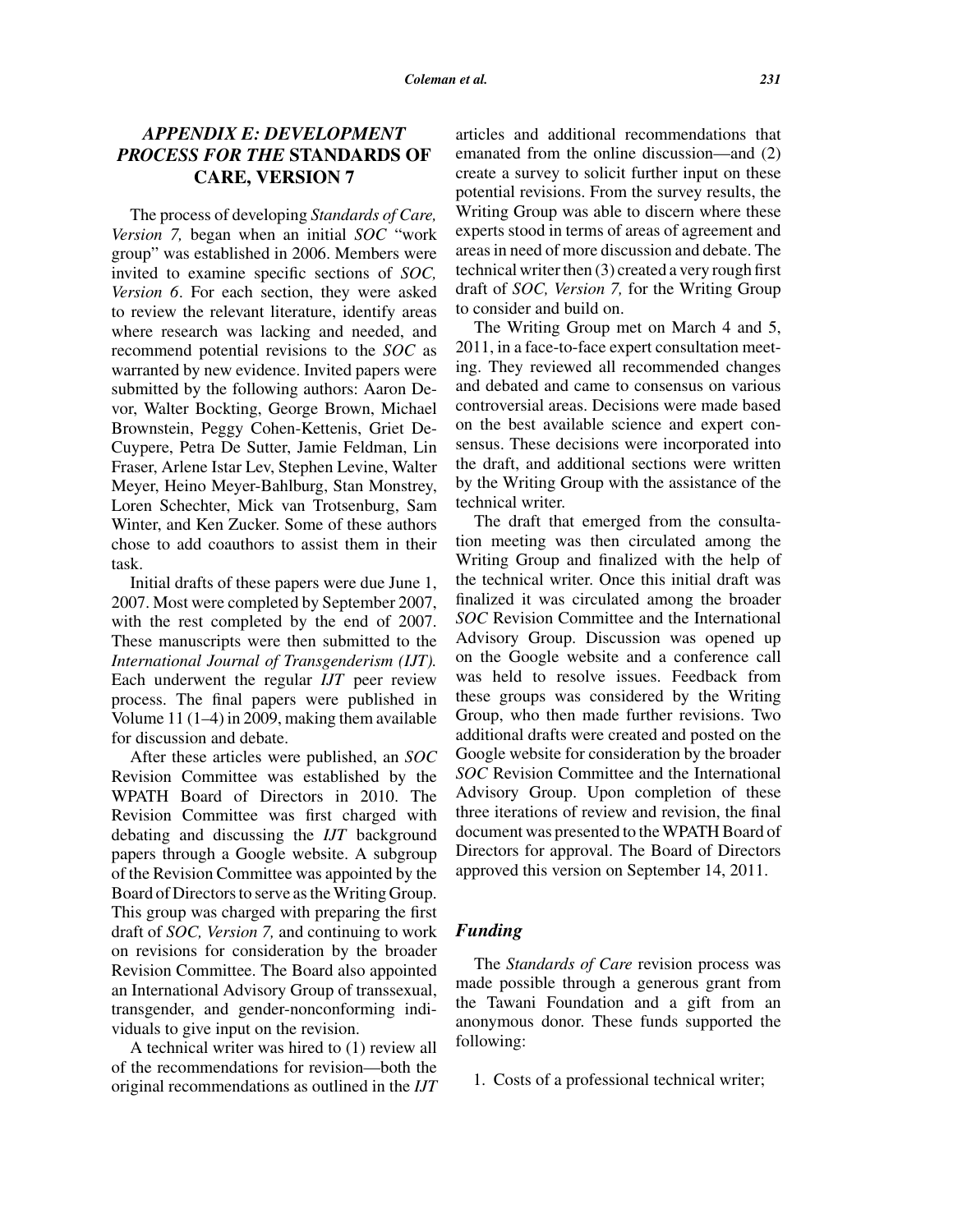## *APPENDIX E: DEVELOPMENT PROCESS FOR THE* STANDARDS OF CARE, VERSION 7

The process of developing *Standards of Care, Version 7,* began when an initial *SOC* "work group" was established in 2006. Members were invited to examine specific sections of *SOC, Version 6*. For each section, they were asked to review the relevant literature, identify areas where research was lacking and needed, and recommend potential revisions to the *SOC* as warranted by new evidence. Invited papers were submitted by the following authors: Aaron Devor, Walter Bockting, George Brown, Michael Brownstein, Peggy Cohen-Kettenis, Griet DeCuypere, Petra De Sutter, Jamie Feldman, Lin Fraser, Arlene Istar Lev, Stephen Levine, Walter Meyer, Heino Meyer-Bahlburg, Stan Monstrey, Loren Schechter, Mick van Trotsenburg, Sam Winter, and Ken Zucker. Some of these authors chose to add coauthors to assist them in their task.

Initial drafts of these papers were due June 1, 2007. Most were completed by September 2007, with the rest completed by the end of 2007. These manuscripts were then submitted to the *International Journal of Transgenderism (IJT).* Each underwent the regular *IJT* peer review process. The final papers were published in Volume 11 (1–4) in 2009, making them available for discussion and debate.

After these articles were published, an *SOC* Revision Committee was established by the WPATH Board of Directors in 2010. The Revision Committee was first charged with debating and discussing the *IJT* background papers through a Google website. A subgroup of the Revision Committee was appointed by the Board of Directors to serve as the Writing Group. This group was charged with preparing the first draft of *SOC, Version 7,* and continuing to work on revisions for consideration by the broader Revision Committee. The Board also appointed an International Advisory Group of transsexual, transgender, and gender-nonconforming individuals to give input on the revision.

A technical writer was hired to (1) review all of the recommendations for revision—both the original recommendations as outlined in the *IJT* articles and additional recommendations that emanated from the online discussion—and (2) create a survey to solicit further input on these potential revisions. From the survey results, the Writing Group was able to discern where these experts stood in terms of areas of agreement and areas in need of more discussion and debate. The technical writer then (3) created a very rough first draft of *SOC, Version 7,* for the Writing Group to consider and build on.

The Writing Group met on March 4 and 5, 2011, in a face-to-face expert consultation meeting. They reviewed all recommended changes and debated and came to consensus on various controversial areas. Decisions were made based on the best available science and expert consensus. These decisions were incorporated into the draft, and additional sections were written by the Writing Group with the assistance of the technical writer.

The draft that emerged from the consultation meeting was then circulated among the Writing Group and finalized with the help of the technical writer. Once this initial draft was finalized it was circulated among the broader *SOC* Revision Committee and the International Advisory Group. Discussion was opened up on the Google website and a conference call was held to resolve issues. Feedback from these groups was considered by the Writing Group, who then made further revisions. Two additional drafts were created and posted on the Google website for consideration by the broader *SOC* Revision Committee and the International Advisory Group. Upon completion of these three iterations of review and revision, the final document was presented to the WPATH Board of Directors for approval. The Board of Directors approved this version on September 14, 2011.

### *Funding*

The *Standards of Care* revision process was made possible through a generous grant from the Tawani Foundation and a gift from an anonymous donor. These funds supported the following:

1. Costs of a professional technical writer;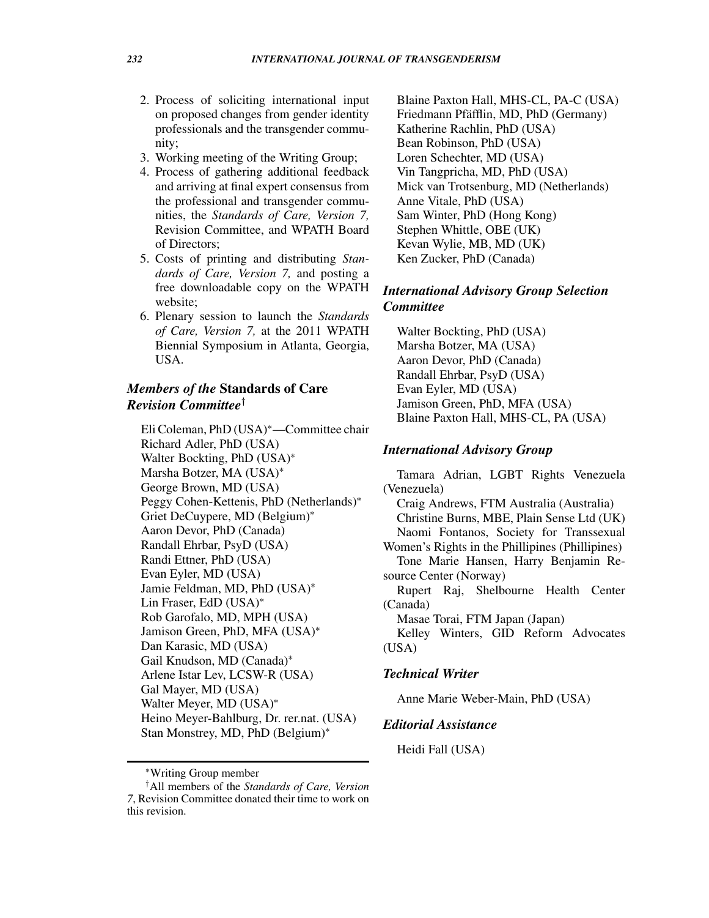2. Process of soliciting international input on proposed changes from gender identity professionals and the transgender community;
3. Working meeting of the Writing Group;
4. Process of gathering additional feedback and arriving at final expert consensus from the professional and transgender communities, the *Standards of Care, Version 7,* Revision Committee, and WPATH Board of Directors;
5. Costs of printing and distributing *Standards of Care, Version 7,* and posting a free downloadable copy on the WPATH website;
6. Plenary session to launch the *Standards of Care, Version 7,* at the 2011 WPATH Biennial Symposium in Atlanta, Georgia, USA.

### *Members of the* Standards of Care *Revision Committee*†

Eli Coleman, PhD (USA)*—Committee chair
Richard Adler, PhD (USA)
Walter Bockting, PhD (USA)*
Marsha Botzer, MA (USA)*
George Brown, MD (USA)
Peggy Cohen-Kettenis, PhD (Netherlands)*
Griet DeCuypere, MD (Belgium)*
Aaron Devor, PhD (Canada)
Randall Ehrbar, PsyD (USA)
Randi Ettner, PhD (USA)
Evan Eyler, MD (USA)
Jamie Feldman, MD, PhD (USA)*
Lin Fraser, EdD (USA)*
Rob Garofalo, MD, MPH (USA)
Jamison Green, PhD, MFA (USA)*
Dan Karasic, MD (USA)
Gail Knudson, MD (Canada)*
Arlene Istar Lev, LCSW-R (USA)
Gal Mayer, MD (USA)
Walter Meyer, MD (USA)*
Heino Meyer-Bahlburg, Dr. rer.nat. (USA)
Stan Monstrey, MD, PhD (Belgium)*
Blaine Paxton Hall, MHS-CL, PA-C (USA)
Friedmann Pfäfflin, MD, PhD (Germany)
Katherine Rachlin, PhD (USA)
Bean Robinson, PhD (USA)
Loren Schechter, MD (USA)
Vin Tangpricha, MD, PhD (USA)
Mick van Trotsenburg, MD (Netherlands)
Anne Vitale, PhD (USA)
Sam Winter, PhD (Hong Kong)
Stephen Whittle, OBE (UK)
Kevan Wylie, MB, MD (UK)
Ken Zucker, PhD (Canada)

### *International Advisory Group Selection Committee*

Walter Bockting, PhD (USA)
Marsha Botzer, MA (USA)
Aaron Devor, PhD (Canada)
Randall Ehrbar, PsyD (USA)
Evan Eyler, MD (USA)
Jamison Green, PhD, MFA (USA)
Blaine Paxton Hall, MHS-CL, PA (USA)

### *International Advisory Group*

Tamara Adrian, LGBT Rights Venezuela (Venezuela)
Craig Andrews, FTM Australia (Australia)
Christine Burns, MBE, Plain Sense Ltd (UK)
Naomi Fontanos, Society for Transsexual Women's Rights in the Phillipines (Phillipines)
Tone Marie Hansen, Harry Benjamin Resource Center (Norway)
Rupert Raj, Shelbourne Health Center (Canada)
Masae Torai, FTM Japan (Japan)
Kelley Winters, GID Reform Advocates (USA)

### *Technical Writer*

Anne Marie Weber-Main, PhD (USA)

### *Editorial Assistance*

Heidi Fall (USA)

*Writing Group member

†All members of the *Standards of Care, Version 7*, Revision Committee donated their time to work on this revision.